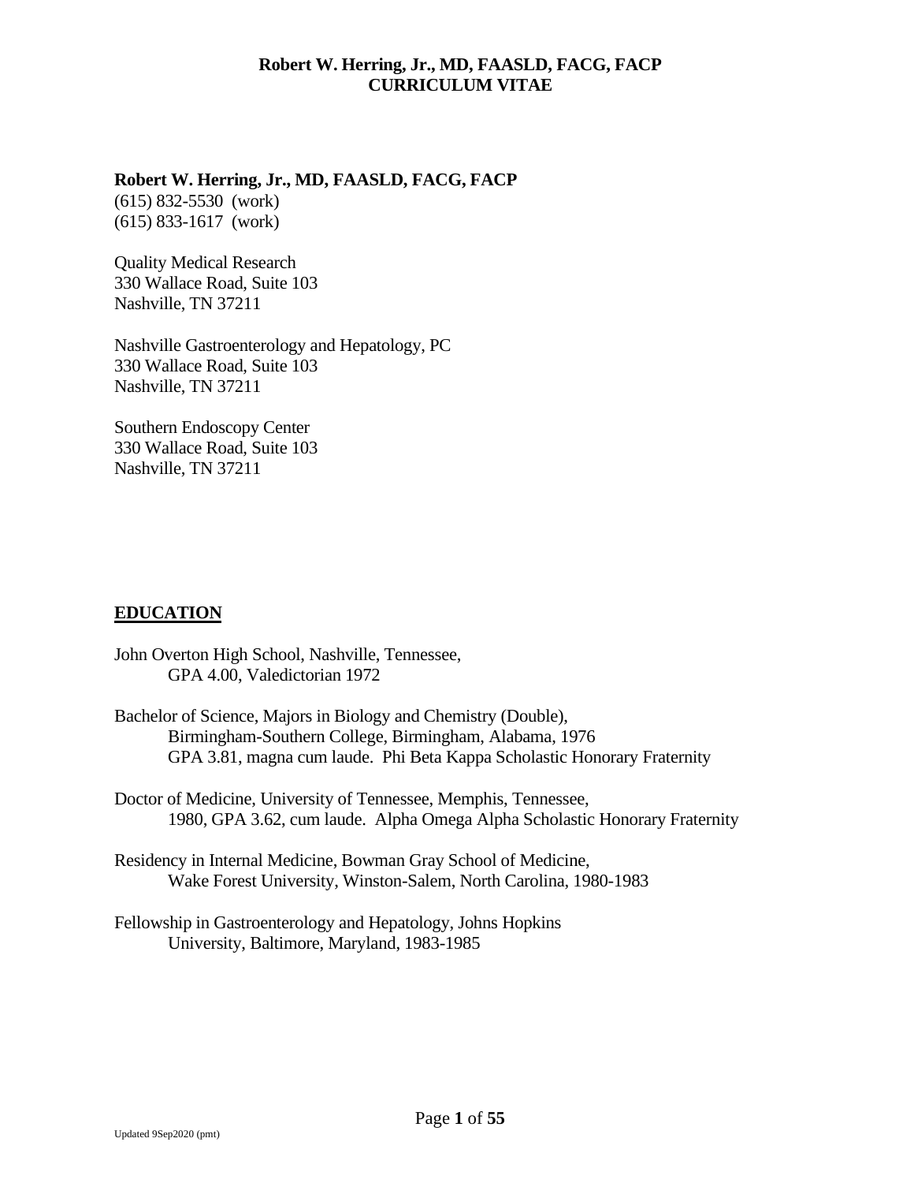# Robert W. Herring, Jr., MD, FAASLD, FACG, FACP
# CURRICULUM VITAE

**Robert W. Herring, Jr., MD, FAASLD, FACG, FACP**
(615) 832-5530 (work)
(615) 833-1617 (work)

Quality Medical Research
330 Wallace Road, Suite 103
Nashville, TN 37211

Nashville Gastroenterology and Hepatology, PC
330 Wallace Road, Suite 103
Nashville, TN 37211

Southern Endoscopy Center
330 Wallace Road, Suite 103
Nashville, TN 37211

## EDUCATION

John Overton High School, Nashville, Tennessee,
GPA 4.00, Valedictorian 1972

Bachelor of Science, Majors in Biology and Chemistry (Double),
Birmingham-Southern College, Birmingham, Alabama, 1976
GPA 3.81, magna cum laude. Phi Beta Kappa Scholastic Honorary Fraternity

Doctor of Medicine, University of Tennessee, Memphis, Tennessee,
1980, GPA 3.62, cum laude. Alpha Omega Alpha Scholastic Honorary Fraternity

Residency in Internal Medicine, Bowman Gray School of Medicine,
Wake Forest University, Winston-Salem, North Carolina, 1980-1983

Fellowship in Gastroenterology and Hepatology, Johns Hopkins
University, Baltimore, Maryland, 1983-1985

Updated 9Sep2020 (pmt)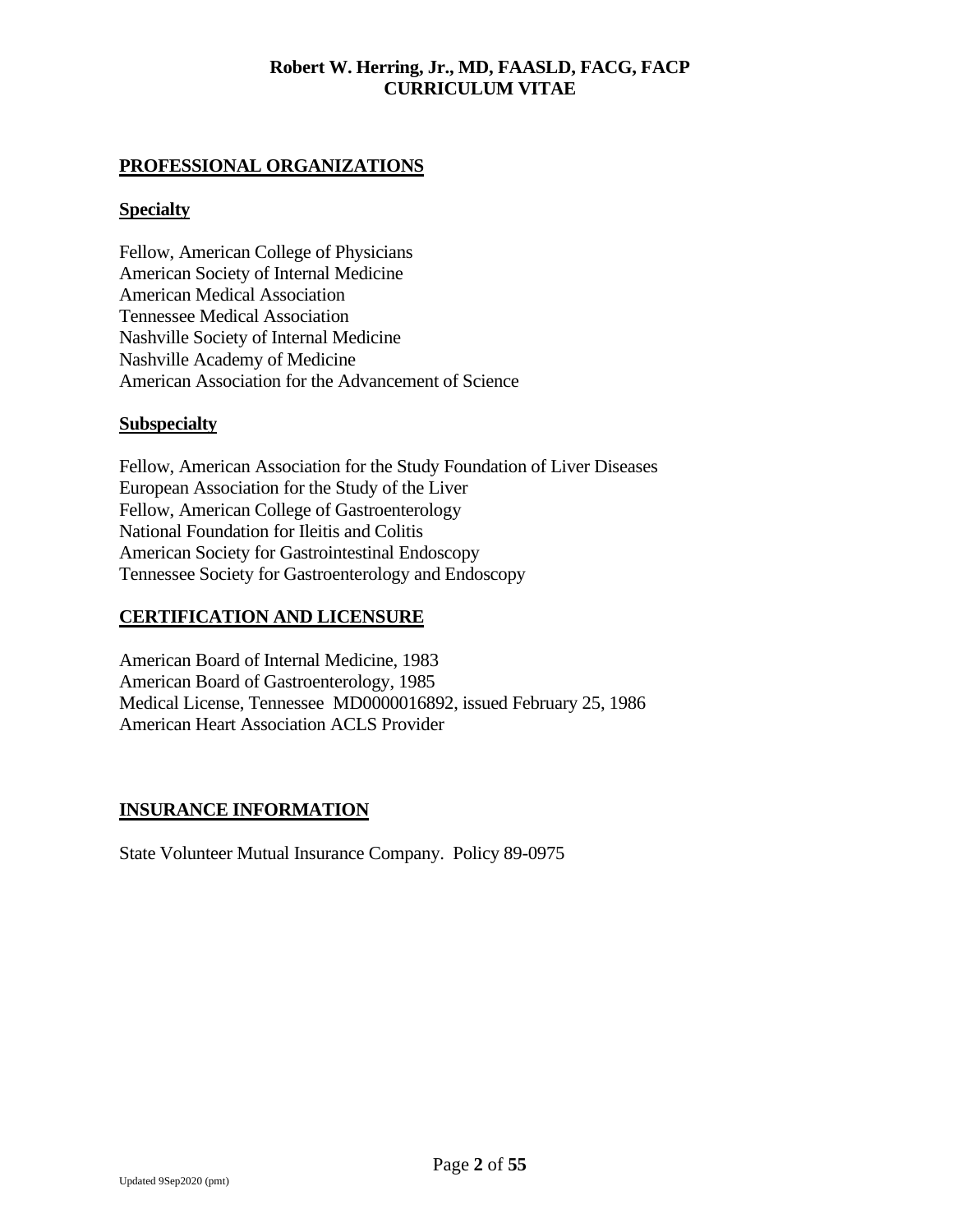## PROFESSIONAL ORGANIZATIONS

### Specialty

Fellow, American College of Physicians
American Society of Internal Medicine
American Medical Association
Tennessee Medical Association
Nashville Society of Internal Medicine
Nashville Academy of Medicine
American Association for the Advancement of Science

### Subspecialty

Fellow, American Association for the Study Foundation of Liver Diseases
European Association for the Study of the Liver
Fellow, American College of Gastroenterology
National Foundation for Ileitis and Colitis
American Society for Gastrointestinal Endoscopy
Tennessee Society for Gastroenterology and Endoscopy

## CERTIFICATION AND LICENSURE

American Board of Internal Medicine, 1983
American Board of Gastroenterology, 1985
Medical License, Tennessee MD0000016892, issued February 25, 1986
American Heart Association ACLS Provider

## INSURANCE INFORMATION

State Volunteer Mutual Insurance Company. Policy 89-0975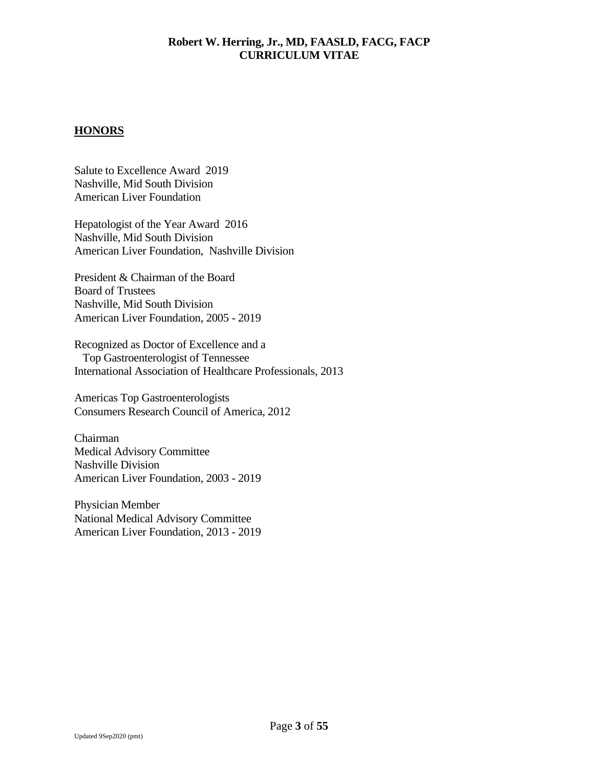## HONORS

Salute to Excellence Award 2019
Nashville, Mid South Division
American Liver Foundation

Hepatologist of the Year Award 2016
Nashville, Mid South Division
American Liver Foundation, Nashville Division

President & Chairman of the Board
Board of Trustees
Nashville, Mid South Division
American Liver Foundation, 2005 - 2019

Recognized as Doctor of Excellence and a
Top Gastroenterologist of Tennessee
International Association of Healthcare Professionals, 2013

Americas Top Gastroenterologists
Consumers Research Council of America, 2012

Chairman
Medical Advisory Committee
Nashville Division
American Liver Foundation, 2003 - 2019

Physician Member
National Medical Advisory Committee
American Liver Foundation, 2013 - 2019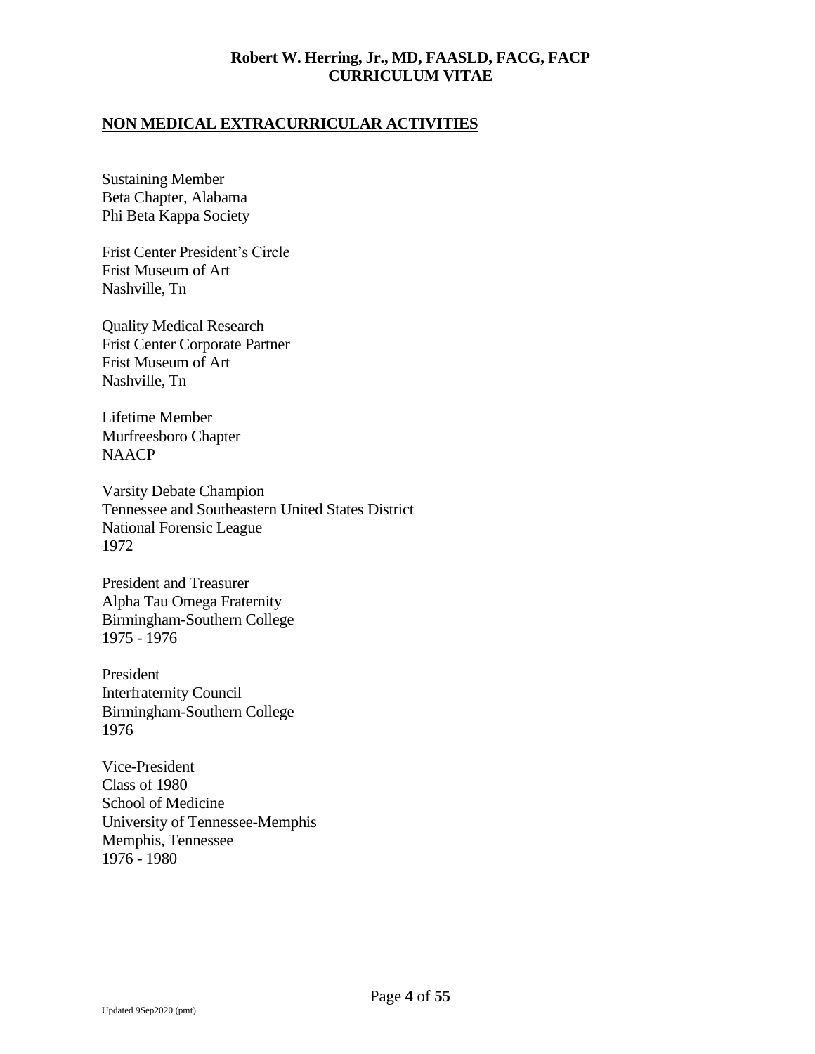## NON MEDICAL EXTRACURRICULAR ACTIVITIES

Sustaining Member
Beta Chapter, Alabama
Phi Beta Kappa Society

Frist Center President's Circle
Frist Museum of Art
Nashville, Tn

Quality Medical Research
Frist Center Corporate Partner
Frist Museum of Art
Nashville, Tn

Lifetime Member
Murfreesboro Chapter
NAACP

Varsity Debate Champion
Tennessee and Southeastern United States District
National Forensic League
1972

President and Treasurer
Alpha Tau Omega Fraternity
Birmingham-Southern College
1975 - 1976

President
Interfraternity Council
Birmingham-Southern College
1976

Vice-President
Class of 1980
School of Medicine
University of Tennessee-Memphis
Memphis, Tennessee
1976 - 1980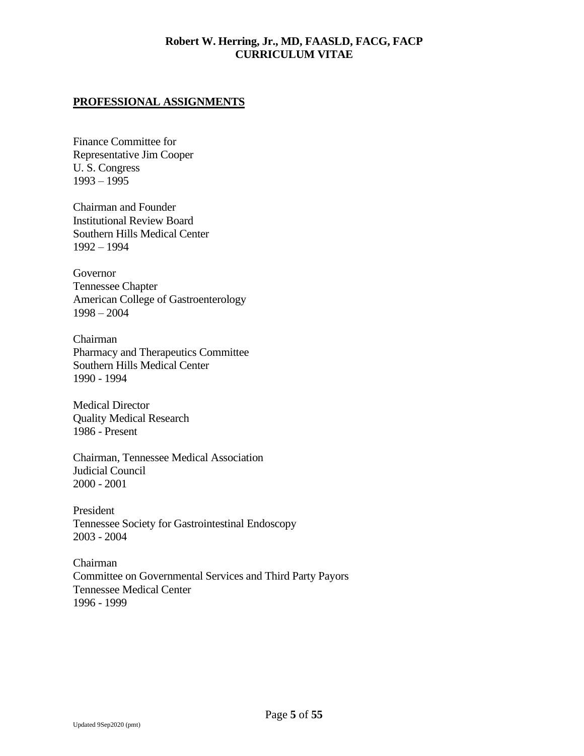## PROFESSIONAL ASSIGNMENTS

Finance Committee for
Representative Jim Cooper
U. S. Congress
1993 – 1995

Chairman and Founder
Institutional Review Board
Southern Hills Medical Center
1992 – 1994

Governor
Tennessee Chapter
American College of Gastroenterology
1998 – 2004

Chairman
Pharmacy and Therapeutics Committee
Southern Hills Medical Center
1990 - 1994

Medical Director
Quality Medical Research
1986 - Present

Chairman, Tennessee Medical Association
Judicial Council
2000 - 2001

President
Tennessee Society for Gastrointestinal Endoscopy
2003 - 2004

Chairman
Committee on Governmental Services and Third Party Payors
Tennessee Medical Center
1996 - 1999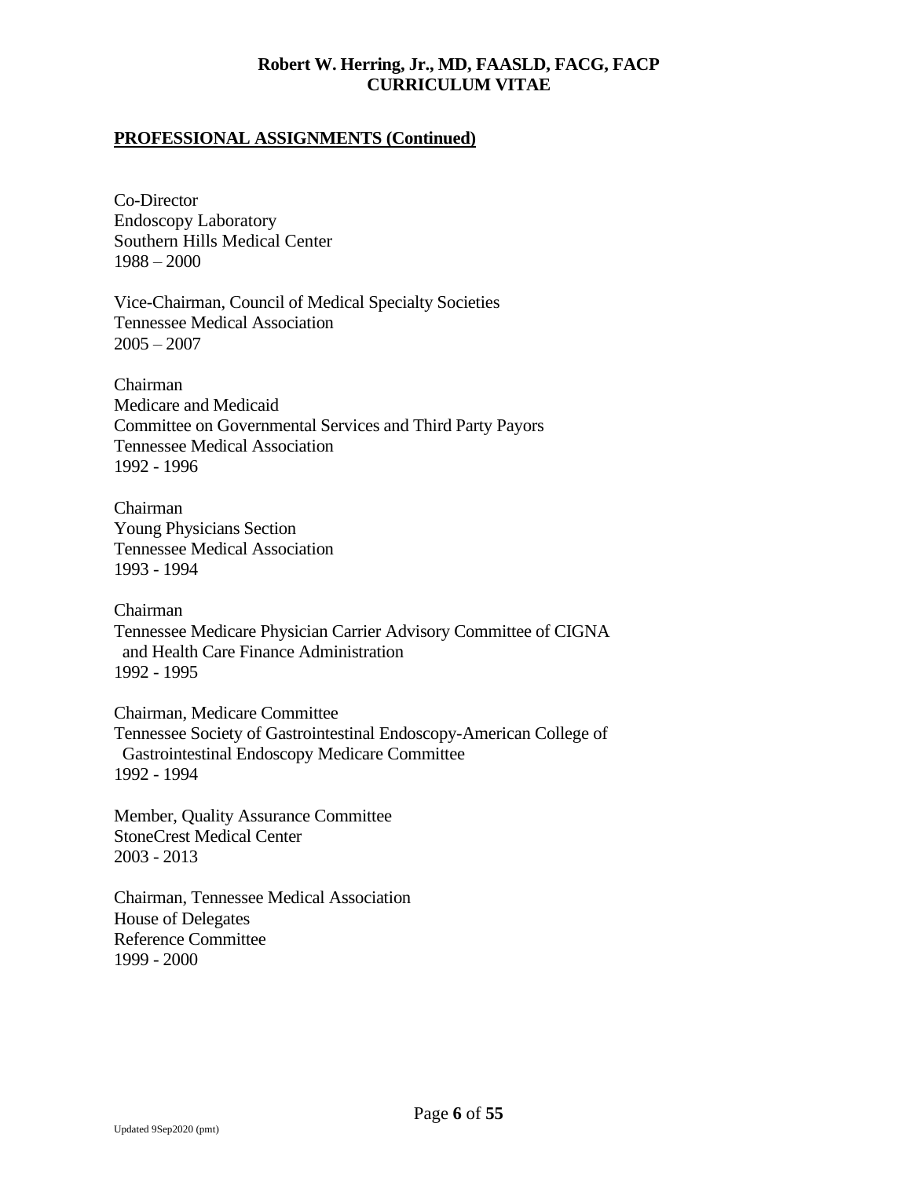## PROFESSIONAL ASSIGNMENTS (Continued)

Co-Director
Endoscopy Laboratory
Southern Hills Medical Center
1988 – 2000

Vice-Chairman, Council of Medical Specialty Societies
Tennessee Medical Association
2005 – 2007

Chairman
Medicare and Medicaid
Committee on Governmental Services and Third Party Payors
Tennessee Medical Association
1992 - 1996

Chairman
Young Physicians Section
Tennessee Medical Association
1993 - 1994

Chairman
Tennessee Medicare Physician Carrier Advisory Committee of CIGNA
and Health Care Finance Administration
1992 - 1995

Chairman, Medicare Committee
Tennessee Society of Gastrointestinal Endoscopy-American College of
Gastrointestinal Endoscopy Medicare Committee
1992 - 1994

Member, Quality Assurance Committee
StoneCrest Medical Center
2003 - 2013

Chairman, Tennessee Medical Association
House of Delegates
Reference Committee
1999 - 2000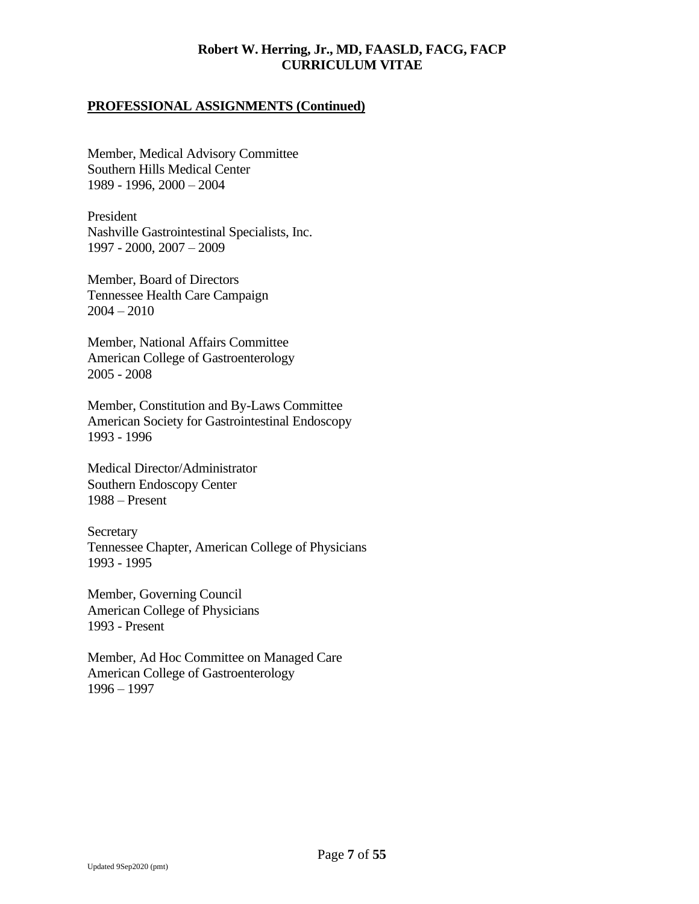## PROFESSIONAL ASSIGNMENTS (Continued)

Member, Medical Advisory Committee
Southern Hills Medical Center
1989 - 1996, 2000 – 2004

President
Nashville Gastrointestinal Specialists, Inc.
1997 - 2000, 2007 – 2009

Member, Board of Directors
Tennessee Health Care Campaign
2004 – 2010

Member, National Affairs Committee
American College of Gastroenterology
2005 - 2008

Member, Constitution and By-Laws Committee
American Society for Gastrointestinal Endoscopy
1993 - 1996

Medical Director/Administrator
Southern Endoscopy Center
1988 – Present

Secretary
Tennessee Chapter, American College of Physicians
1993 - 1995

Member, Governing Council
American College of Physicians
1993 - Present

Member, Ad Hoc Committee on Managed Care
American College of Gastroenterology
1996 – 1997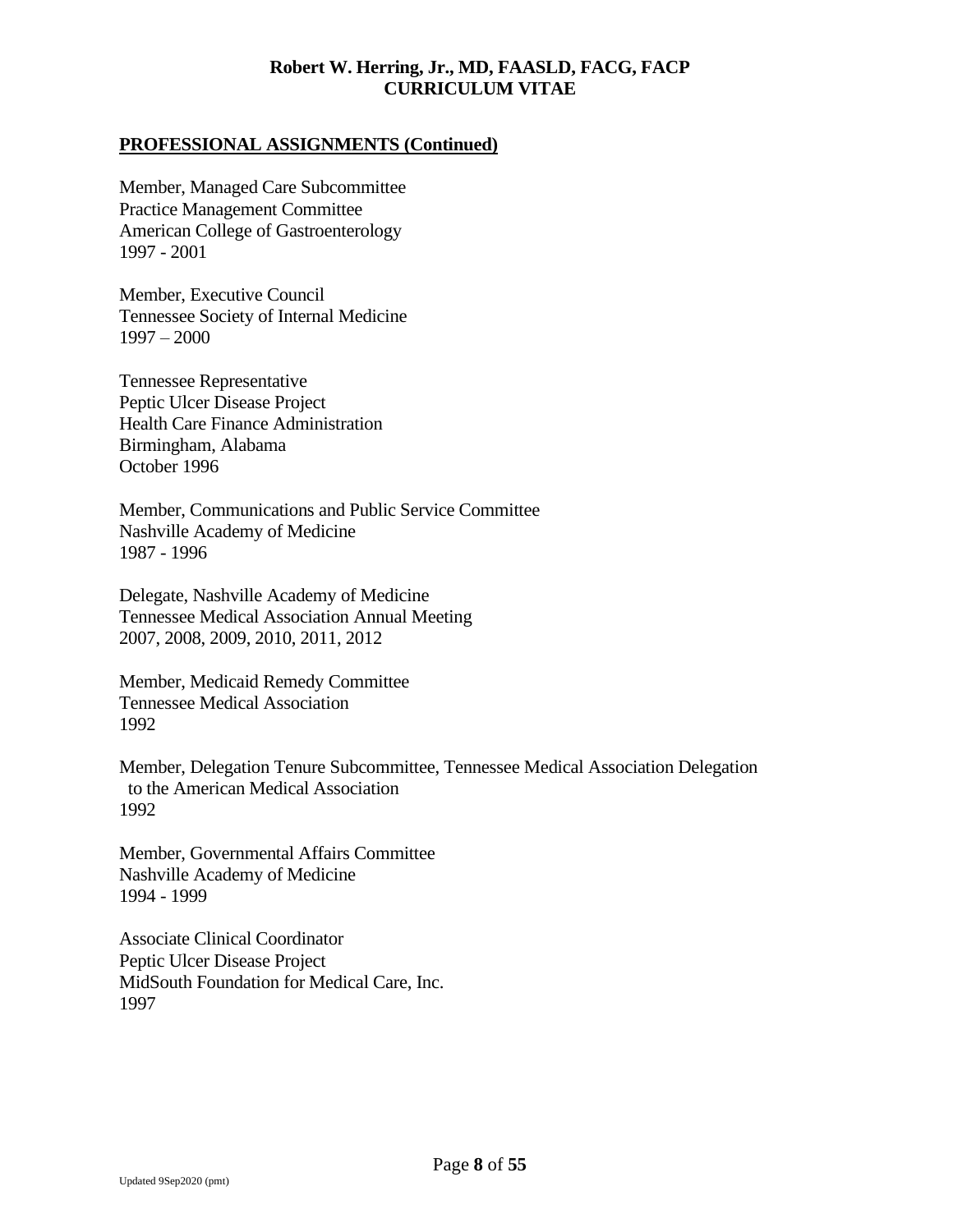## PROFESSIONAL ASSIGNMENTS (Continued)

Member, Managed Care Subcommittee
Practice Management Committee
American College of Gastroenterology
1997 - 2001

Member, Executive Council
Tennessee Society of Internal Medicine
1997 – 2000

Tennessee Representative
Peptic Ulcer Disease Project
Health Care Finance Administration
Birmingham, Alabama
October 1996

Member, Communications and Public Service Committee
Nashville Academy of Medicine
1987 - 1996

Delegate, Nashville Academy of Medicine
Tennessee Medical Association Annual Meeting
2007, 2008, 2009, 2010, 2011, 2012

Member, Medicaid Remedy Committee
Tennessee Medical Association
1992

Member, Delegation Tenure Subcommittee, Tennessee Medical Association Delegation to the American Medical Association
1992

Member, Governmental Affairs Committee
Nashville Academy of Medicine
1994 - 1999

Associate Clinical Coordinator
Peptic Ulcer Disease Project
MidSouth Foundation for Medical Care, Inc.
1997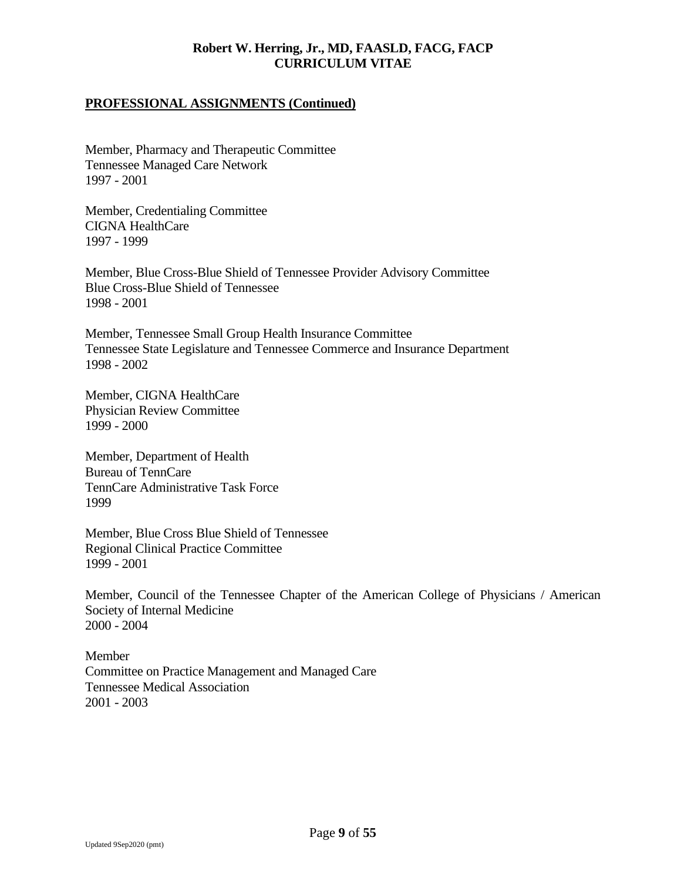## PROFESSIONAL ASSIGNMENTS (Continued)

Member, Pharmacy and Therapeutic Committee
Tennessee Managed Care Network
1997 - 2001

Member, Credentialing Committee
CIGNA HealthCare
1997 - 1999

Member, Blue Cross-Blue Shield of Tennessee Provider Advisory Committee
Blue Cross-Blue Shield of Tennessee
1998 - 2001

Member, Tennessee Small Group Health Insurance Committee
Tennessee State Legislature and Tennessee Commerce and Insurance Department
1998 - 2002

Member, CIGNA HealthCare
Physician Review Committee
1999 - 2000

Member, Department of Health
Bureau of TennCare
TennCare Administrative Task Force
1999

Member, Blue Cross Blue Shield of Tennessee
Regional Clinical Practice Committee
1999 - 2001

Member, Council of the Tennessee Chapter of the American College of Physicians / American Society of Internal Medicine
2000 - 2004

Member
Committee on Practice Management and Managed Care
Tennessee Medical Association
2001 - 2003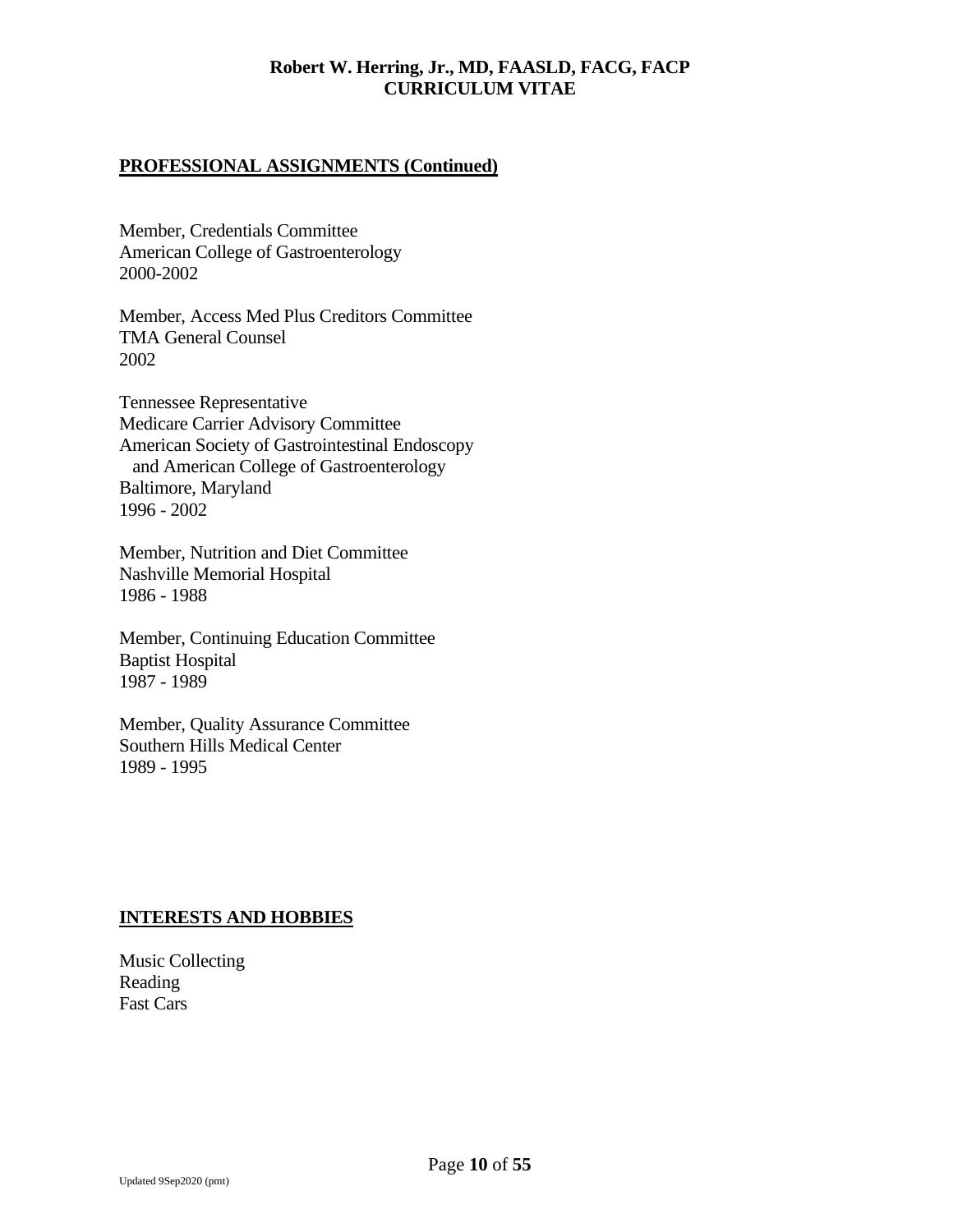## PROFESSIONAL ASSIGNMENTS (Continued)

Member, Credentials Committee
American College of Gastroenterology
2000-2002

Member, Access Med Plus Creditors Committee
TMA General Counsel
2002

Tennessee Representative
Medicare Carrier Advisory Committee
American Society of Gastrointestinal Endoscopy
and American College of Gastroenterology
Baltimore, Maryland
1996 - 2002

Member, Nutrition and Diet Committee
Nashville Memorial Hospital
1986 - 1988

Member, Continuing Education Committee
Baptist Hospital
1987 - 1989

Member, Quality Assurance Committee
Southern Hills Medical Center
1989 - 1995

## INTERESTS AND HOBBIES

Music Collecting
Reading
Fast Cars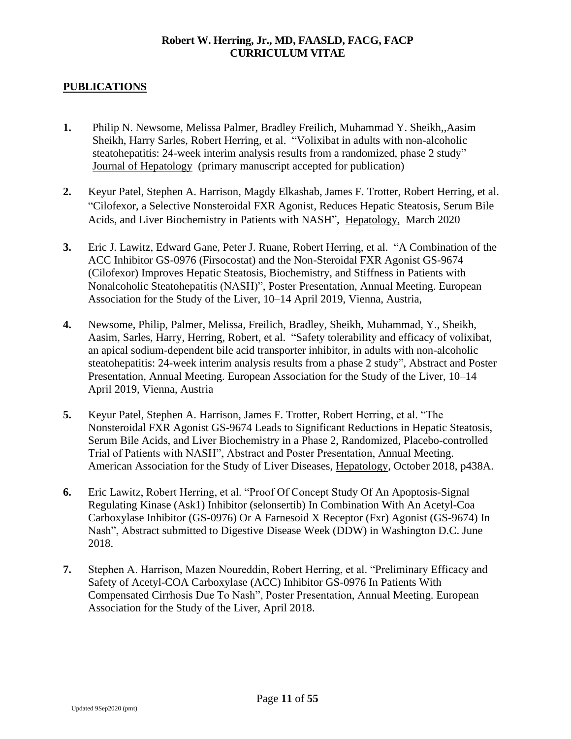**Robert W. Herring, Jr., MD, FAASLD, FACG, FACP**
**CURRICULUM VITAE**

## PUBLICATIONS

**1.** Philip N. Newsome, Melissa Palmer, Bradley Freilich, Muhammad Y. Sheikh,,Aasim Sheikh, Harry Sarles, Robert Herring, et al. "Volixibat in adults with non-alcoholic steatohepatitis: 24-week interim analysis results from a randomized, phase 2 study" Journal of Hepatology (primary manuscript accepted for publication)

**2.** Keyur Patel, Stephen A. Harrison, Magdy Elkashab, James F. Trotter, Robert Herring, et al. "Cilofexor, a Selective Nonsteroidal FXR Agonist, Reduces Hepatic Steatosis, Serum Bile Acids, and Liver Biochemistry in Patients with NASH", Hepatology, March 2020

**3.** Eric J. Lawitz, Edward Gane, Peter J. Ruane, Robert Herring, et al. "A Combination of the ACC Inhibitor GS-0976 (Firsocostat) and the Non-Steroidal FXR Agonist GS-9674 (Cilofexor) Improves Hepatic Steatosis, Biochemistry, and Stiffness in Patients with Nonalcoholic Steatohepatitis (NASH)", Poster Presentation, Annual Meeting. European Association for the Study of the Liver, 10–14 April 2019, Vienna, Austria,

**4.** Newsome, Philip, Palmer, Melissa, Freilich, Bradley, Sheikh, Muhammad, Y., Sheikh, Aasim, Sarles, Harry, Herring, Robert, et al. "Safety tolerability and efficacy of volixibat, an apical sodium-dependent bile acid transporter inhibitor, in adults with non-alcoholic steatohepatitis: 24-week interim analysis results from a phase 2 study", Abstract and Poster Presentation, Annual Meeting. European Association for the Study of the Liver, 10–14 April 2019, Vienna, Austria

**5.** Keyur Patel, Stephen A. Harrison, James F. Trotter, Robert Herring, et al. "The Nonsteroidal FXR Agonist GS-9674 Leads to Significant Reductions in Hepatic Steatosis, Serum Bile Acids, and Liver Biochemistry in a Phase 2, Randomized, Placebo-controlled Trial of Patients with NASH", Abstract and Poster Presentation, Annual Meeting. American Association for the Study of Liver Diseases, Hepatology, October 2018, p438A.

**6.** Eric Lawitz, Robert Herring, et al. "Proof Of Concept Study Of An Apoptosis-Signal Regulating Kinase (Ask1) Inhibitor (selonsertib) In Combination With An Acetyl-Coa Carboxylase Inhibitor (GS-0976) Or A Farnesoid X Receptor (Fxr) Agonist (GS-9674) In Nash", Abstract submitted to Digestive Disease Week (DDW) in Washington D.C. June 2018.

**7.** Stephen A. Harrison, Mazen Noureddin, Robert Herring, et al. "Preliminary Efficacy and Safety of Acetyl-COA Carboxylase (ACC) Inhibitor GS-0976 In Patients With Compensated Cirrhosis Due To Nash", Poster Presentation, Annual Meeting. European Association for the Study of the Liver, April 2018.

Updated 9Sep2020 (pmt)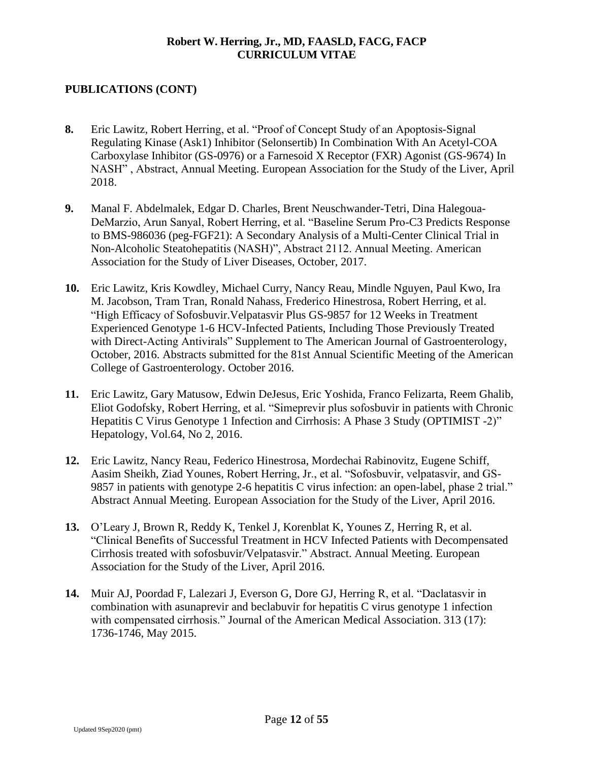## PUBLICATIONS (CONT)

**8.** Eric Lawitz, Robert Herring, et al. "Proof of Concept Study of an Apoptosis-Signal Regulating Kinase (Ask1) Inhibitor (Selonsertib) In Combination With An Acetyl-COA Carboxylase Inhibitor (GS-0976) or a Farnesoid X Receptor (FXR) Agonist (GS-9674) In NASH" , Abstract, Annual Meeting. European Association for the Study of the Liver, April 2018.

**9.** Manal F. Abdelmalek, Edgar D. Charles, Brent Neuschwander-Tetri, Dina Halegoua-DeMarzio, Arun Sanyal, Robert Herring, et al. "Baseline Serum Pro-C3 Predicts Response to BMS-986036 (peg-FGF21): A Secondary Analysis of a Multi-Center Clinical Trial in Non-Alcoholic Steatohepatitis (NASH)", Abstract 2112. Annual Meeting. American Association for the Study of Liver Diseases, October, 2017.

**10.** Eric Lawitz, Kris Kowdley, Michael Curry, Nancy Reau, Mindle Nguyen, Paul Kwo, Ira M. Jacobson, Tram Tran, Ronald Nahass, Frederico Hinestrosa, Robert Herring, et al. "High Efficacy of Sofosbuvir.Velpatasvir Plus GS-9857 for 12 Weeks in Treatment Experienced Genotype 1-6 HCV-Infected Patients, Including Those Previously Treated with Direct-Acting Antivirals" Supplement to The American Journal of Gastroenterology, October, 2016. Abstracts submitted for the 81st Annual Scientific Meeting of the American College of Gastroenterology. October 2016.

**11.** Eric Lawitz, Gary Matusow, Edwin DeJesus, Eric Yoshida, Franco Felizarta, Reem Ghalib, Eliot Godofsky, Robert Herring, et al. "Simeprevir plus sofosbuvir in patients with Chronic Hepatitis C Virus Genotype 1 Infection and Cirrhosis: A Phase 3 Study (OPTIMIST -2)" Hepatology, Vol.64, No 2, 2016.

**12.** Eric Lawitz, Nancy Reau, Federico Hinestrosa, Mordechai Rabinovitz, Eugene Schiff, Aasim Sheikh, Ziad Younes, Robert Herring, Jr., et al. "Sofosbuvir, velpatasvir, and GS-9857 in patients with genotype 2-6 hepatitis C virus infection: an open-label, phase 2 trial." Abstract Annual Meeting. European Association for the Study of the Liver, April 2016.

**13.** O'Leary J, Brown R, Reddy K, Tenkel J, Korenblat K, Younes Z, Herring R, et al. "Clinical Benefits of Successful Treatment in HCV Infected Patients with Decompensated Cirrhosis treated with sofosbuvir/Velpatasvir." Abstract. Annual Meeting. European Association for the Study of the Liver, April 2016.

**14.** Muir AJ, Poordad F, Lalezari J, Everson G, Dore GJ, Herring R, et al. "Daclatasvir in combination with asunaprevir and beclabuvir for hepatitis C virus genotype 1 infection with compensated cirrhosis." Journal of the American Medical Association. 313 (17): 1736-1746, May 2015.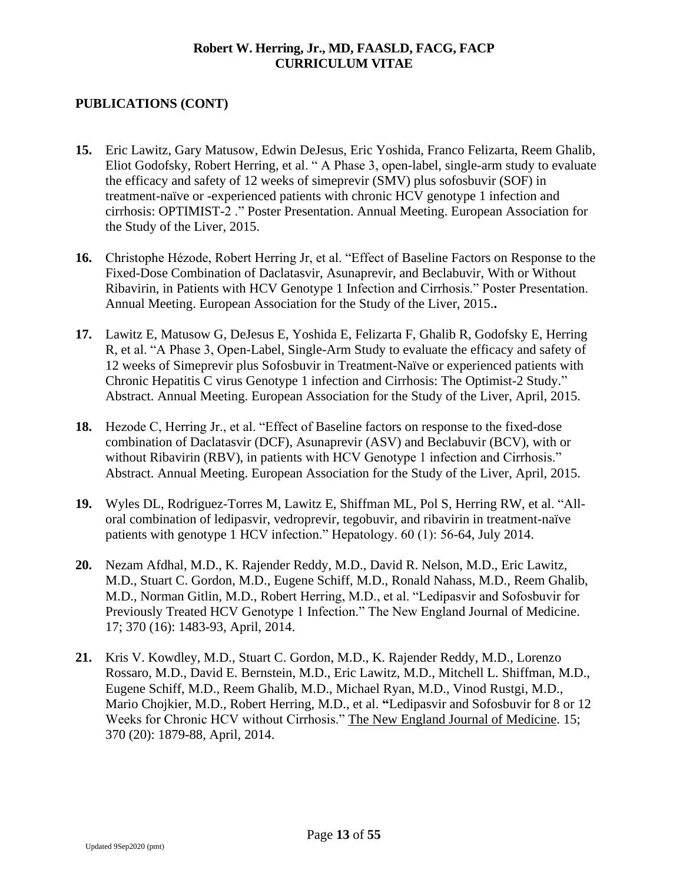## PUBLICATIONS (CONT)

**15.** Eric Lawitz, Gary Matusow, Edwin DeJesus, Eric Yoshida, Franco Felizarta, Reem Ghalib, Eliot Godofsky, Robert Herring, et al. " A Phase 3, open-label, single-arm study to evaluate the efficacy and safety of 12 weeks of simeprevir (SMV) plus sofosbuvir (SOF) in treatment-naïve or -experienced patients with chronic HCV genotype 1 infection and cirrhosis: OPTIMIST-2 ." Poster Presentation. Annual Meeting. European Association for the Study of the Liver, 2015.

**16.** Christophe Hézode, Robert Herring Jr, et al. "Effect of Baseline Factors on Response to the Fixed-Dose Combination of Daclatasvir, Asunaprevir, and Beclabuvir, With or Without Ribavirin, in Patients with HCV Genotype 1 Infection and Cirrhosis." Poster Presentation. Annual Meeting. European Association for the Study of the Liver, 2015.**.**

**17.** Lawitz E, Matusow G, DeJesus E, Yoshida E, Felizarta F, Ghalib R, Godofsky E, Herring R, et al. "A Phase 3, Open-Label, Single-Arm Study to evaluate the efficacy and safety of 12 weeks of Simeprevir plus Sofosbuvir in Treatment-Naïve or experienced patients with Chronic Hepatitis C virus Genotype 1 infection and Cirrhosis: The Optimist-2 Study." Abstract. Annual Meeting. European Association for the Study of the Liver, April, 2015.

**18.** Hezode C, Herring Jr., et al. "Effect of Baseline factors on response to the fixed-dose combination of Daclatasvir (DCF), Asunaprevir (ASV) and Beclabuvir (BCV), with or without Ribavirin (RBV), in patients with HCV Genotype 1 infection and Cirrhosis." Abstract. Annual Meeting. European Association for the Study of the Liver, April, 2015.

**19.** Wyles DL, Rodriguez-Torres M, Lawitz E, Shiffman ML, Pol S, Herring RW, et al. "All-oral combination of ledipasvir, vedroprevir, tegobuvir, and ribavirin in treatment-naïve patients with genotype 1 HCV infection." Hepatology. 60 (1): 56-64, July 2014.

**20.** Nezam Afdhal, M.D., K. Rajender Reddy, M.D., David R. Nelson, M.D., Eric Lawitz, M.D., Stuart C. Gordon, M.D., Eugene Schiff, M.D., Ronald Nahass, M.D., Reem Ghalib, M.D., Norman Gitlin, M.D., Robert Herring, M.D., et al. "Ledipasvir and Sofosbuvir for Previously Treated HCV Genotype 1 Infection." The New England Journal of Medicine. 17; 370 (16): 1483-93, April, 2014.

**21.** Kris V. Kowdley, M.D., Stuart C. Gordon, M.D., K. Rajender Reddy, M.D., Lorenzo Rossaro, M.D., David E. Bernstein, M.D., Eric Lawitz, M.D., Mitchell L. Shiffman, M.D., Eugene Schiff, M.D., Reem Ghalib, M.D., Michael Ryan, M.D., Vinod Rustgi, M.D., Mario Chojkier, M.D., Robert Herring, M.D., et al. **"**Ledipasvir and Sofosbuvir for 8 or 12 Weeks for Chronic HCV without Cirrhosis." The New England Journal of Medicine. 15; 370 (20): 1879-88, April, 2014.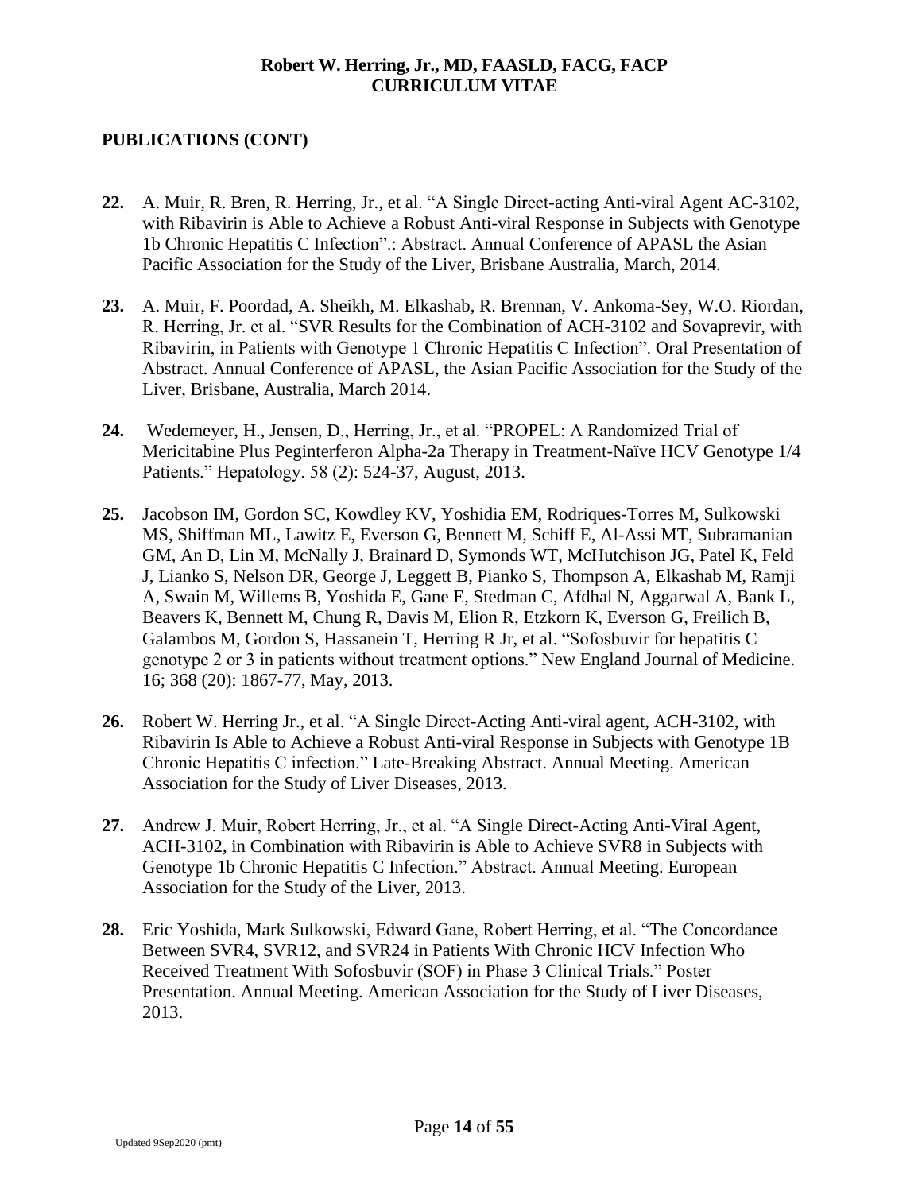## PUBLICATIONS (CONT)

**22.** A. Muir, R. Bren, R. Herring, Jr., et al. "A Single Direct-acting Anti-viral Agent AC-3102, with Ribavirin is Able to Achieve a Robust Anti-viral Response in Subjects with Genotype 1b Chronic Hepatitis C Infection".: Abstract. Annual Conference of APASL the Asian Pacific Association for the Study of the Liver, Brisbane Australia, March, 2014.

**23.** A. Muir, F. Poordad, A. Sheikh, M. Elkashab, R. Brennan, V. Ankoma-Sey, W.O. Riordan, R. Herring, Jr. et al. "SVR Results for the Combination of ACH-3102 and Sovaprevir, with Ribavirin, in Patients with Genotype 1 Chronic Hepatitis C Infection". Oral Presentation of Abstract. Annual Conference of APASL, the Asian Pacific Association for the Study of the Liver, Brisbane, Australia, March 2014.

**24.** Wedemeyer, H., Jensen, D., Herring, Jr., et al. "PROPEL: A Randomized Trial of Mericitabine Plus Peginterferon Alpha-2a Therapy in Treatment-Naïve HCV Genotype 1/4 Patients." Hepatology. 58 (2): 524-37, August, 2013.

**25.** Jacobson IM, Gordon SC, Kowdley KV, Yoshidia EM, Rodriques-Torres M, Sulkowski MS, Shiffman ML, Lawitz E, Everson G, Bennett M, Schiff E, Al-Assi MT, Subramanian GM, An D, Lin M, McNally J, Brainard D, Symonds WT, McHutchison JG, Patel K, Feld J, Lianko S, Nelson DR, George J, Leggett B, Pianko S, Thompson A, Elkashab M, Ramji A, Swain M, Willems B, Yoshida E, Gane E, Stedman C, Afdhal N, Aggarwal A, Bank L, Beavers K, Bennett M, Chung R, Davis M, Elion R, Etzkorn K, Everson G, Freilich B, Galambos M, Gordon S, Hassanein T, Herring R Jr, et al. "Sofosbuvir for hepatitis C genotype 2 or 3 in patients without treatment options." New England Journal of Medicine. 16; 368 (20): 1867-77, May, 2013.

**26.** Robert W. Herring Jr., et al. "A Single Direct-Acting Anti-viral agent, ACH-3102, with Ribavirin Is Able to Achieve a Robust Anti-viral Response in Subjects with Genotype 1B Chronic Hepatitis C infection." Late-Breaking Abstract. Annual Meeting. American Association for the Study of Liver Diseases, 2013.

**27.** Andrew J. Muir, Robert Herring, Jr., et al. "A Single Direct-Acting Anti-Viral Agent, ACH-3102, in Combination with Ribavirin is Able to Achieve SVR8 in Subjects with Genotype 1b Chronic Hepatitis C Infection." Abstract. Annual Meeting. European Association for the Study of the Liver, 2013.

**28.** Eric Yoshida, Mark Sulkowski, Edward Gane, Robert Herring, et al. "The Concordance Between SVR4, SVR12, and SVR24 in Patients With Chronic HCV Infection Who Received Treatment With Sofosbuvir (SOF) in Phase 3 Clinical Trials." Poster Presentation. Annual Meeting. American Association for the Study of Liver Diseases, 2013.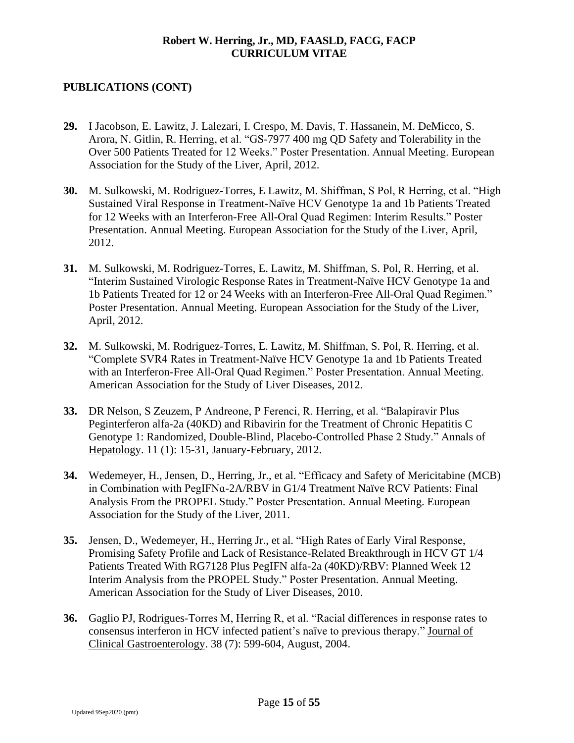## PUBLICATIONS (CONT)

**29.** I Jacobson, E. Lawitz, J. Lalezari, I. Crespo, M. Davis, T. Hassanein, M. DeMicco, S. Arora, N. Gitlin, R. Herring, et al. "GS-7977 400 mg QD Safety and Tolerability in the Over 500 Patients Treated for 12 Weeks." Poster Presentation. Annual Meeting. European Association for the Study of the Liver, April, 2012.

**30.** M. Sulkowski, M. Rodriguez-Torres, E Lawitz, M. Shiffman, S Pol, R Herring, et al. "High Sustained Viral Response in Treatment-Naïve HCV Genotype 1a and 1b Patients Treated for 12 Weeks with an Interferon-Free All-Oral Quad Regimen: Interim Results." Poster Presentation. Annual Meeting. European Association for the Study of the Liver, April, 2012.

**31.** M. Sulkowski, M. Rodriguez-Torres, E. Lawitz, M. Shiffman, S. Pol, R. Herring, et al. "Interim Sustained Virologic Response Rates in Treatment-Naïve HCV Genotype 1a and 1b Patients Treated for 12 or 24 Weeks with an Interferon-Free All-Oral Quad Regimen." Poster Presentation. Annual Meeting. European Association for the Study of the Liver, April, 2012.

**32.** M. Sulkowski, M. Rodriguez-Torres, E. Lawitz, M. Shiffman, S. Pol, R. Herring, et al. "Complete SVR4 Rates in Treatment-Naïve HCV Genotype 1a and 1b Patients Treated with an Interferon-Free All-Oral Quad Regimen." Poster Presentation. Annual Meeting. American Association for the Study of Liver Diseases, 2012.

**33.** DR Nelson, S Zeuzem, P Andreone, P Ferenci, R. Herring, et al. "Balapiravir Plus Peginterferon alfa-2a (40KD) and Ribavirin for the Treatment of Chronic Hepatitis C Genotype 1: Randomized, Double-Blind, Placebo-Controlled Phase 2 Study." Annals of Hepatology. 11 (1): 15-31, January-February, 2012.

**34.** Wedemeyer, H., Jensen, D., Herring, Jr., et al. "Efficacy and Safety of Mericitabine (MCB) in Combination with PegIFNα-2A/RBV in G1/4 Treatment Naïve RCV Patients: Final Analysis From the PROPEL Study." Poster Presentation. Annual Meeting. European Association for the Study of the Liver, 2011.

**35.** Jensen, D., Wedemeyer, H., Herring Jr., et al. "High Rates of Early Viral Response, Promising Safety Profile and Lack of Resistance-Related Breakthrough in HCV GT 1/4 Patients Treated With RG7128 Plus PegIFN alfa-2a (40KD)/RBV: Planned Week 12 Interim Analysis from the PROPEL Study." Poster Presentation. Annual Meeting. American Association for the Study of Liver Diseases, 2010.

**36.** Gaglio PJ, Rodrigues-Torres M, Herring R, et al. "Racial differences in response rates to consensus interferon in HCV infected patient's naïve to previous therapy." Journal of Clinical Gastroenterology. 38 (7): 599-604, August, 2004.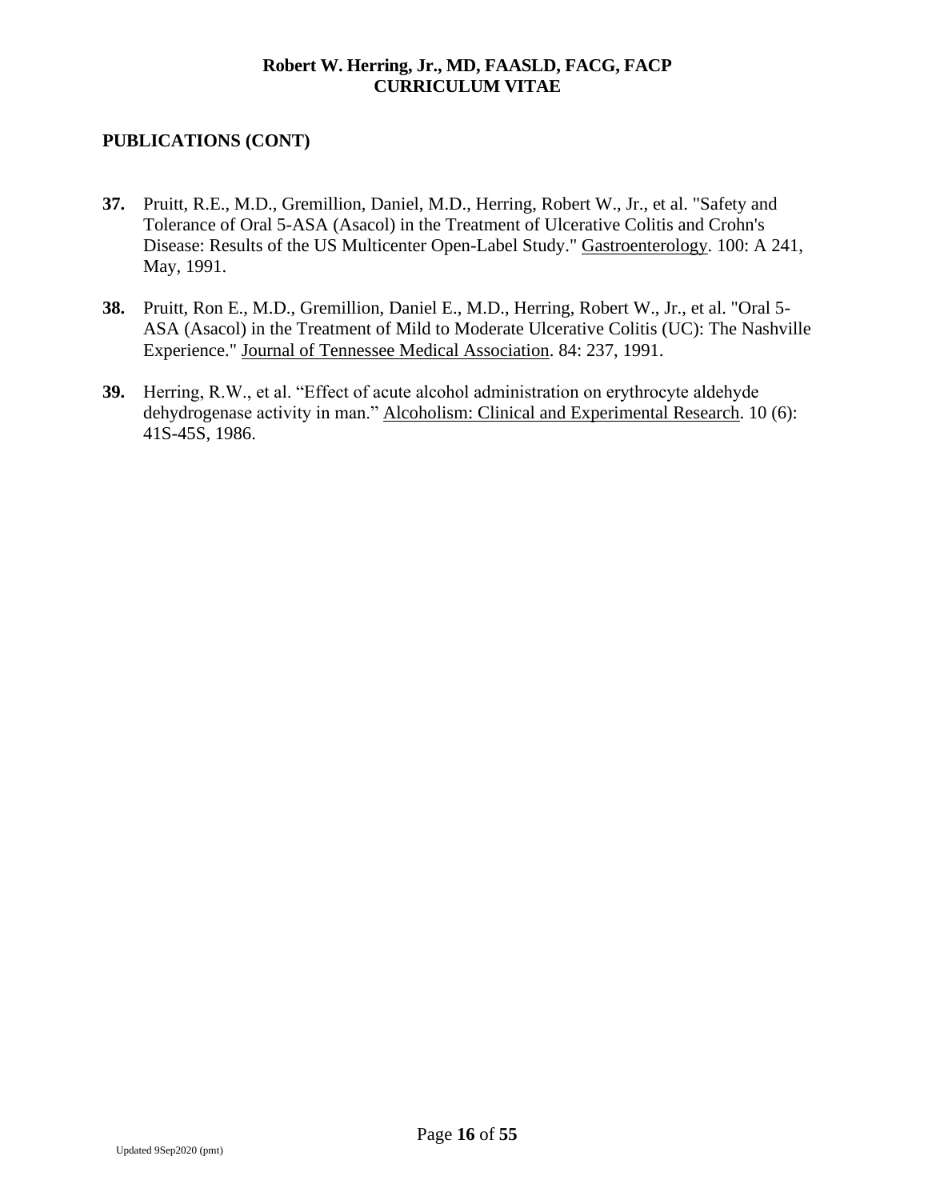## PUBLICATIONS (CONT)

**37.** Pruitt, R.E., M.D., Gremillion, Daniel, M.D., Herring, Robert W., Jr., et al. "Safety and Tolerance of Oral 5-ASA (Asacol) in the Treatment of Ulcerative Colitis and Crohn's Disease: Results of the US Multicenter Open-Label Study." Gastroenterology. 100: A 241, May, 1991.

**38.** Pruitt, Ron E., M.D., Gremillion, Daniel E., M.D., Herring, Robert W., Jr., et al. "Oral 5-ASA (Asacol) in the Treatment of Mild to Moderate Ulcerative Colitis (UC): The Nashville Experience." Journal of Tennessee Medical Association. 84: 237, 1991.

**39.** Herring, R.W., et al. "Effect of acute alcohol administration on erythrocyte aldehyde dehydrogenase activity in man." Alcoholism: Clinical and Experimental Research. 10 (6): 41S-45S, 1986.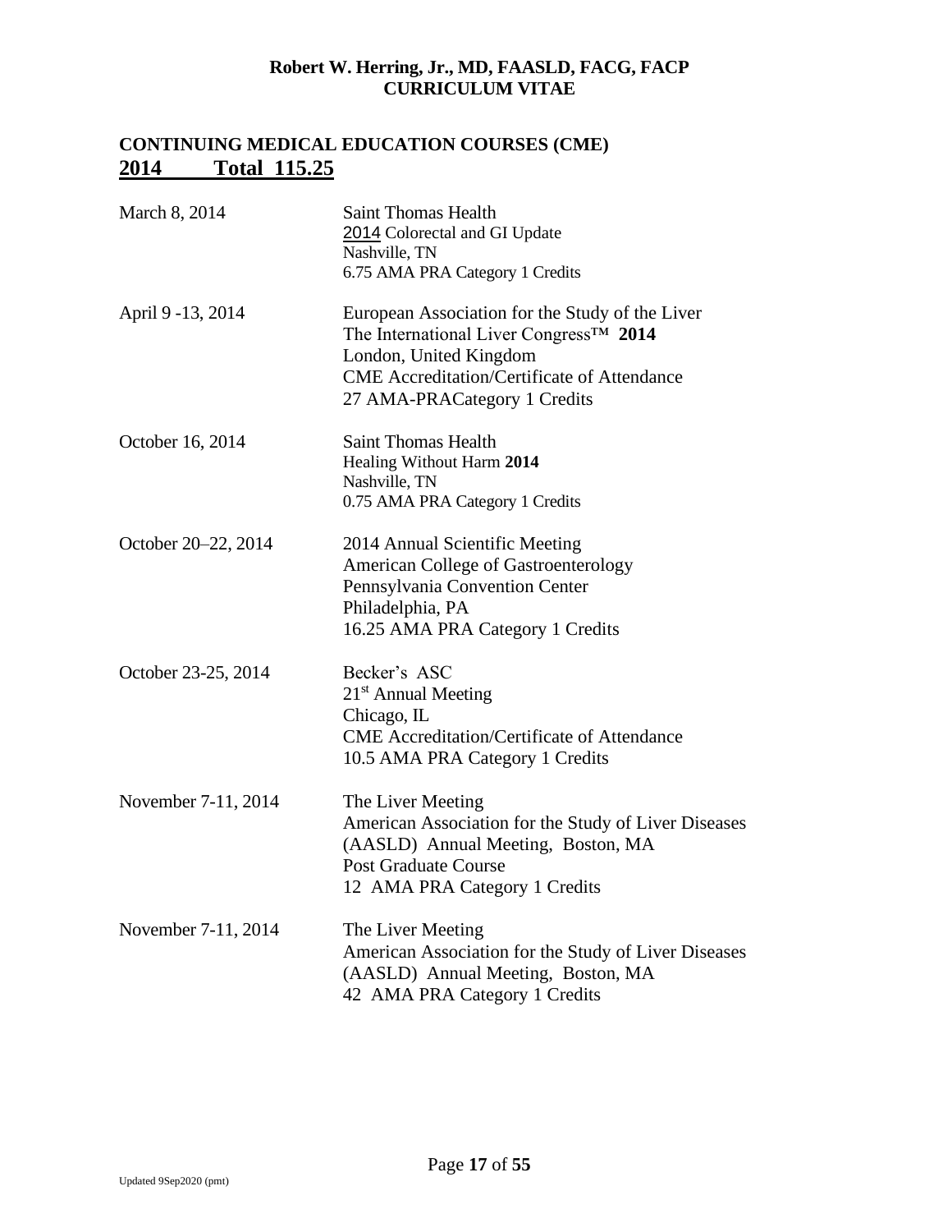## CONTINUING MEDICAL EDUCATION COURSES (CME)

## 2014 Total 115.25

March 8, 2014
Saint Thomas Health
2014 Colorectal and GI Update
Nashville, TN
6.75 AMA PRA Category 1 Credits

April 9 -13, 2014
European Association for the Study of the Liver
The International Liver Congress™ **2014**
London, United Kingdom
CME Accreditation/Certificate of Attendance
27 AMA-PRACategory 1 Credits

October 16, 2014
Saint Thomas Health
Healing Without Harm **2014**
Nashville, TN
0.75 AMA PRA Category 1 Credits

October 20–22, 2014
2014 Annual Scientific Meeting
American College of Gastroenterology
Pennsylvania Convention Center
Philadelphia, PA
16.25 AMA PRA Category 1 Credits

October 23-25, 2014
Becker's ASC
21st Annual Meeting
Chicago, IL
CME Accreditation/Certificate of Attendance
10.5 AMA PRA Category 1 Credits

November 7-11, 2014
The Liver Meeting
American Association for the Study of Liver Diseases
(AASLD) Annual Meeting, Boston, MA
Post Graduate Course
12 AMA PRA Category 1 Credits

November 7-11, 2014
The Liver Meeting
American Association for the Study of Liver Diseases
(AASLD) Annual Meeting, Boston, MA
42 AMA PRA Category 1 Credits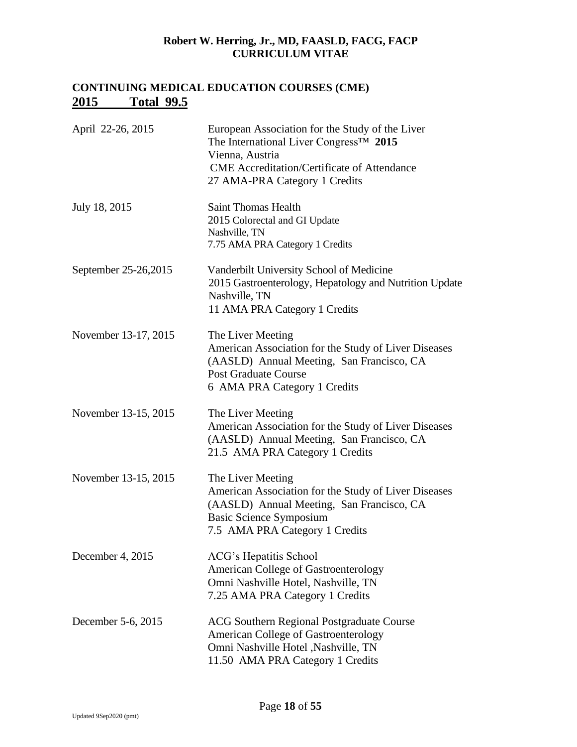## CONTINUING MEDICAL EDUCATION COURSES (CME)

**2015 Total 99.5**

| | |
|---|---|
| April 22-26, 2015 | European Association for the Study of the Liver<br>The International Liver Congress™ **2015**<br>Vienna, Austria<br>CME Accreditation/Certificate of Attendance<br>27 AMA-PRA Category 1 Credits |
| July 18, 2015 | Saint Thomas Health<br>2015 Colorectal and GI Update<br>Nashville, TN<br>7.75 AMA PRA Category 1 Credits |
| September 25-26,2015 | Vanderbilt University School of Medicine<br>2015 Gastroenterology, Hepatology and Nutrition Update<br>Nashville, TN<br>11 AMA PRA Category 1 Credits |
| November 13-17, 2015 | The Liver Meeting<br>American Association for the Study of Liver Diseases<br>(AASLD) Annual Meeting, San Francisco, CA<br>Post Graduate Course<br>6 AMA PRA Category 1 Credits |
| November 13-15, 2015 | The Liver Meeting<br>American Association for the Study of Liver Diseases<br>(AASLD) Annual Meeting, San Francisco, CA<br>21.5 AMA PRA Category 1 Credits |
| November 13-15, 2015 | The Liver Meeting<br>American Association for the Study of Liver Diseases<br>(AASLD) Annual Meeting, San Francisco, CA<br>Basic Science Symposium<br>7.5 AMA PRA Category 1 Credits |
| December 4, 2015 | ACG's Hepatitis School<br>American College of Gastroenterology<br>Omni Nashville Hotel, Nashville, TN<br>7.25 AMA PRA Category 1 Credits |
| December 5-6, 2015 | ACG Southern Regional Postgraduate Course<br>American College of Gastroenterology<br>Omni Nashville Hotel ,Nashville, TN<br>11.50 AMA PRA Category 1 Credits |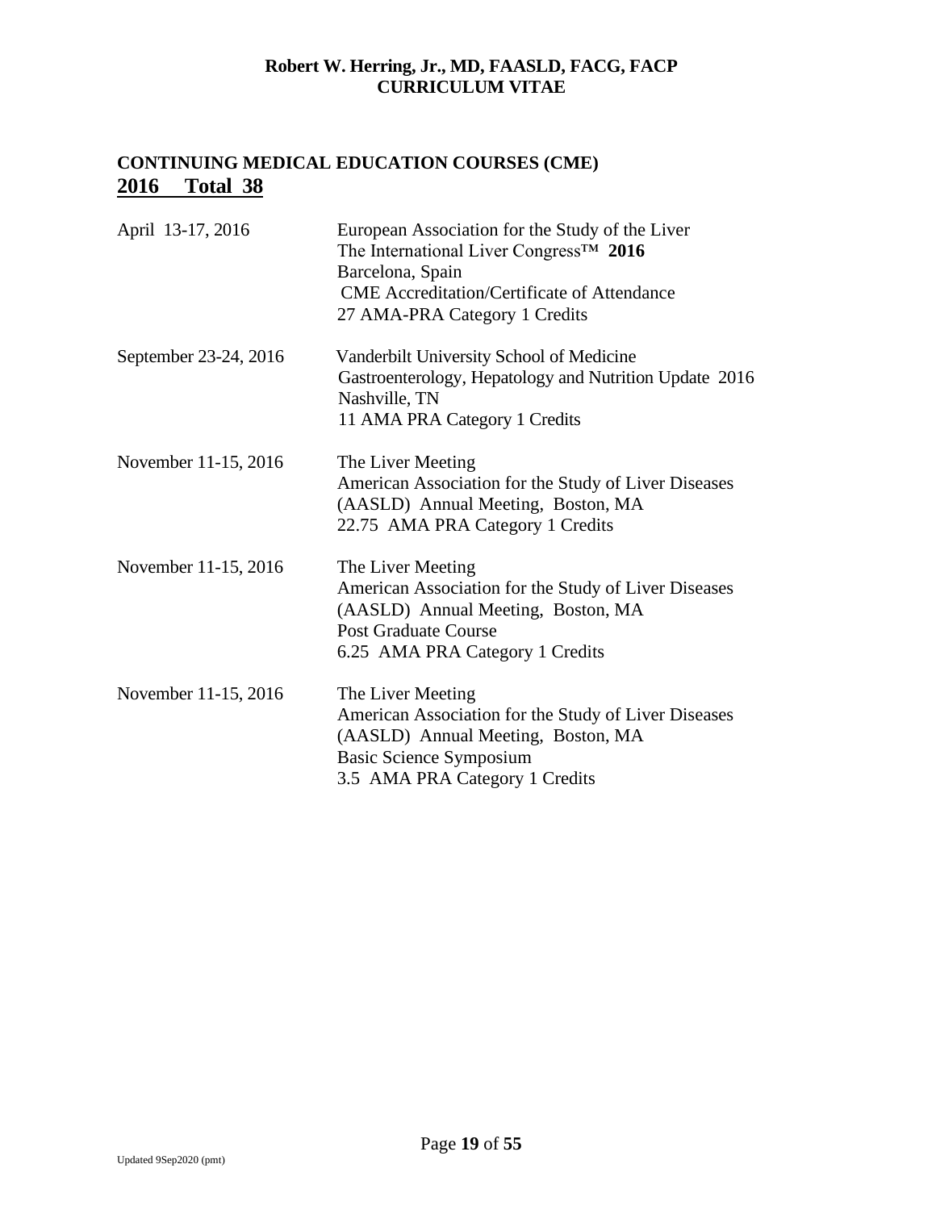## CONTINUING MEDICAL EDUCATION COURSES (CME)

## 2016 Total 38

| | |
|---|---|
| April 13-17, 2016 | European Association for the Study of the Liver<br>The International Liver Congress™ **2016**<br>Barcelona, Spain<br>CME Accreditation/Certificate of Attendance<br>27 AMA-PRA Category 1 Credits |
| September 23-24, 2016 | Vanderbilt University School of Medicine<br>Gastroenterology, Hepatology and Nutrition Update 2016<br>Nashville, TN<br>11 AMA PRA Category 1 Credits |
| November 11-15, 2016 | The Liver Meeting<br>American Association for the Study of Liver Diseases<br>(AASLD) Annual Meeting, Boston, MA<br>22.75 AMA PRA Category 1 Credits |
| November 11-15, 2016 | The Liver Meeting<br>American Association for the Study of Liver Diseases<br>(AASLD) Annual Meeting, Boston, MA<br>Post Graduate Course<br>6.25 AMA PRA Category 1 Credits |
| November 11-15, 2016 | The Liver Meeting<br>American Association for the Study of Liver Diseases<br>(AASLD) Annual Meeting, Boston, MA<br>Basic Science Symposium<br>3.5 AMA PRA Category 1 Credits |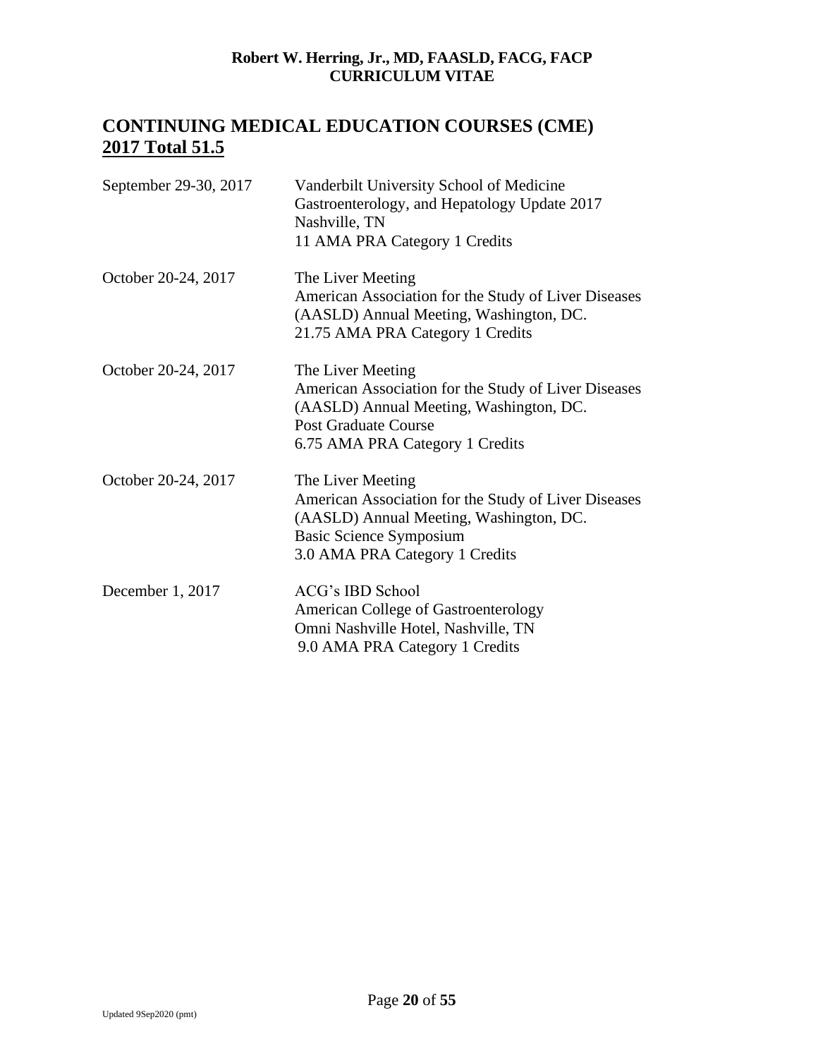## CONTINUING MEDICAL EDUCATION COURSES (CME)

**2017 Total 51.5**

| | |
|---|---|
| September 29-30, 2017 | Vanderbilt University School of Medicine<br>Gastroenterology, and Hepatology Update 2017<br>Nashville, TN<br>11 AMA PRA Category 1 Credits |
| October 20-24, 2017 | The Liver Meeting<br>American Association for the Study of Liver Diseases (AASLD) Annual Meeting, Washington, DC.<br>21.75 AMA PRA Category 1 Credits |
| October 20-24, 2017 | The Liver Meeting<br>American Association for the Study of Liver Diseases (AASLD) Annual Meeting, Washington, DC.<br>Post Graduate Course<br>6.75 AMA PRA Category 1 Credits |
| October 20-24, 2017 | The Liver Meeting<br>American Association for the Study of Liver Diseases (AASLD) Annual Meeting, Washington, DC.<br>Basic Science Symposium<br>3.0 AMA PRA Category 1 Credits |
| December 1, 2017 | ACG's IBD School<br>American College of Gastroenterology<br>Omni Nashville Hotel, Nashville, TN<br>9.0 AMA PRA Category 1 Credits |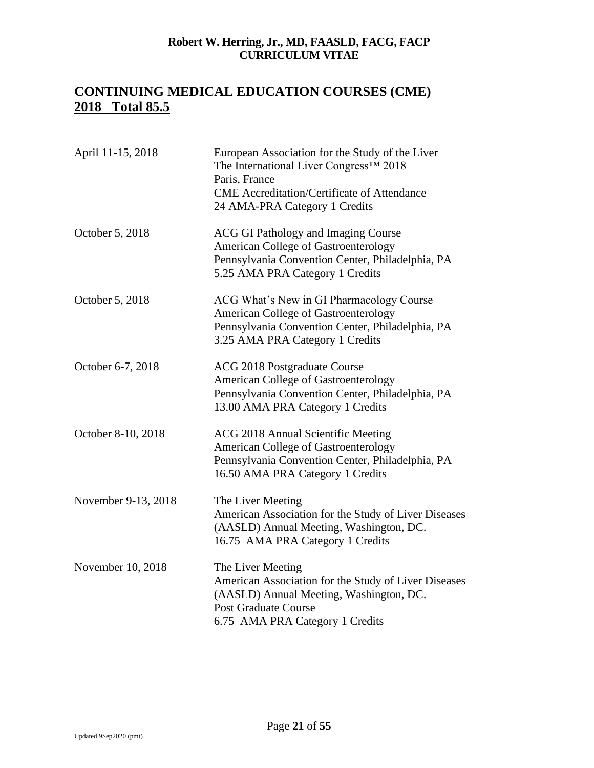## CONTINUING MEDICAL EDUCATION COURSES (CME)

## 2018 Total 85.5

| | |
|---|---|
| April 11-15, 2018 | European Association for the Study of the Liver<br>The International Liver Congress™ 2018<br>Paris, France<br>CME Accreditation/Certificate of Attendance<br>24 AMA-PRA Category 1 Credits |
| October 5, 2018 | ACG GI Pathology and Imaging Course<br>American College of Gastroenterology<br>Pennsylvania Convention Center, Philadelphia, PA<br>5.25 AMA PRA Category 1 Credits |
| October 5, 2018 | ACG What's New in GI Pharmacology Course<br>American College of Gastroenterology<br>Pennsylvania Convention Center, Philadelphia, PA<br>3.25 AMA PRA Category 1 Credits |
| October 6-7, 2018 | ACG 2018 Postgraduate Course<br>American College of Gastroenterology<br>Pennsylvania Convention Center, Philadelphia, PA<br>13.00 AMA PRA Category 1 Credits |
| October 8-10, 2018 | ACG 2018 Annual Scientific Meeting<br>American College of Gastroenterology<br>Pennsylvania Convention Center, Philadelphia, PA<br>16.50 AMA PRA Category 1 Credits |
| November 9-13, 2018 | The Liver Meeting<br>American Association for the Study of Liver Diseases<br>(AASLD) Annual Meeting, Washington, DC.<br>16.75 AMA PRA Category 1 Credits |
| November 10, 2018 | The Liver Meeting<br>American Association for the Study of Liver Diseases<br>(AASLD) Annual Meeting, Washington, DC.<br>Post Graduate Course<br>6.75 AMA PRA Category 1 Credits |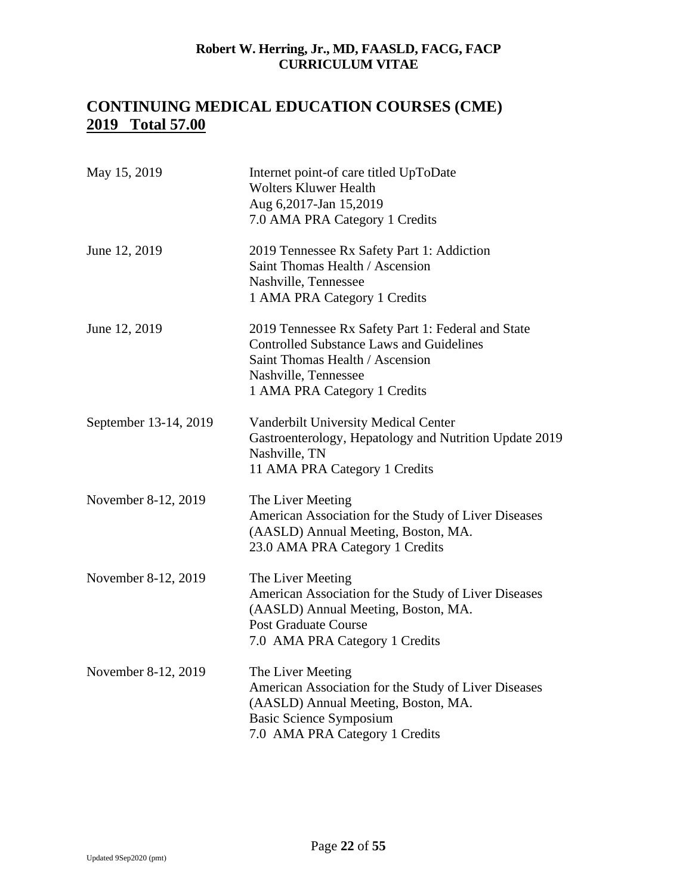## CONTINUING MEDICAL EDUCATION COURSES (CME)

**2019 Total 57.00**

| | |
|---|---|
| May 15, 2019 | Internet point-of care titled UpToDate<br>Wolters Kluwer Health<br>Aug 6,2017-Jan 15,2019<br>7.0 AMA PRA Category 1 Credits |
| June 12, 2019 | 2019 Tennessee Rx Safety Part 1: Addiction<br>Saint Thomas Health / Ascension<br>Nashville, Tennessee<br>1 AMA PRA Category 1 Credits |
| June 12, 2019 | 2019 Tennessee Rx Safety Part 1: Federal and State Controlled Substance Laws and Guidelines<br>Saint Thomas Health / Ascension<br>Nashville, Tennessee<br>1 AMA PRA Category 1 Credits |
| September 13-14, 2019 | Vanderbilt University Medical Center<br>Gastroenterology, Hepatology and Nutrition Update 2019<br>Nashville, TN<br>11 AMA PRA Category 1 Credits |
| November 8-12, 2019 | The Liver Meeting<br>American Association for the Study of Liver Diseases (AASLD) Annual Meeting, Boston, MA.<br>23.0 AMA PRA Category 1 Credits |
| November 8-12, 2019 | The Liver Meeting<br>American Association for the Study of Liver Diseases (AASLD) Annual Meeting, Boston, MA.<br>Post Graduate Course<br>7.0 AMA PRA Category 1 Credits |
| November 8-12, 2019 | The Liver Meeting<br>American Association for the Study of Liver Diseases (AASLD) Annual Meeting, Boston, MA.<br>Basic Science Symposium<br>7.0 AMA PRA Category 1 Credits |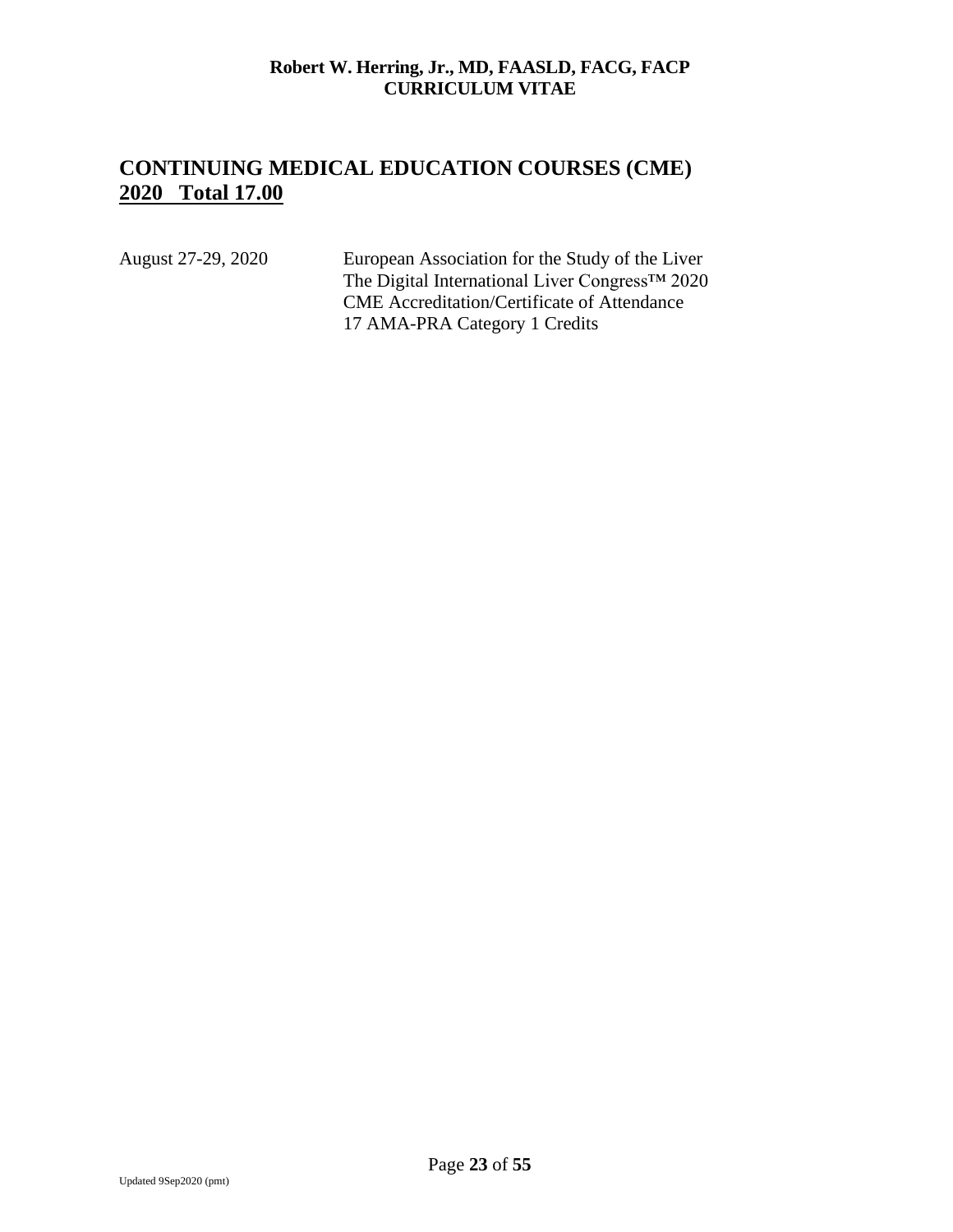## CONTINUING MEDICAL EDUCATION COURSES (CME)

**2020 Total 17.00**

August 27-29, 2020

European Association for the Study of the Liver
The Digital International Liver Congress™ 2020
CME Accreditation/Certificate of Attendance
17 AMA-PRA Category 1 Credits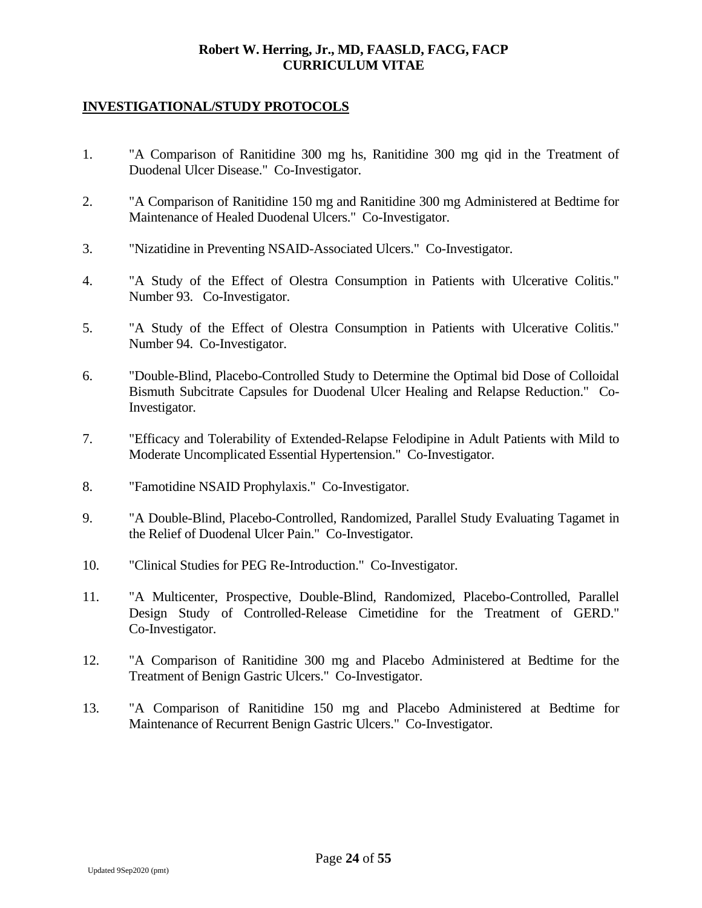## INVESTIGATIONAL/STUDY PROTOCOLS

1. "A Comparison of Ranitidine 300 mg hs, Ranitidine 300 mg qid in the Treatment of Duodenal Ulcer Disease." Co-Investigator.

2. "A Comparison of Ranitidine 150 mg and Ranitidine 300 mg Administered at Bedtime for Maintenance of Healed Duodenal Ulcers." Co-Investigator.

3. "Nizatidine in Preventing NSAID-Associated Ulcers." Co-Investigator.

4. "A Study of the Effect of Olestra Consumption in Patients with Ulcerative Colitis." Number 93. Co-Investigator.

5. "A Study of the Effect of Olestra Consumption in Patients with Ulcerative Colitis." Number 94. Co-Investigator.

6. "Double-Blind, Placebo-Controlled Study to Determine the Optimal bid Dose of Colloidal Bismuth Subcitrate Capsules for Duodenal Ulcer Healing and Relapse Reduction." Co-Investigator.

7. "Efficacy and Tolerability of Extended-Relapse Felodipine in Adult Patients with Mild to Moderate Uncomplicated Essential Hypertension." Co-Investigator.

8. "Famotidine NSAID Prophylaxis." Co-Investigator.

9. "A Double-Blind, Placebo-Controlled, Randomized, Parallel Study Evaluating Tagamet in the Relief of Duodenal Ulcer Pain." Co-Investigator.

10. "Clinical Studies for PEG Re-Introduction." Co-Investigator.

11. "A Multicenter, Prospective, Double-Blind, Randomized, Placebo-Controlled, Parallel Design Study of Controlled-Release Cimetidine for the Treatment of GERD." Co-Investigator.

12. "A Comparison of Ranitidine 300 mg and Placebo Administered at Bedtime for the Treatment of Benign Gastric Ulcers." Co-Investigator.

13. "A Comparison of Ranitidine 150 mg and Placebo Administered at Bedtime for Maintenance of Recurrent Benign Gastric Ulcers." Co-Investigator.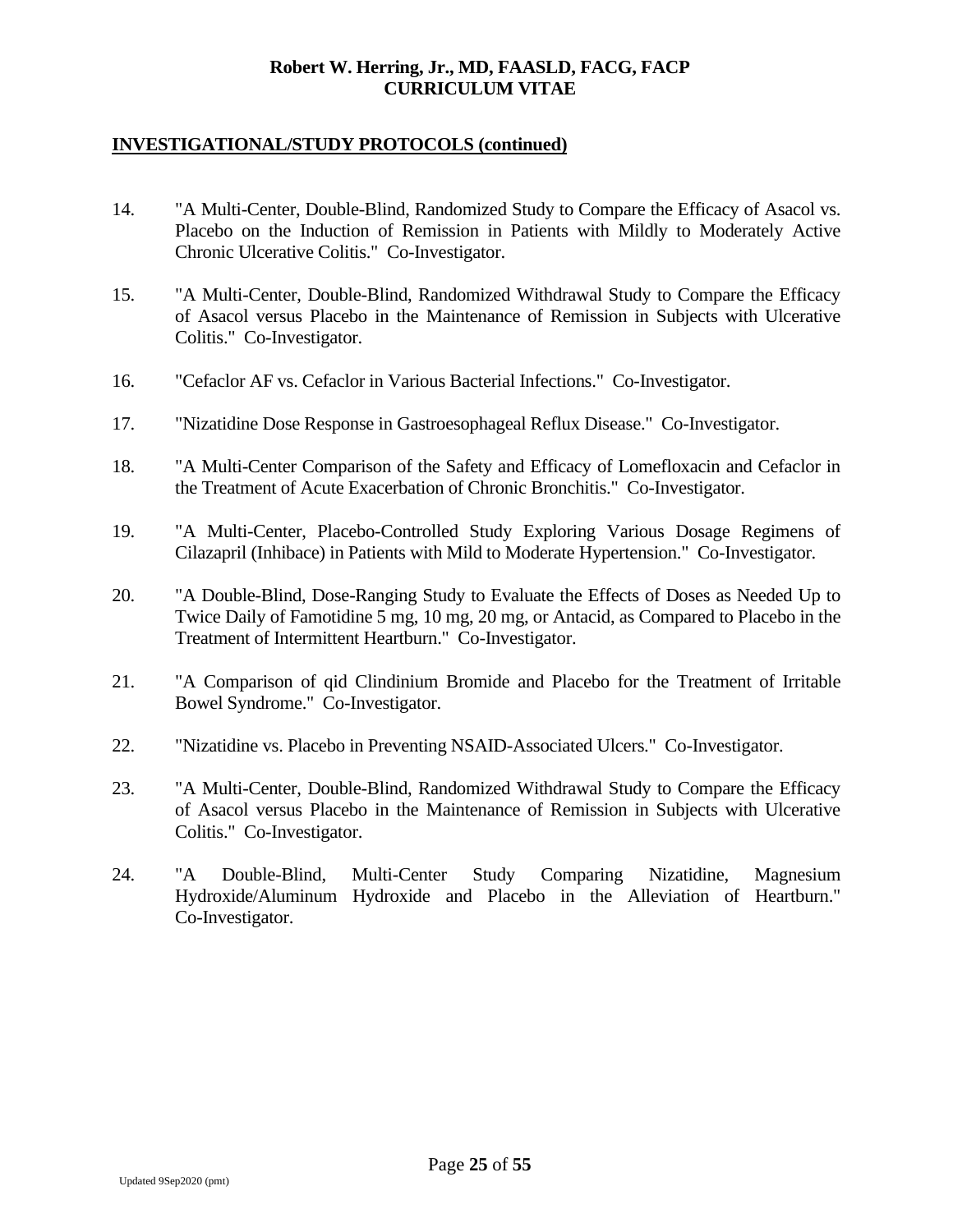## INVESTIGATIONAL/STUDY PROTOCOLS (continued)

14. "A Multi-Center, Double-Blind, Randomized Study to Compare the Efficacy of Asacol vs. Placebo on the Induction of Remission in Patients with Mildly to Moderately Active Chronic Ulcerative Colitis." Co-Investigator.

15. "A Multi-Center, Double-Blind, Randomized Withdrawal Study to Compare the Efficacy of Asacol versus Placebo in the Maintenance of Remission in Subjects with Ulcerative Colitis." Co-Investigator.

16. "Cefaclor AF vs. Cefaclor in Various Bacterial Infections." Co-Investigator.

17. "Nizatidine Dose Response in Gastroesophageal Reflux Disease." Co-Investigator.

18. "A Multi-Center Comparison of the Safety and Efficacy of Lomefloxacin and Cefaclor in the Treatment of Acute Exacerbation of Chronic Bronchitis." Co-Investigator.

19. "A Multi-Center, Placebo-Controlled Study Exploring Various Dosage Regimens of Cilazapril (Inhibace) in Patients with Mild to Moderate Hypertension." Co-Investigator.

20. "A Double-Blind, Dose-Ranging Study to Evaluate the Effects of Doses as Needed Up to Twice Daily of Famotidine 5 mg, 10 mg, 20 mg, or Antacid, as Compared to Placebo in the Treatment of Intermittent Heartburn." Co-Investigator.

21. "A Comparison of qid Clindinium Bromide and Placebo for the Treatment of Irritable Bowel Syndrome." Co-Investigator.

22. "Nizatidine vs. Placebo in Preventing NSAID-Associated Ulcers." Co-Investigator.

23. "A Multi-Center, Double-Blind, Randomized Withdrawal Study to Compare the Efficacy of Asacol versus Placebo in the Maintenance of Remission in Subjects with Ulcerative Colitis." Co-Investigator.

24. "A Double-Blind, Multi-Center Study Comparing Nizatidine, Magnesium Hydroxide/Aluminum Hydroxide and Placebo in the Alleviation of Heartburn." Co-Investigator.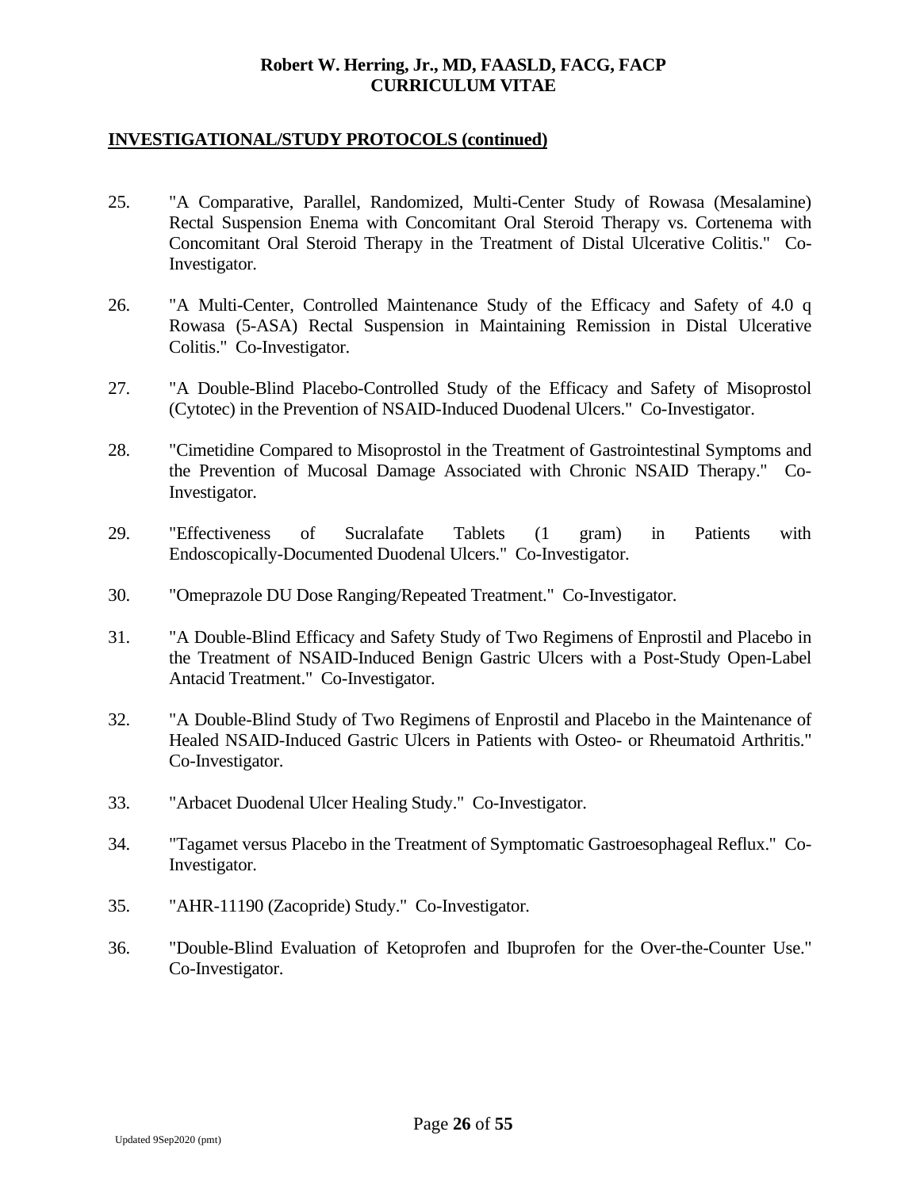## INVESTIGATIONAL/STUDY PROTOCOLS (continued)

25. "A Comparative, Parallel, Randomized, Multi-Center Study of Rowasa (Mesalamine) Rectal Suspension Enema with Concomitant Oral Steroid Therapy vs. Cortenema with Concomitant Oral Steroid Therapy in the Treatment of Distal Ulcerative Colitis." Co-Investigator.

26. "A Multi-Center, Controlled Maintenance Study of the Efficacy and Safety of 4.0 q Rowasa (5-ASA) Rectal Suspension in Maintaining Remission in Distal Ulcerative Colitis." Co-Investigator.

27. "A Double-Blind Placebo-Controlled Study of the Efficacy and Safety of Misoprostol (Cytotec) in the Prevention of NSAID-Induced Duodenal Ulcers." Co-Investigator.

28. "Cimetidine Compared to Misoprostol in the Treatment of Gastrointestinal Symptoms and the Prevention of Mucosal Damage Associated with Chronic NSAID Therapy." Co-Investigator.

29. "Effectiveness of Sucralafate Tablets (1 gram) in Patients with Endoscopically-Documented Duodenal Ulcers." Co-Investigator.

30. "Omeprazole DU Dose Ranging/Repeated Treatment." Co-Investigator.

31. "A Double-Blind Efficacy and Safety Study of Two Regimens of Enprostil and Placebo in the Treatment of NSAID-Induced Benign Gastric Ulcers with a Post-Study Open-Label Antacid Treatment." Co-Investigator.

32. "A Double-Blind Study of Two Regimens of Enprostil and Placebo in the Maintenance of Healed NSAID-Induced Gastric Ulcers in Patients with Osteo- or Rheumatoid Arthritis." Co-Investigator.

33. "Arbacet Duodenal Ulcer Healing Study." Co-Investigator.

34. "Tagamet versus Placebo in the Treatment of Symptomatic Gastroesophageal Reflux." Co-Investigator.

35. "AHR-11190 (Zacopride) Study." Co-Investigator.

36. "Double-Blind Evaluation of Ketoprofen and Ibuprofen for the Over-the-Counter Use." Co-Investigator.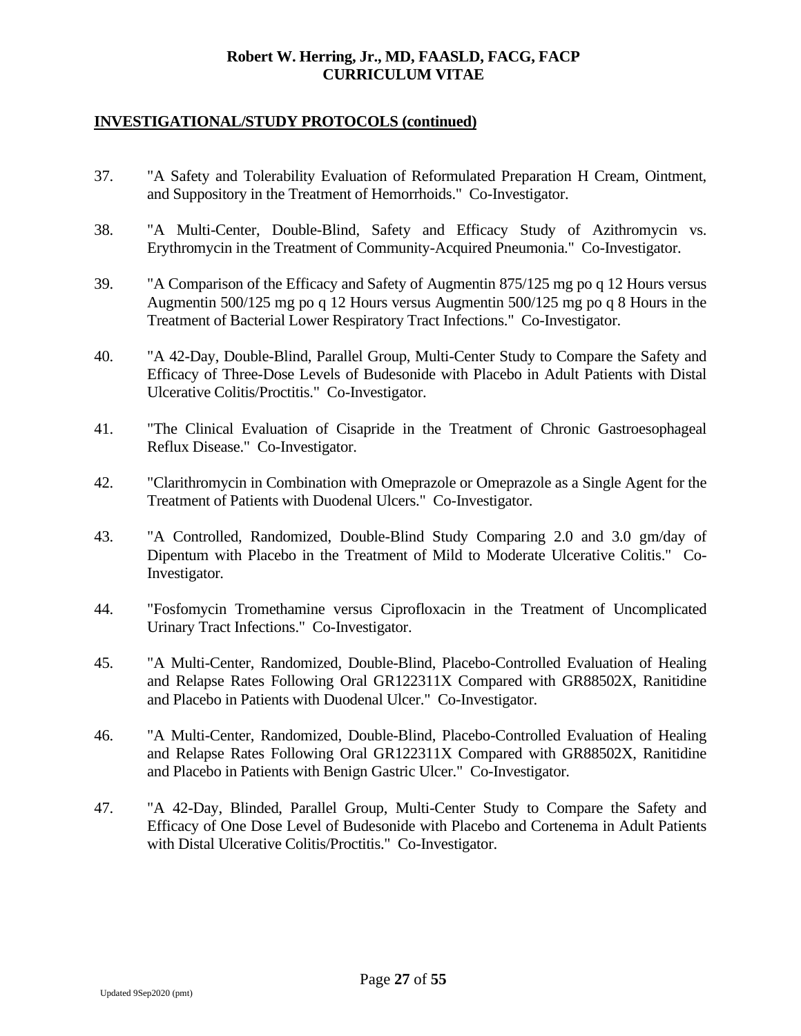## INVESTIGATIONAL/STUDY PROTOCOLS (continued)

37. "A Safety and Tolerability Evaluation of Reformulated Preparation H Cream, Ointment, and Suppository in the Treatment of Hemorrhoids." Co-Investigator.

38. "A Multi-Center, Double-Blind, Safety and Efficacy Study of Azithromycin vs. Erythromycin in the Treatment of Community-Acquired Pneumonia." Co-Investigator.

39. "A Comparison of the Efficacy and Safety of Augmentin 875/125 mg po q 12 Hours versus Augmentin 500/125 mg po q 12 Hours versus Augmentin 500/125 mg po q 8 Hours in the Treatment of Bacterial Lower Respiratory Tract Infections." Co-Investigator.

40. "A 42-Day, Double-Blind, Parallel Group, Multi-Center Study to Compare the Safety and Efficacy of Three-Dose Levels of Budesonide with Placebo in Adult Patients with Distal Ulcerative Colitis/Proctitis." Co-Investigator.

41. "The Clinical Evaluation of Cisapride in the Treatment of Chronic Gastroesophageal Reflux Disease." Co-Investigator.

42. "Clarithromycin in Combination with Omeprazole or Omeprazole as a Single Agent for the Treatment of Patients with Duodenal Ulcers." Co-Investigator.

43. "A Controlled, Randomized, Double-Blind Study Comparing 2.0 and 3.0 gm/day of Dipentum with Placebo in the Treatment of Mild to Moderate Ulcerative Colitis." Co-Investigator.

44. "Fosfomycin Tromethamine versus Ciprofloxacin in the Treatment of Uncomplicated Urinary Tract Infections." Co-Investigator.

45. "A Multi-Center, Randomized, Double-Blind, Placebo-Controlled Evaluation of Healing and Relapse Rates Following Oral GR122311X Compared with GR88502X, Ranitidine and Placebo in Patients with Duodenal Ulcer." Co-Investigator.

46. "A Multi-Center, Randomized, Double-Blind, Placebo-Controlled Evaluation of Healing and Relapse Rates Following Oral GR122311X Compared with GR88502X, Ranitidine and Placebo in Patients with Benign Gastric Ulcer." Co-Investigator.

47. "A 42-Day, Blinded, Parallel Group, Multi-Center Study to Compare the Safety and Efficacy of One Dose Level of Budesonide with Placebo and Cortenema in Adult Patients with Distal Ulcerative Colitis/Proctitis." Co-Investigator.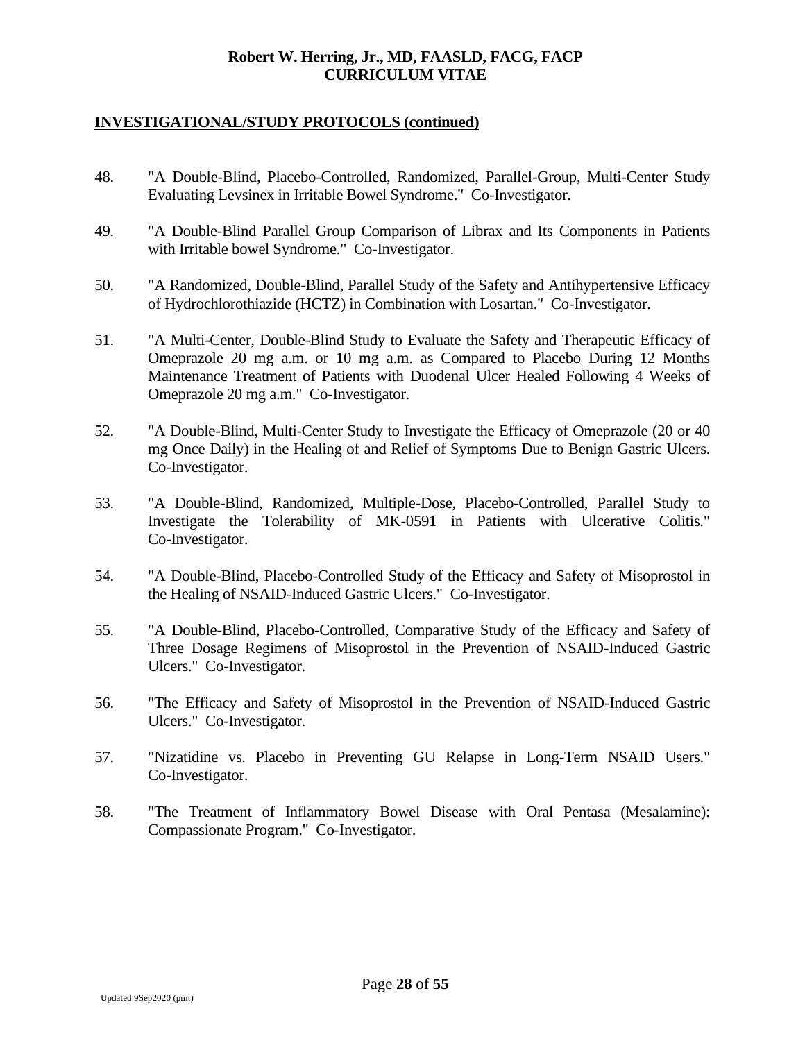## INVESTIGATIONAL/STUDY PROTOCOLS (continued)

48. "A Double-Blind, Placebo-Controlled, Randomized, Parallel-Group, Multi-Center Study Evaluating Levsinex in Irritable Bowel Syndrome." Co-Investigator.

49. "A Double-Blind Parallel Group Comparison of Librax and Its Components in Patients with Irritable bowel Syndrome." Co-Investigator.

50. "A Randomized, Double-Blind, Parallel Study of the Safety and Antihypertensive Efficacy of Hydrochlorothiazide (HCTZ) in Combination with Losartan." Co-Investigator.

51. "A Multi-Center, Double-Blind Study to Evaluate the Safety and Therapeutic Efficacy of Omeprazole 20 mg a.m. or 10 mg a.m. as Compared to Placebo During 12 Months Maintenance Treatment of Patients with Duodenal Ulcer Healed Following 4 Weeks of Omeprazole 20 mg a.m." Co-Investigator.

52. "A Double-Blind, Multi-Center Study to Investigate the Efficacy of Omeprazole (20 or 40 mg Once Daily) in the Healing of and Relief of Symptoms Due to Benign Gastric Ulcers. Co-Investigator.

53. "A Double-Blind, Randomized, Multiple-Dose, Placebo-Controlled, Parallel Study to Investigate the Tolerability of MK-0591 in Patients with Ulcerative Colitis." Co-Investigator.

54. "A Double-Blind, Placebo-Controlled Study of the Efficacy and Safety of Misoprostol in the Healing of NSAID-Induced Gastric Ulcers." Co-Investigator.

55. "A Double-Blind, Placebo-Controlled, Comparative Study of the Efficacy and Safety of Three Dosage Regimens of Misoprostol in the Prevention of NSAID-Induced Gastric Ulcers." Co-Investigator.

56. "The Efficacy and Safety of Misoprostol in the Prevention of NSAID-Induced Gastric Ulcers." Co-Investigator.

57. "Nizatidine vs. Placebo in Preventing GU Relapse in Long-Term NSAID Users." Co-Investigator.

58. "The Treatment of Inflammatory Bowel Disease with Oral Pentasa (Mesalamine): Compassionate Program." Co-Investigator.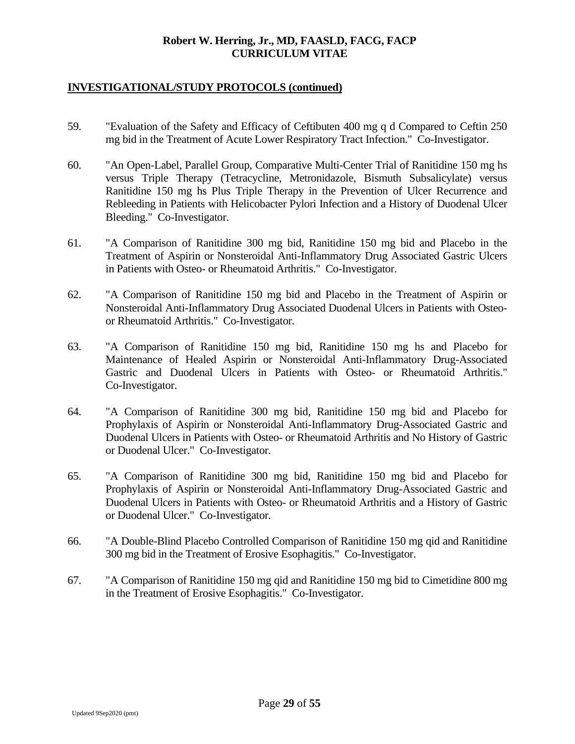## INVESTIGATIONAL/STUDY PROTOCOLS (continued)

59. "Evaluation of the Safety and Efficacy of Ceftibuten 400 mg q d Compared to Ceftin 250 mg bid in the Treatment of Acute Lower Respiratory Tract Infection." Co-Investigator.

60. "An Open-Label, Parallel Group, Comparative Multi-Center Trial of Ranitidine 150 mg hs versus Triple Therapy (Tetracycline, Metronidazole, Bismuth Subsalicylate) versus Ranitidine 150 mg hs Plus Triple Therapy in the Prevention of Ulcer Recurrence and Rebleeding in Patients with Helicobacter Pylori Infection and a History of Duodenal Ulcer Bleeding." Co-Investigator.

61. "A Comparison of Ranitidine 300 mg bid, Ranitidine 150 mg bid and Placebo in the Treatment of Aspirin or Nonsteroidal Anti-Inflammatory Drug Associated Gastric Ulcers in Patients with Osteo- or Rheumatoid Arthritis." Co-Investigator.

62. "A Comparison of Ranitidine 150 mg bid and Placebo in the Treatment of Aspirin or Nonsteroidal Anti-Inflammatory Drug Associated Duodenal Ulcers in Patients with Osteo- or Rheumatoid Arthritis." Co-Investigator.

63. "A Comparison of Ranitidine 150 mg bid, Ranitidine 150 mg hs and Placebo for Maintenance of Healed Aspirin or Nonsteroidal Anti-Inflammatory Drug-Associated Gastric and Duodenal Ulcers in Patients with Osteo- or Rheumatoid Arthritis." Co-Investigator.

64. "A Comparison of Ranitidine 300 mg bid, Ranitidine 150 mg bid and Placebo for Prophylaxis of Aspirin or Nonsteroidal Anti-Inflammatory Drug-Associated Gastric and Duodenal Ulcers in Patients with Osteo- or Rheumatoid Arthritis and No History of Gastric or Duodenal Ulcer." Co-Investigator.

65. "A Comparison of Ranitidine 300 mg bid, Ranitidine 150 mg bid and Placebo for Prophylaxis of Aspirin or Nonsteroidal Anti-Inflammatory Drug-Associated Gastric and Duodenal Ulcers in Patients with Osteo- or Rheumatoid Arthritis and a History of Gastric or Duodenal Ulcer." Co-Investigator.

66. "A Double-Blind Placebo Controlled Comparison of Ranitidine 150 mg qid and Ranitidine 300 mg bid in the Treatment of Erosive Esophagitis." Co-Investigator.

67. "A Comparison of Ranitidine 150 mg qid and Ranitidine 150 mg bid to Cimetidine 800 mg in the Treatment of Erosive Esophagitis." Co-Investigator.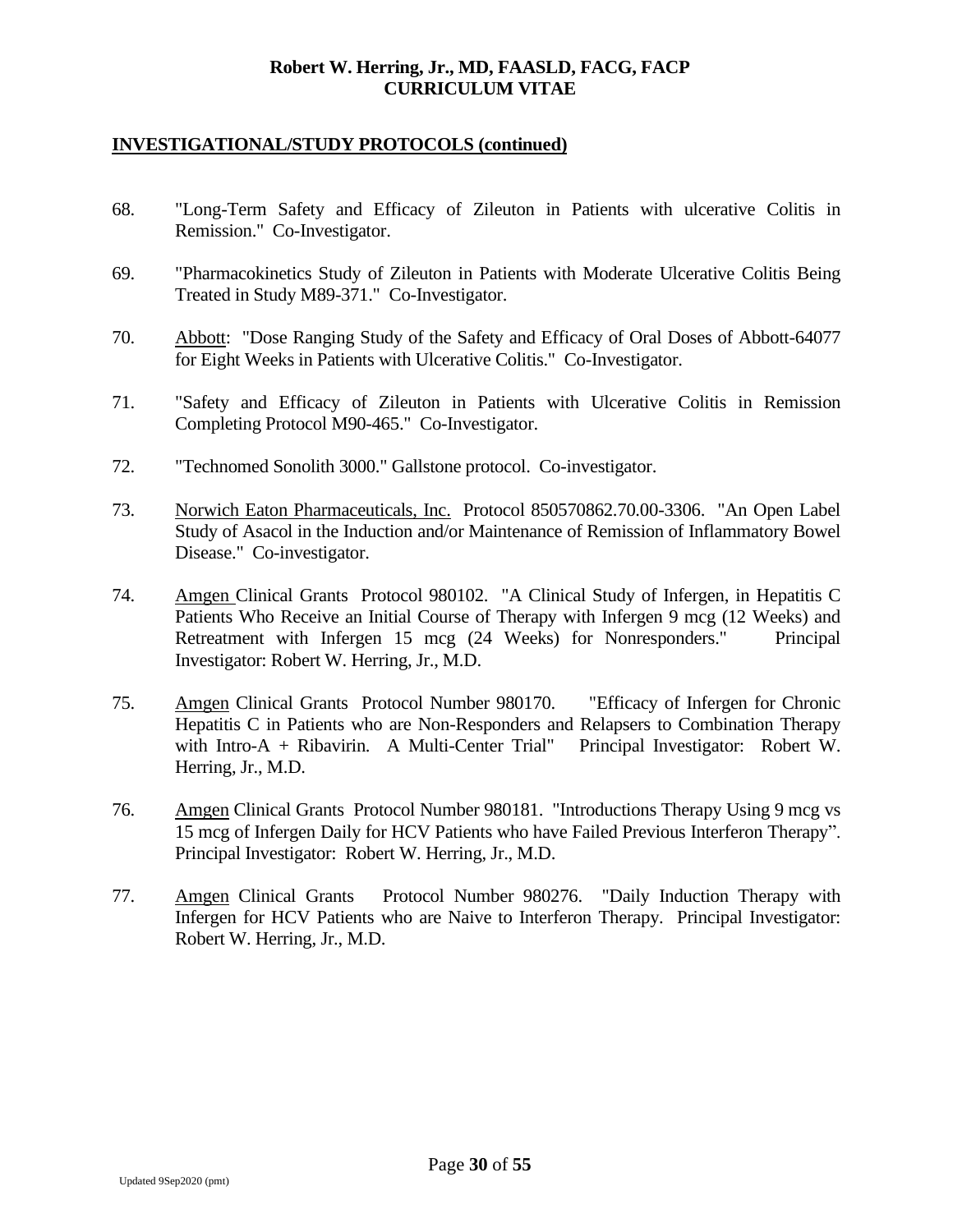## INVESTIGATIONAL/STUDY PROTOCOLS (continued)

68. "Long-Term Safety and Efficacy of Zileuton in Patients with ulcerative Colitis in Remission." Co-Investigator.

69. "Pharmacokinetics Study of Zileuton in Patients with Moderate Ulcerative Colitis Being Treated in Study M89-371." Co-Investigator.

70. Abbott: "Dose Ranging Study of the Safety and Efficacy of Oral Doses of Abbott-64077 for Eight Weeks in Patients with Ulcerative Colitis." Co-Investigator.

71. "Safety and Efficacy of Zileuton in Patients with Ulcerative Colitis in Remission Completing Protocol M90-465." Co-Investigator.

72. "Technomed Sonolith 3000." Gallstone protocol. Co-investigator.

73. Norwich Eaton Pharmaceuticals, Inc. Protocol 850570862.70.00-3306. "An Open Label Study of Asacol in the Induction and/or Maintenance of Remission of Inflammatory Bowel Disease." Co-investigator.

74. Amgen Clinical Grants Protocol 980102. "A Clinical Study of Infergen, in Hepatitis C Patients Who Receive an Initial Course of Therapy with Infergen 9 mcg (12 Weeks) and Retreatment with Infergen 15 mcg (24 Weeks) for Nonresponders." Principal Investigator: Robert W. Herring, Jr., M.D.

75. Amgen Clinical Grants Protocol Number 980170. "Efficacy of Infergen for Chronic Hepatitis C in Patients who are Non-Responders and Relapsers to Combination Therapy with Intro-A + Ribavirin. A Multi-Center Trial" Principal Investigator: Robert W. Herring, Jr., M.D.

76. Amgen Clinical Grants Protocol Number 980181. "Introductions Therapy Using 9 mcg vs 15 mcg of Infergen Daily for HCV Patients who have Failed Previous Interferon Therapy". Principal Investigator: Robert W. Herring, Jr., M.D.

77. Amgen Clinical Grants Protocol Number 980276. "Daily Induction Therapy with Infergen for HCV Patients who are Naive to Interferon Therapy. Principal Investigator: Robert W. Herring, Jr., M.D.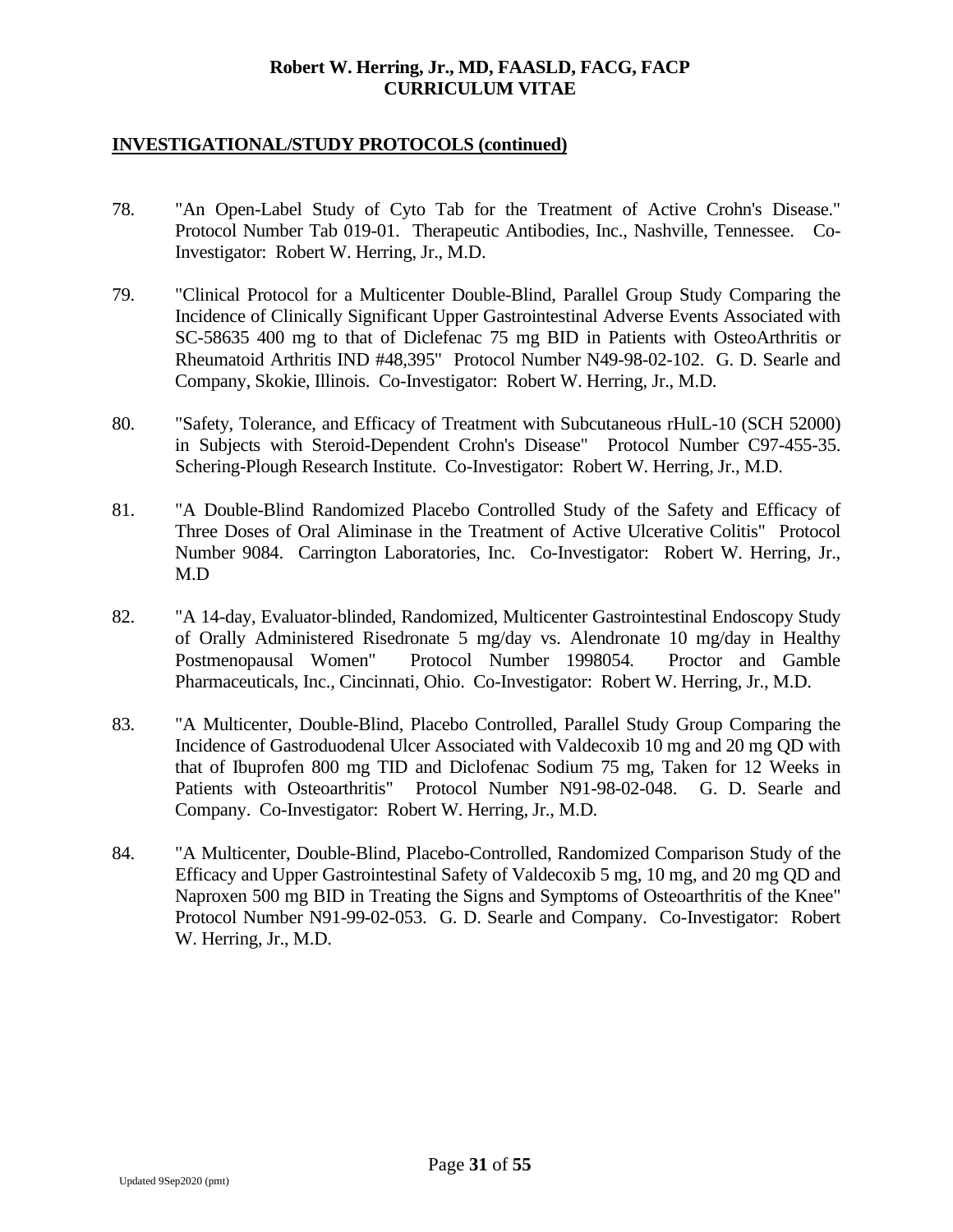## INVESTIGATIONAL/STUDY PROTOCOLS (continued)

78. "An Open-Label Study of Cyto Tab for the Treatment of Active Crohn's Disease." Protocol Number Tab 019-01. Therapeutic Antibodies, Inc., Nashville, Tennessee. Co-Investigator: Robert W. Herring, Jr., M.D.

79. "Clinical Protocol for a Multicenter Double-Blind, Parallel Group Study Comparing the Incidence of Clinically Significant Upper Gastrointestinal Adverse Events Associated with SC-58635 400 mg to that of Diclefenac 75 mg BID in Patients with OsteoArthritis or Rheumatoid Arthritis IND #48,395" Protocol Number N49-98-02-102. G. D. Searle and Company, Skokie, Illinois. Co-Investigator: Robert W. Herring, Jr., M.D.

80. "Safety, Tolerance, and Efficacy of Treatment with Subcutaneous rHulL-10 (SCH 52000) in Subjects with Steroid-Dependent Crohn's Disease" Protocol Number C97-455-35. Schering-Plough Research Institute. Co-Investigator: Robert W. Herring, Jr., M.D.

81. "A Double-Blind Randomized Placebo Controlled Study of the Safety and Efficacy of Three Doses of Oral Aliminase in the Treatment of Active Ulcerative Colitis" Protocol Number 9084. Carrington Laboratories, Inc. Co-Investigator: Robert W. Herring, Jr., M.D

82. "A 14-day, Evaluator-blinded, Randomized, Multicenter Gastrointestinal Endoscopy Study of Orally Administered Risedronate 5 mg/day vs. Alendronate 10 mg/day in Healthy Postmenopausal Women" Protocol Number 1998054. Proctor and Gamble Pharmaceuticals, Inc., Cincinnati, Ohio. Co-Investigator: Robert W. Herring, Jr., M.D.

83. "A Multicenter, Double-Blind, Placebo Controlled, Parallel Study Group Comparing the Incidence of Gastroduodenal Ulcer Associated with Valdecoxib 10 mg and 20 mg QD with that of Ibuprofen 800 mg TID and Diclofenac Sodium 75 mg, Taken for 12 Weeks in Patients with Osteoarthritis" Protocol Number N91-98-02-048. G. D. Searle and Company. Co-Investigator: Robert W. Herring, Jr., M.D.

84. "A Multicenter, Double-Blind, Placebo-Controlled, Randomized Comparison Study of the Efficacy and Upper Gastrointestinal Safety of Valdecoxib 5 mg, 10 mg, and 20 mg QD and Naproxen 500 mg BID in Treating the Signs and Symptoms of Osteoarthritis of the Knee" Protocol Number N91-99-02-053. G. D. Searle and Company. Co-Investigator: Robert W. Herring, Jr., M.D.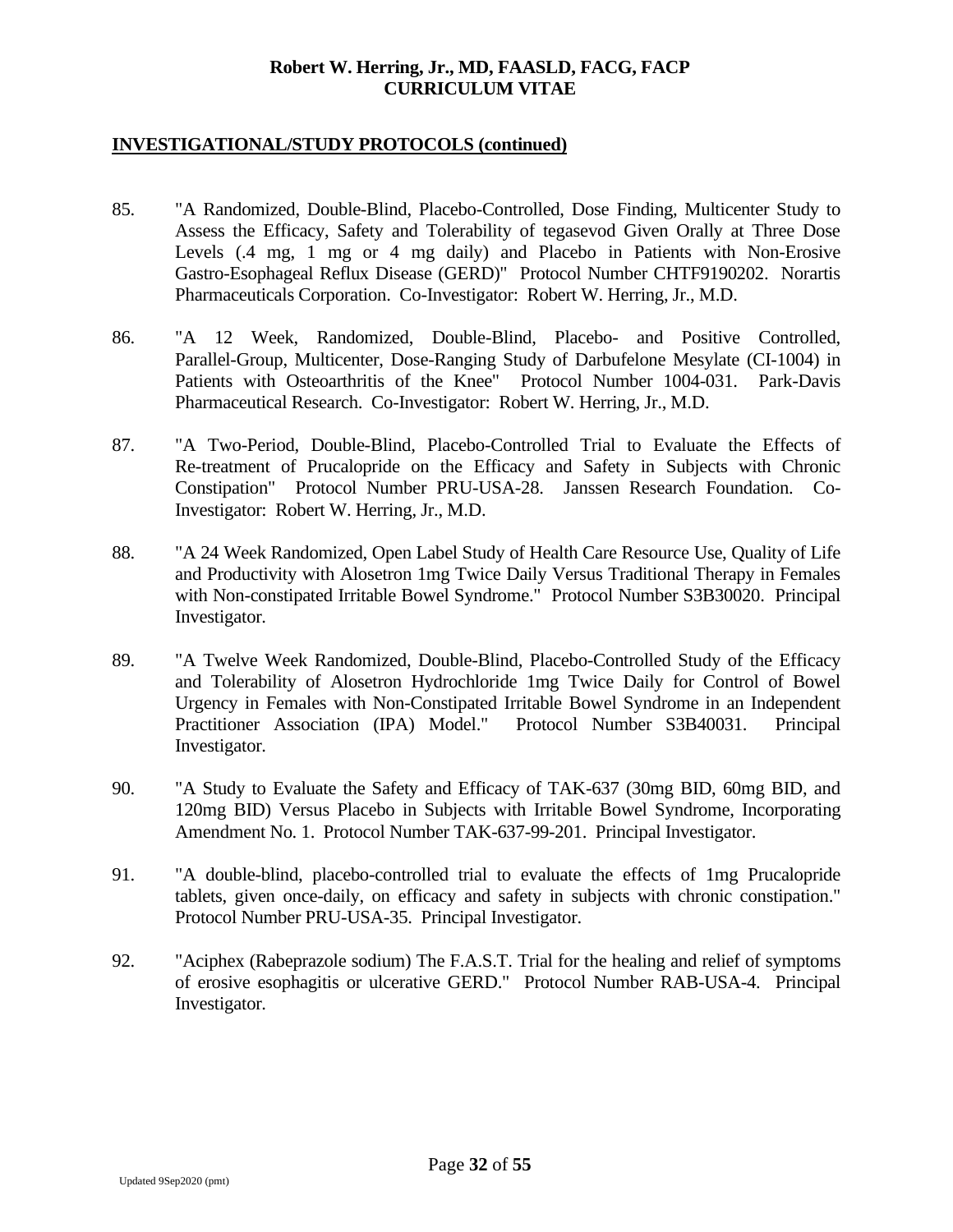## INVESTIGATIONAL/STUDY PROTOCOLS (continued)

85. "A Randomized, Double-Blind, Placebo-Controlled, Dose Finding, Multicenter Study to Assess the Efficacy, Safety and Tolerability of tegasevod Given Orally at Three Dose Levels (.4 mg, 1 mg or 4 mg daily) and Placebo in Patients with Non-Erosive Gastro-Esophageal Reflux Disease (GERD)" Protocol Number CHTF9190202. Norartis Pharmaceuticals Corporation. Co-Investigator: Robert W. Herring, Jr., M.D.

86. "A 12 Week, Randomized, Double-Blind, Placebo- and Positive Controlled, Parallel-Group, Multicenter, Dose-Ranging Study of Darbufelone Mesylate (CI-1004) in Patients with Osteoarthritis of the Knee" Protocol Number 1004-031. Park-Davis Pharmaceutical Research. Co-Investigator: Robert W. Herring, Jr., M.D.

87. "A Two-Period, Double-Blind, Placebo-Controlled Trial to Evaluate the Effects of Re-treatment of Prucalopride on the Efficacy and Safety in Subjects with Chronic Constipation" Protocol Number PRU-USA-28. Janssen Research Foundation. Co-Investigator: Robert W. Herring, Jr., M.D.

88. "A 24 Week Randomized, Open Label Study of Health Care Resource Use, Quality of Life and Productivity with Alosetron 1mg Twice Daily Versus Traditional Therapy in Females with Non-constipated Irritable Bowel Syndrome." Protocol Number S3B30020. Principal Investigator.

89. "A Twelve Week Randomized, Double-Blind, Placebo-Controlled Study of the Efficacy and Tolerability of Alosetron Hydrochloride 1mg Twice Daily for Control of Bowel Urgency in Females with Non-Constipated Irritable Bowel Syndrome in an Independent Practitioner Association (IPA) Model." Protocol Number S3B40031. Principal Investigator.

90. "A Study to Evaluate the Safety and Efficacy of TAK-637 (30mg BID, 60mg BID, and 120mg BID) Versus Placebo in Subjects with Irritable Bowel Syndrome, Incorporating Amendment No. 1. Protocol Number TAK-637-99-201. Principal Investigator.

91. "A double-blind, placebo-controlled trial to evaluate the effects of 1mg Prucalopride tablets, given once-daily, on efficacy and safety in subjects with chronic constipation." Protocol Number PRU-USA-35. Principal Investigator.

92. "Aciphex (Rabeprazole sodium) The F.A.S.T. Trial for the healing and relief of symptoms of erosive esophagitis or ulcerative GERD." Protocol Number RAB-USA-4. Principal Investigator.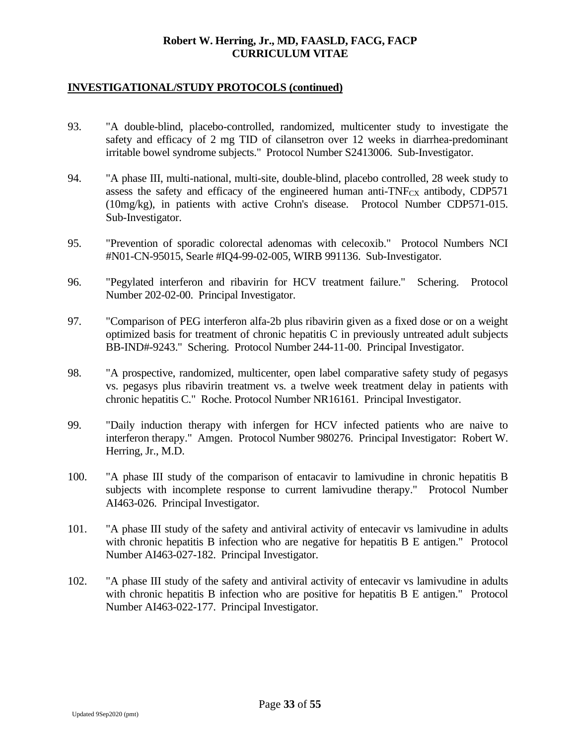## INVESTIGATIONAL/STUDY PROTOCOLS (continued)

93. "A double-blind, placebo-controlled, randomized, multicenter study to investigate the safety and efficacy of 2 mg TID of cilansetron over 12 weeks in diarrhea-predominant irritable bowel syndrome subjects." Protocol Number S2413006. Sub-Investigator.

94. "A phase III, multi-national, multi-site, double-blind, placebo controlled, 28 week study to assess the safety and efficacy of the engineered human anti-$TNF_{CX}$ antibody, CDP571 (10mg/kg), in patients with active Crohn's disease. Protocol Number CDP571-015. Sub-Investigator.

95. "Prevention of sporadic colorectal adenomas with celecoxib." Protocol Numbers NCI #N01-CN-95015, Searle #IQ4-99-02-005, WIRB 991136. Sub-Investigator.

96. "Pegylated interferon and ribavirin for HCV treatment failure." Schering. Protocol Number 202-02-00. Principal Investigator.

97. "Comparison of PEG interferon alfa-2b plus ribavirin given as a fixed dose or on a weight optimized basis for treatment of chronic hepatitis C in previously untreated adult subjects BB-IND#-9243." Schering. Protocol Number 244-11-00. Principal Investigator.

98. "A prospective, randomized, multicenter, open label comparative safety study of pegasys vs. pegasys plus ribavirin treatment vs. a twelve week treatment delay in patients with chronic hepatitis C." Roche. Protocol Number NR16161. Principal Investigator.

99. "Daily induction therapy with infergen for HCV infected patients who are naive to interferon therapy." Amgen. Protocol Number 980276. Principal Investigator: Robert W. Herring, Jr., M.D.

100. "A phase III study of the comparison of entacavir to lamivudine in chronic hepatitis B subjects with incomplete response to current lamivudine therapy." Protocol Number AI463-026. Principal Investigator.

101. "A phase III study of the safety and antiviral activity of entecavir vs lamivudine in adults with chronic hepatitis B infection who are negative for hepatitis B E antigen." Protocol Number AI463-027-182. Principal Investigator.

102. "A phase III study of the safety and antiviral activity of entecavir vs lamivudine in adults with chronic hepatitis B infection who are positive for hepatitis B E antigen." Protocol Number AI463-022-177. Principal Investigator.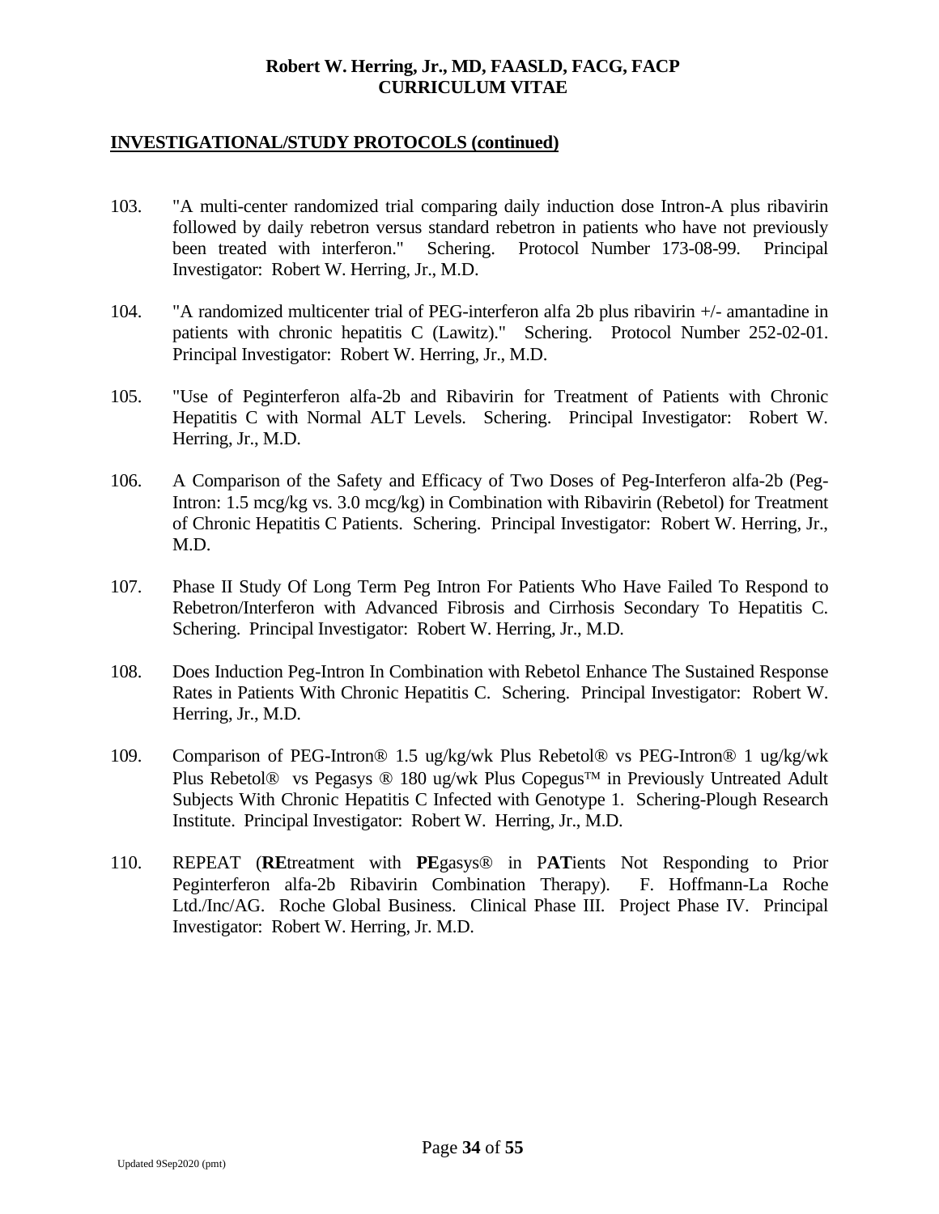## INVESTIGATIONAL/STUDY PROTOCOLS (continued)

103. "A multi-center randomized trial comparing daily induction dose Intron-A plus ribavirin followed by daily rebetron versus standard rebetron in patients who have not previously been treated with interferon." Schering. Protocol Number 173-08-99. Principal Investigator: Robert W. Herring, Jr., M.D.

104. "A randomized multicenter trial of PEG-interferon alfa 2b plus ribavirin +/- amantadine in patients with chronic hepatitis C (Lawitz)." Schering. Protocol Number 252-02-01. Principal Investigator: Robert W. Herring, Jr., M.D.

105. "Use of Peginterferon alfa-2b and Ribavirin for Treatment of Patients with Chronic Hepatitis C with Normal ALT Levels. Schering. Principal Investigator: Robert W. Herring, Jr., M.D.

106. A Comparison of the Safety and Efficacy of Two Doses of Peg-Interferon alfa-2b (Peg-Intron: 1.5 mcg/kg vs. 3.0 mcg/kg) in Combination with Ribavirin (Rebetol) for Treatment of Chronic Hepatitis C Patients. Schering. Principal Investigator: Robert W. Herring, Jr., M.D.

107. Phase II Study Of Long Term Peg Intron For Patients Who Have Failed To Respond to Rebetron/Interferon with Advanced Fibrosis and Cirrhosis Secondary To Hepatitis C. Schering. Principal Investigator: Robert W. Herring, Jr., M.D.

108. Does Induction Peg-Intron In Combination with Rebetol Enhance The Sustained Response Rates in Patients With Chronic Hepatitis C. Schering. Principal Investigator: Robert W. Herring, Jr., M.D.

109. Comparison of PEG-Intron® 1.5 ug/kg/wk Plus Rebetol® vs PEG-Intron® 1 ug/kg/wk Plus Rebetol® vs Pegasys ® 180 ug/wk Plus Copegus™ in Previously Untreated Adult Subjects With Chronic Hepatitis C Infected with Genotype 1. Schering-Plough Research Institute. Principal Investigator: Robert W. Herring, Jr., M.D.

110. REPEAT (**RE**treatment with **PE**gasys® in P**AT**ients Not Responding to Prior Peginterferon alfa-2b Ribavirin Combination Therapy). F. Hoffmann-La Roche Ltd./Inc/AG. Roche Global Business. Clinical Phase III. Project Phase IV. Principal Investigator: Robert W. Herring, Jr. M.D.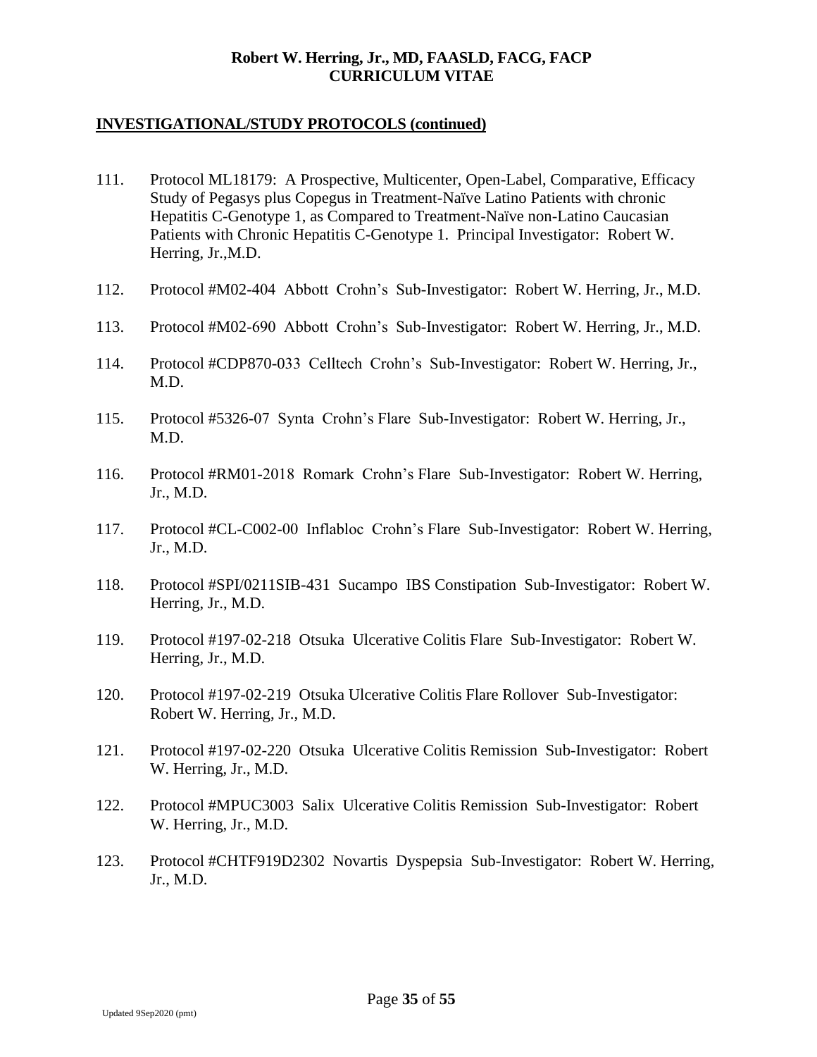## INVESTIGATIONAL/STUDY PROTOCOLS (continued)

111. Protocol ML18179: A Prospective, Multicenter, Open-Label, Comparative, Efficacy Study of Pegasys plus Copegus in Treatment-Naïve Latino Patients with chronic Hepatitis C-Genotype 1, as Compared to Treatment-Naïve non-Latino Caucasian Patients with Chronic Hepatitis C-Genotype 1. Principal Investigator: Robert W. Herring, Jr.,M.D.

112. Protocol #M02-404 Abbott Crohn's Sub-Investigator: Robert W. Herring, Jr., M.D.

113. Protocol #M02-690 Abbott Crohn's Sub-Investigator: Robert W. Herring, Jr., M.D.

114. Protocol #CDP870-033 Celltech Crohn's Sub-Investigator: Robert W. Herring, Jr., M.D.

115. Protocol #5326-07 Synta Crohn's Flare Sub-Investigator: Robert W. Herring, Jr., M.D.

116. Protocol #RM01-2018 Romark Crohn's Flare Sub-Investigator: Robert W. Herring, Jr., M.D.

117. Protocol #CL-C002-00 Inflabloc Crohn's Flare Sub-Investigator: Robert W. Herring, Jr., M.D.

118. Protocol #SPI/0211SIB-431 Sucampo IBS Constipation Sub-Investigator: Robert W. Herring, Jr., M.D.

119. Protocol #197-02-218 Otsuka Ulcerative Colitis Flare Sub-Investigator: Robert W. Herring, Jr., M.D.

120. Protocol #197-02-219 Otsuka Ulcerative Colitis Flare Rollover Sub-Investigator: Robert W. Herring, Jr., M.D.

121. Protocol #197-02-220 Otsuka Ulcerative Colitis Remission Sub-Investigator: Robert W. Herring, Jr., M.D.

122. Protocol #MPUC3003 Salix Ulcerative Colitis Remission Sub-Investigator: Robert W. Herring, Jr., M.D.

123. Protocol #CHTF919D2302 Novartis Dyspepsia Sub-Investigator: Robert W. Herring, Jr., M.D.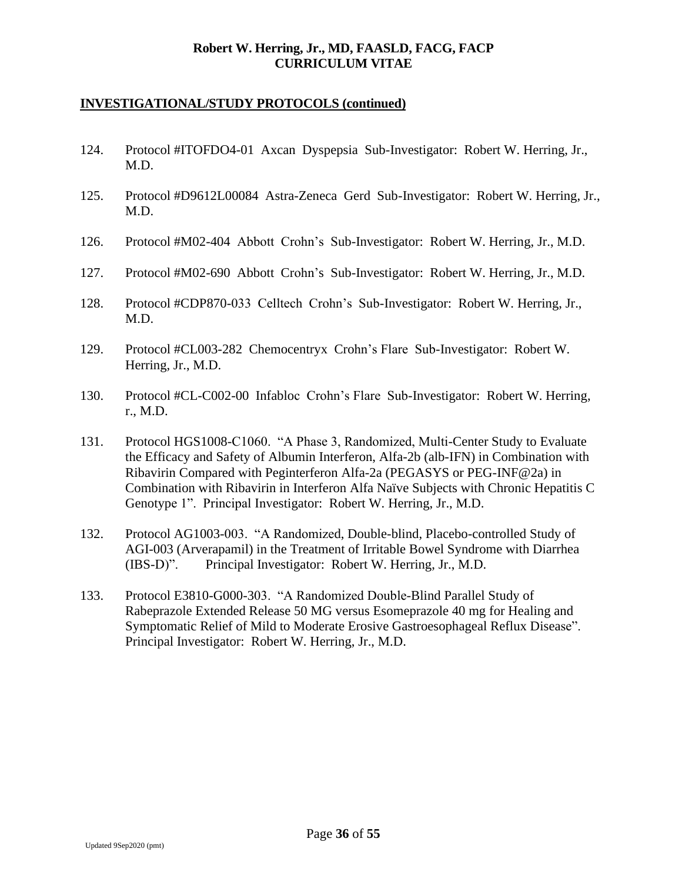## INVESTIGATIONAL/STUDY PROTOCOLS (continued)

124. Protocol #ITOFDO4-01 Axcan Dyspepsia Sub-Investigator: Robert W. Herring, Jr., M.D.

125. Protocol #D9612L00084 Astra-Zeneca Gerd Sub-Investigator: Robert W. Herring, Jr., M.D.

126. Protocol #M02-404 Abbott Crohn's Sub-Investigator: Robert W. Herring, Jr., M.D.

127. Protocol #M02-690 Abbott Crohn's Sub-Investigator: Robert W. Herring, Jr., M.D.

128. Protocol #CDP870-033 Celltech Crohn's Sub-Investigator: Robert W. Herring, Jr., M.D.

129. Protocol #CL003-282 Chemocentryx Crohn's Flare Sub-Investigator: Robert W. Herring, Jr., M.D.

130. Protocol #CL-C002-00 Infabloc Crohn's Flare Sub-Investigator: Robert W. Herring, r., M.D.

131. Protocol HGS1008-C1060. "A Phase 3, Randomized, Multi-Center Study to Evaluate the Efficacy and Safety of Albumin Interferon, Alfa-2b (alb-IFN) in Combination with Ribavirin Compared with Peginterferon Alfa-2a (PEGASYS or PEG-INF@2a) in Combination with Ribavirin in Interferon Alfa Naïve Subjects with Chronic Hepatitis C Genotype 1". Principal Investigator: Robert W. Herring, Jr., M.D.

132. Protocol AG1003-003. "A Randomized, Double-blind, Placebo-controlled Study of AGI-003 (Arverapamil) in the Treatment of Irritable Bowel Syndrome with Diarrhea (IBS-D)". Principal Investigator: Robert W. Herring, Jr., M.D.

133. Protocol E3810-G000-303. "A Randomized Double-Blind Parallel Study of Rabeprazole Extended Release 50 MG versus Esomeprazole 40 mg for Healing and Symptomatic Relief of Mild to Moderate Erosive Gastroesophageal Reflux Disease". Principal Investigator: Robert W. Herring, Jr., M.D.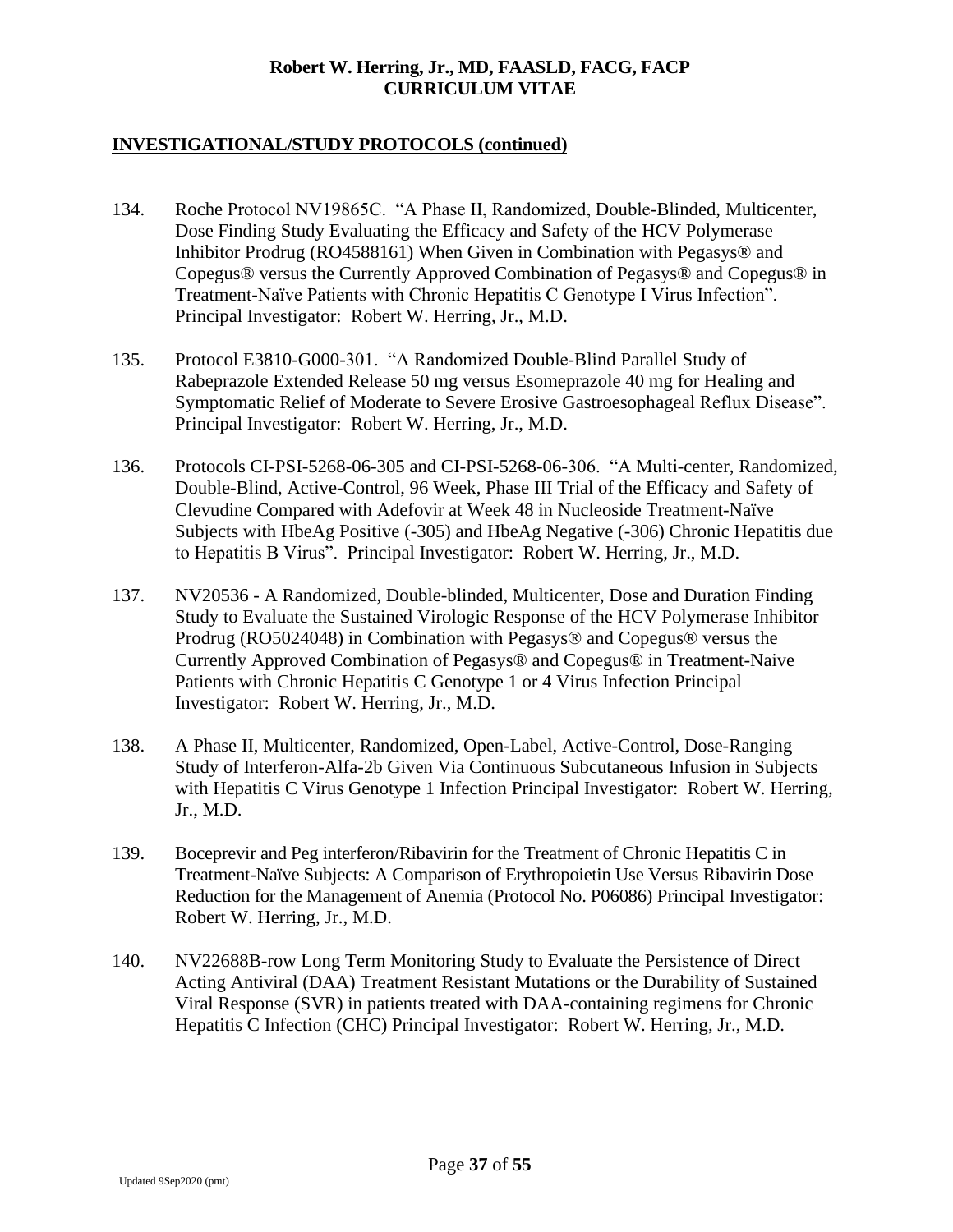## INVESTIGATIONAL/STUDY PROTOCOLS (continued)

134. Roche Protocol NV19865C. "A Phase II, Randomized, Double-Blinded, Multicenter, Dose Finding Study Evaluating the Efficacy and Safety of the HCV Polymerase Inhibitor Prodrug (RO4588161) When Given in Combination with Pegasys® and Copegus® versus the Currently Approved Combination of Pegasys® and Copegus® in Treatment-Naïve Patients with Chronic Hepatitis C Genotype I Virus Infection". Principal Investigator: Robert W. Herring, Jr., M.D.

135. Protocol E3810-G000-301. "A Randomized Double-Blind Parallel Study of Rabeprazole Extended Release 50 mg versus Esomeprazole 40 mg for Healing and Symptomatic Relief of Moderate to Severe Erosive Gastroesophageal Reflux Disease". Principal Investigator: Robert W. Herring, Jr., M.D.

136. Protocols CI-PSI-5268-06-305 and CI-PSI-5268-06-306. "A Multi-center, Randomized, Double-Blind, Active-Control, 96 Week, Phase III Trial of the Efficacy and Safety of Clevudine Compared with Adefovir at Week 48 in Nucleoside Treatment-Naïve Subjects with HbeAg Positive (-305) and HbeAg Negative (-306) Chronic Hepatitis due to Hepatitis B Virus". Principal Investigator: Robert W. Herring, Jr., M.D.

137. NV20536 - A Randomized, Double-blinded, Multicenter, Dose and Duration Finding Study to Evaluate the Sustained Virologic Response of the HCV Polymerase Inhibitor Prodrug (RO5024048) in Combination with Pegasys® and Copegus® versus the Currently Approved Combination of Pegasys® and Copegus® in Treatment-Naive Patients with Chronic Hepatitis C Genotype 1 or 4 Virus Infection Principal Investigator: Robert W. Herring, Jr., M.D.

138. A Phase II, Multicenter, Randomized, Open-Label, Active-Control, Dose-Ranging Study of Interferon-Alfa-2b Given Via Continuous Subcutaneous Infusion in Subjects with Hepatitis C Virus Genotype 1 Infection Principal Investigator: Robert W. Herring, Jr., M.D.

139. Boceprevir and Peg interferon/Ribavirin for the Treatment of Chronic Hepatitis C in Treatment-Naïve Subjects: A Comparison of Erythropoietin Use Versus Ribavirin Dose Reduction for the Management of Anemia (Protocol No. P06086) Principal Investigator: Robert W. Herring, Jr., M.D.

140. NV22688B-row Long Term Monitoring Study to Evaluate the Persistence of Direct Acting Antiviral (DAA) Treatment Resistant Mutations or the Durability of Sustained Viral Response (SVR) in patients treated with DAA-containing regimens for Chronic Hepatitis C Infection (CHC) Principal Investigator: Robert W. Herring, Jr., M.D.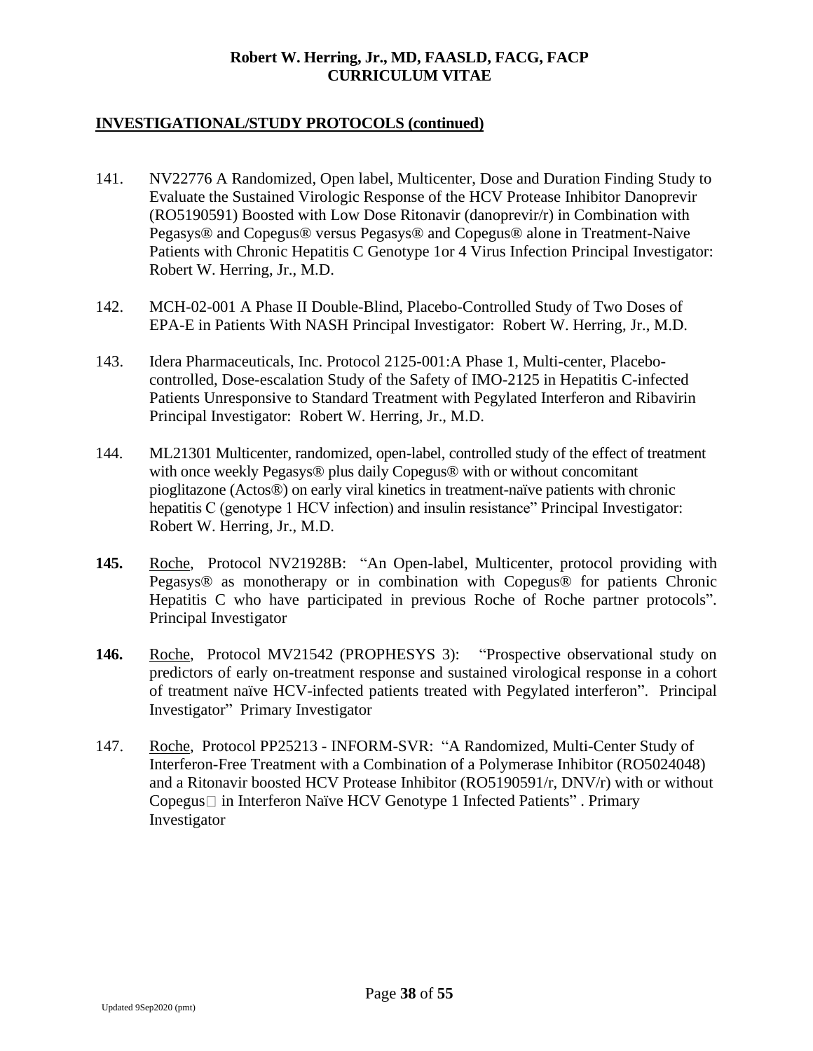## INVESTIGATIONAL/STUDY PROTOCOLS (continued)

141. NV22776 A Randomized, Open label, Multicenter, Dose and Duration Finding Study to Evaluate the Sustained Virologic Response of the HCV Protease Inhibitor Danoprevir (RO5190591) Boosted with Low Dose Ritonavir (danoprevir/r) in Combination with Pegasys® and Copegus® versus Pegasys® and Copegus® alone in Treatment-Naive Patients with Chronic Hepatitis C Genotype 1or 4 Virus Infection Principal Investigator: Robert W. Herring, Jr., M.D.

142. MCH-02-001 A Phase II Double-Blind, Placebo-Controlled Study of Two Doses of EPA-E in Patients With NASH Principal Investigator: Robert W. Herring, Jr., M.D.

143. Idera Pharmaceuticals, Inc. Protocol 2125-001:A Phase 1, Multi-center, Placebo-controlled, Dose-escalation Study of the Safety of IMO-2125 in Hepatitis C-infected Patients Unresponsive to Standard Treatment with Pegylated Interferon and Ribavirin Principal Investigator: Robert W. Herring, Jr., M.D.

144. ML21301 Multicenter, randomized, open-label, controlled study of the effect of treatment with once weekly Pegasys® plus daily Copegus® with or without concomitant pioglitazone (Actos®) on early viral kinetics in treatment-naïve patients with chronic hepatitis C (genotype 1 HCV infection) and insulin resistance" Principal Investigator: Robert W. Herring, Jr., M.D.

**145.** Roche, Protocol NV21928B: "An Open-label, Multicenter, protocol providing with Pegasys® as monotherapy or in combination with Copegus® for patients Chronic Hepatitis C who have participated in previous Roche of Roche partner protocols". Principal Investigator

**146.** Roche, Protocol MV21542 (PROPHESYS 3): "Prospective observational study on predictors of early on-treatment response and sustained virological response in a cohort of treatment naïve HCV-infected patients treated with Pegylated interferon". Principal Investigator" Primary Investigator

147. Roche, Protocol PP25213 - INFORM-SVR: "A Randomized, Multi-Center Study of Interferon-Free Treatment with a Combination of a Polymerase Inhibitor (RO5024048) and a Ritonavir boosted HCV Protease Inhibitor (RO5190591/r, DNV/r) with or without Copegus in Interferon Naïve HCV Genotype 1 Infected Patients" . Primary Investigator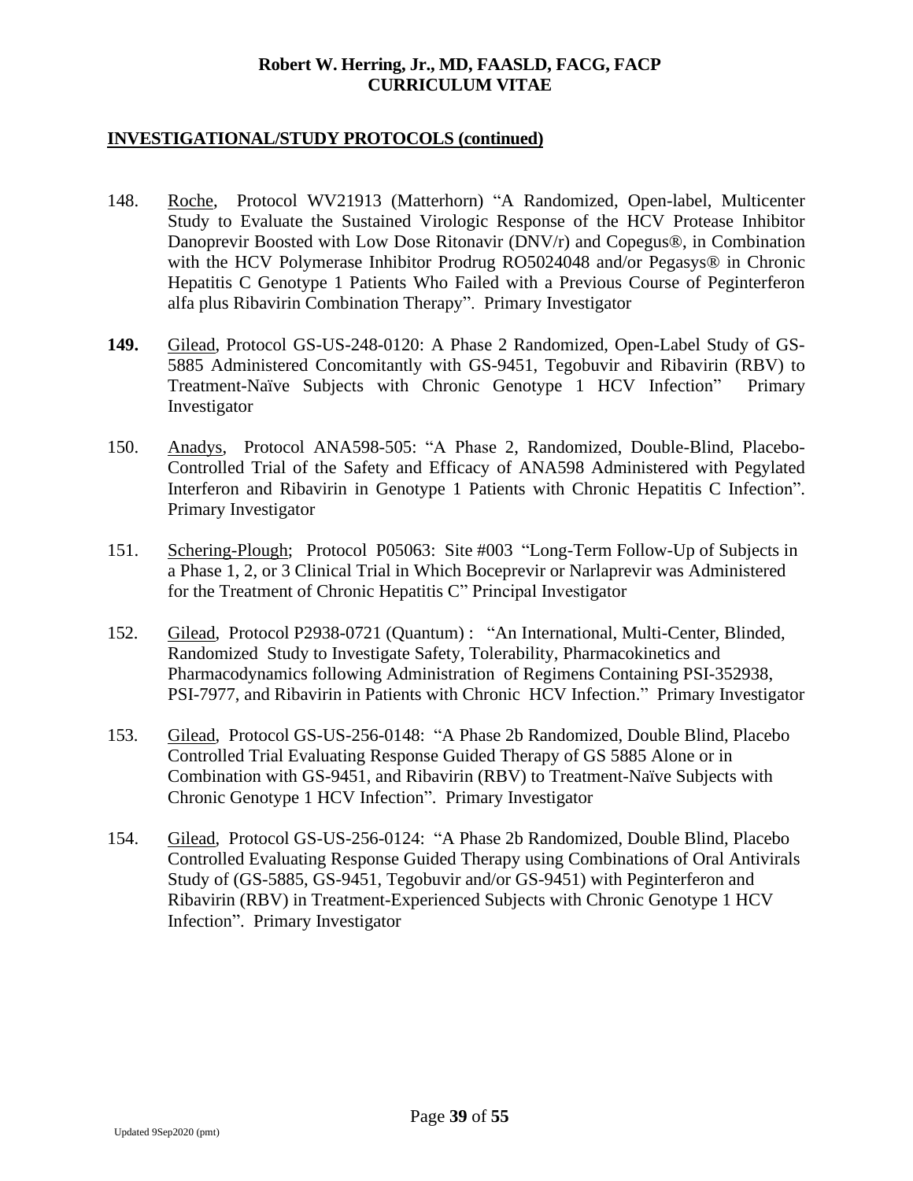## INVESTIGATIONAL/STUDY PROTOCOLS (continued)

148. Roche, Protocol WV21913 (Matterhorn) "A Randomized, Open-label, Multicenter Study to Evaluate the Sustained Virologic Response of the HCV Protease Inhibitor Danoprevir Boosted with Low Dose Ritonavir (DNV/r) and Copegus®, in Combination with the HCV Polymerase Inhibitor Prodrug RO5024048 and/or Pegasys® in Chronic Hepatitis C Genotype 1 Patients Who Failed with a Previous Course of Peginterferon alfa plus Ribavirin Combination Therapy". Primary Investigator

**149.** Gilead, Protocol GS-US-248-0120: A Phase 2 Randomized, Open-Label Study of GS-5885 Administered Concomitantly with GS-9451, Tegobuvir and Ribavirin (RBV) to Treatment-Naïve Subjects with Chronic Genotype 1 HCV Infection" Primary Investigator

150. Anadys, Protocol ANA598-505: "A Phase 2, Randomized, Double-Blind, Placebo-Controlled Trial of the Safety and Efficacy of ANA598 Administered with Pegylated Interferon and Ribavirin in Genotype 1 Patients with Chronic Hepatitis C Infection". Primary Investigator

151. Schering-Plough; Protocol P05063: Site #003 "Long-Term Follow-Up of Subjects in a Phase 1, 2, or 3 Clinical Trial in Which Boceprevir or Narlaprevir was Administered for the Treatment of Chronic Hepatitis C" Principal Investigator

152. Gilead, Protocol P2938-0721 (Quantum) : "An International, Multi-Center, Blinded, Randomized Study to Investigate Safety, Tolerability, Pharmacokinetics and Pharmacodynamics following Administration of Regimens Containing PSI-352938, PSI-7977, and Ribavirin in Patients with Chronic HCV Infection." Primary Investigator

153. Gilead, Protocol GS-US-256-0148: "A Phase 2b Randomized, Double Blind, Placebo Controlled Trial Evaluating Response Guided Therapy of GS 5885 Alone or in Combination with GS-9451, and Ribavirin (RBV) to Treatment-Naïve Subjects with Chronic Genotype 1 HCV Infection". Primary Investigator

154. Gilead, Protocol GS-US-256-0124: "A Phase 2b Randomized, Double Blind, Placebo Controlled Evaluating Response Guided Therapy using Combinations of Oral Antivirals Study of (GS-5885, GS-9451, Tegobuvir and/or GS-9451) with Peginterferon and Ribavirin (RBV) in Treatment-Experienced Subjects with Chronic Genotype 1 HCV Infection". Primary Investigator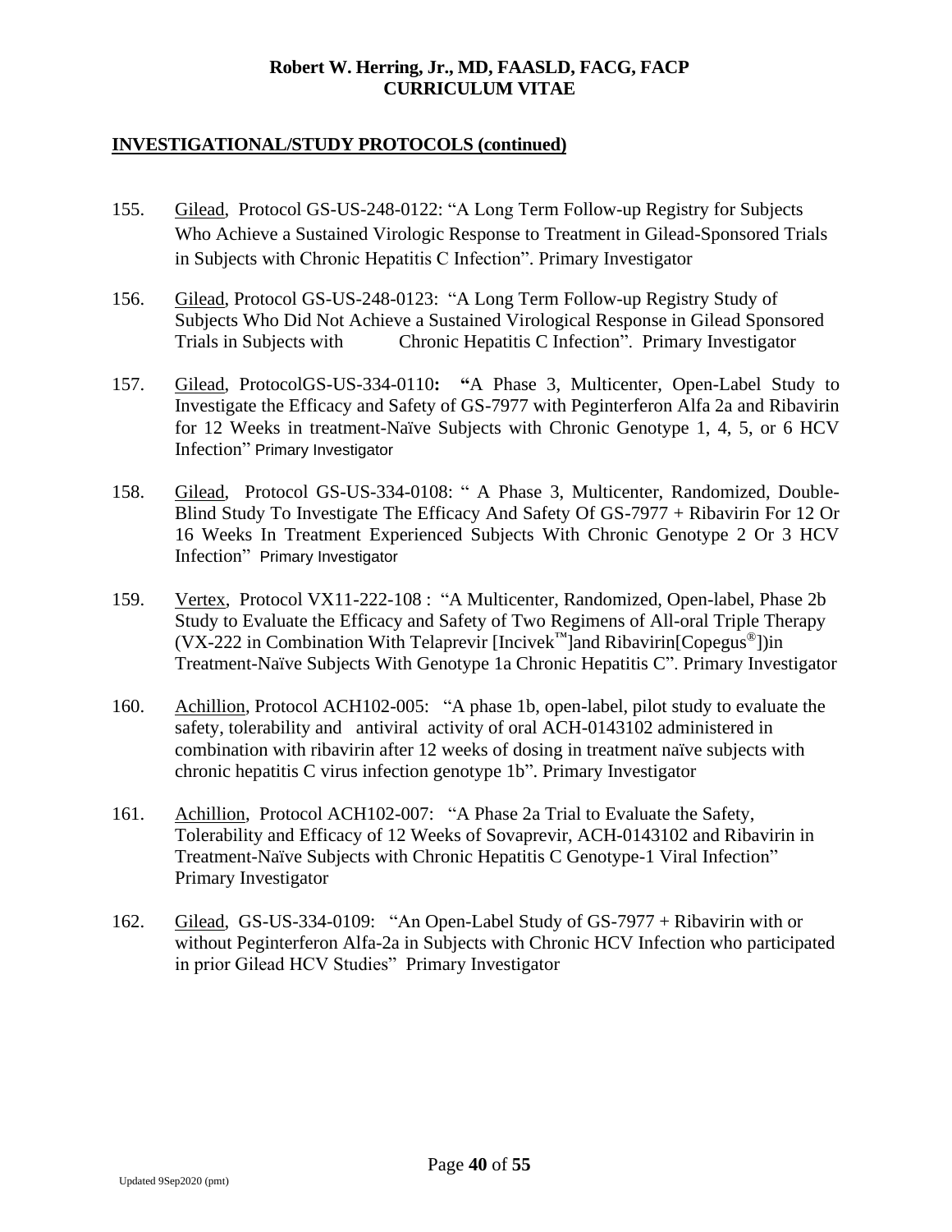## INVESTIGATIONAL/STUDY PROTOCOLS (continued)

155. Gilead, Protocol GS-US-248-0122: "A Long Term Follow-up Registry for Subjects Who Achieve a Sustained Virologic Response to Treatment in Gilead-Sponsored Trials in Subjects with Chronic Hepatitis C Infection". Primary Investigator

156. Gilead, Protocol GS-US-248-0123: "A Long Term Follow-up Registry Study of Subjects Who Did Not Achieve a Sustained Virological Response in Gilead Sponsored Trials in Subjects with Chronic Hepatitis C Infection". Primary Investigator

157. Gilead, ProtocolGS-US-334-0110**:** "A Phase 3, Multicenter, Open-Label Study to Investigate the Efficacy and Safety of GS-7977 with Peginterferon Alfa 2a and Ribavirin for 12 Weeks in treatment-Naïve Subjects with Chronic Genotype 1, 4, 5, or 6 HCV Infection" Primary Investigator

158. Gilead, Protocol GS-US-334-0108: " A Phase 3, Multicenter, Randomized, Double-Blind Study To Investigate The Efficacy And Safety Of GS-7977 + Ribavirin For 12 Or 16 Weeks In Treatment Experienced Subjects With Chronic Genotype 2 Or 3 HCV Infection" Primary Investigator

159. Vertex, Protocol VX11-222-108 : "A Multicenter, Randomized, Open-label, Phase 2b Study to Evaluate the Efficacy and Safety of Two Regimens of All-oral Triple Therapy (VX-222 in Combination With Telaprevir [Incivek™]and Ribavirin[Copegus®])in Treatment-Naïve Subjects With Genotype 1a Chronic Hepatitis C". Primary Investigator

160. Achillion, Protocol ACH102-005: "A phase 1b, open-label, pilot study to evaluate the safety, tolerability and antiviral activity of oral ACH-0143102 administered in combination with ribavirin after 12 weeks of dosing in treatment naïve subjects with chronic hepatitis C virus infection genotype 1b". Primary Investigator

161. Achillion, Protocol ACH102-007: "A Phase 2a Trial to Evaluate the Safety, Tolerability and Efficacy of 12 Weeks of Sovaprevir, ACH-0143102 and Ribavirin in Treatment-Naïve Subjects with Chronic Hepatitis C Genotype-1 Viral Infection" Primary Investigator

162. Gilead, GS-US-334-0109: "An Open-Label Study of GS-7977 + Ribavirin with or without Peginterferon Alfa-2a in Subjects with Chronic HCV Infection who participated in prior Gilead HCV Studies" Primary Investigator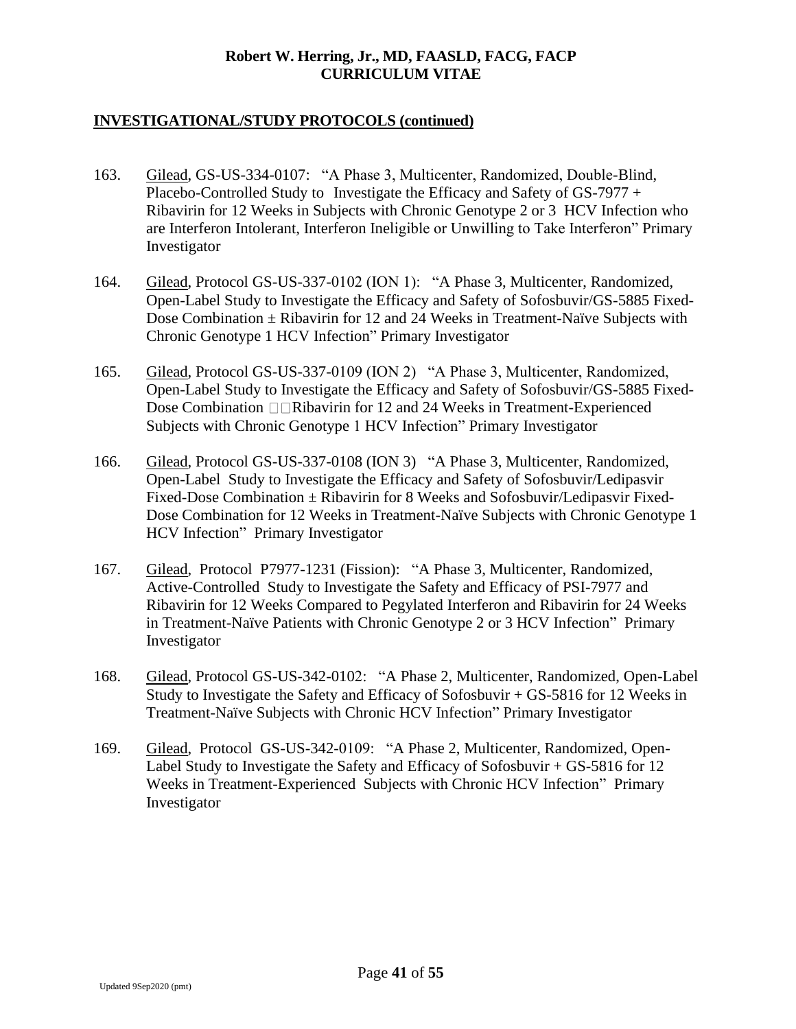## INVESTIGATIONAL/STUDY PROTOCOLS (continued)

163. Gilead, GS-US-334-0107: "A Phase 3, Multicenter, Randomized, Double-Blind, Placebo-Controlled Study to Investigate the Efficacy and Safety of GS-7977 + Ribavirin for 12 Weeks in Subjects with Chronic Genotype 2 or 3 HCV Infection who are Interferon Intolerant, Interferon Ineligible or Unwilling to Take Interferon" Primary Investigator

164. Gilead, Protocol GS-US-337-0102 (ION 1): "A Phase 3, Multicenter, Randomized, Open-Label Study to Investigate the Efficacy and Safety of Sofosbuvir/GS-5885 Fixed-Dose Combination ± Ribavirin for 12 and 24 Weeks in Treatment-Naïve Subjects with Chronic Genotype 1 HCV Infection" Primary Investigator

165. Gilead, Protocol GS-US-337-0109 (ION 2) "A Phase 3, Multicenter, Randomized, Open-Label Study to Investigate the Efficacy and Safety of Sofosbuvir/GS-5885 Fixed-Dose Combination Ribavirin for 12 and 24 Weeks in Treatment-Experienced Subjects with Chronic Genotype 1 HCV Infection" Primary Investigator

166. Gilead, Protocol GS-US-337-0108 (ION 3) "A Phase 3, Multicenter, Randomized, Open-Label Study to Investigate the Efficacy and Safety of Sofosbuvir/Ledipasvir Fixed-Dose Combination ± Ribavirin for 8 Weeks and Sofosbuvir/Ledipasvir Fixed-Dose Combination for 12 Weeks in Treatment-Naïve Subjects with Chronic Genotype 1 HCV Infection" Primary Investigator

167. Gilead, Protocol P7977-1231 (Fission): "A Phase 3, Multicenter, Randomized, Active-Controlled Study to Investigate the Safety and Efficacy of PSI-7977 and Ribavirin for 12 Weeks Compared to Pegylated Interferon and Ribavirin for 24 Weeks in Treatment-Naïve Patients with Chronic Genotype 2 or 3 HCV Infection" Primary Investigator

168. Gilead, Protocol GS-US-342-0102: "A Phase 2, Multicenter, Randomized, Open-Label Study to Investigate the Safety and Efficacy of Sofosbuvir + GS-5816 for 12 Weeks in Treatment-Naïve Subjects with Chronic HCV Infection" Primary Investigator

169. Gilead, Protocol GS-US-342-0109: "A Phase 2, Multicenter, Randomized, Open-Label Study to Investigate the Safety and Efficacy of Sofosbuvir + GS-5816 for 12 Weeks in Treatment-Experienced Subjects with Chronic HCV Infection" Primary Investigator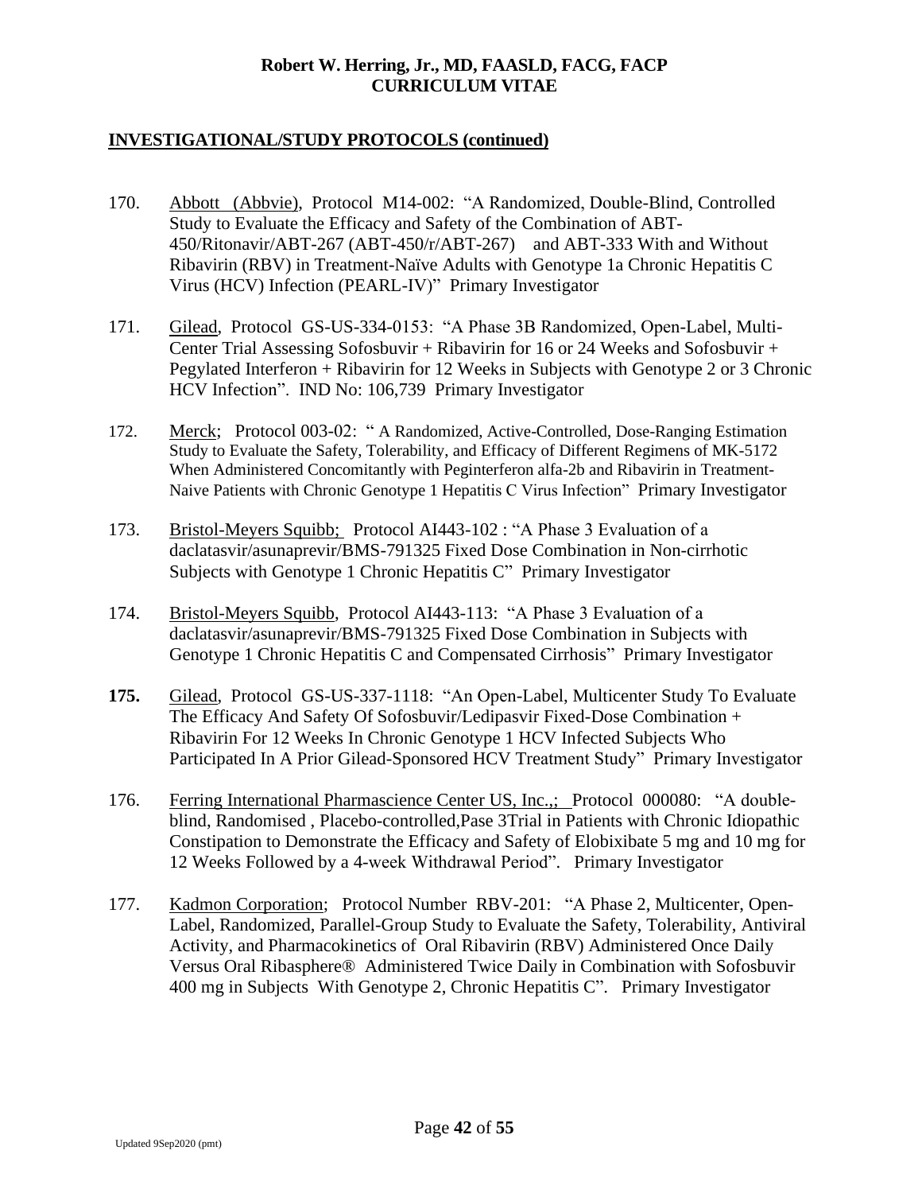## INVESTIGATIONAL/STUDY PROTOCOLS (continued)

170. Abbott (Abbvie), Protocol M14-002: "A Randomized, Double-Blind, Controlled Study to Evaluate the Efficacy and Safety of the Combination of ABT-450/Ritonavir/ABT-267 (ABT-450/r/ABT-267) and ABT-333 With and Without Ribavirin (RBV) in Treatment-Naïve Adults with Genotype 1a Chronic Hepatitis C Virus (HCV) Infection (PEARL-IV)" Primary Investigator

171. Gilead, Protocol GS-US-334-0153: "A Phase 3B Randomized, Open-Label, Multi-Center Trial Assessing Sofosbuvir + Ribavirin for 16 or 24 Weeks and Sofosbuvir + Pegylated Interferon + Ribavirin for 12 Weeks in Subjects with Genotype 2 or 3 Chronic HCV Infection". IND No: 106,739 Primary Investigator

172. Merck; Protocol 003-02: " A Randomized, Active-Controlled, Dose-Ranging Estimation Study to Evaluate the Safety, Tolerability, and Efficacy of Different Regimens of MK-5172 When Administered Concomitantly with Peginterferon alfa-2b and Ribavirin in Treatment-Naive Patients with Chronic Genotype 1 Hepatitis C Virus Infection" Primary Investigator

173. Bristol-Meyers Squibb; Protocol AI443-102 : "A Phase 3 Evaluation of a daclatasvir/asunaprevir/BMS-791325 Fixed Dose Combination in Non-cirrhotic Subjects with Genotype 1 Chronic Hepatitis C" Primary Investigator

174. Bristol-Meyers Squibb, Protocol AI443-113: "A Phase 3 Evaluation of a daclatasvir/asunaprevir/BMS-791325 Fixed Dose Combination in Subjects with Genotype 1 Chronic Hepatitis C and Compensated Cirrhosis" Primary Investigator

**175.** Gilead, Protocol GS-US-337-1118: "An Open-Label, Multicenter Study To Evaluate The Efficacy And Safety Of Sofosbuvir/Ledipasvir Fixed-Dose Combination + Ribavirin For 12 Weeks In Chronic Genotype 1 HCV Infected Subjects Who Participated In A Prior Gilead-Sponsored HCV Treatment Study" Primary Investigator

176. Ferring International Pharmascience Center US, Inc.,; Protocol 000080: "A double-blind, Randomised , Placebo-controlled,Pase 3Trial in Patients with Chronic Idiopathic Constipation to Demonstrate the Efficacy and Safety of Elobixibate 5 mg and 10 mg for 12 Weeks Followed by a 4-week Withdrawal Period". Primary Investigator

177. Kadmon Corporation; Protocol Number RBV-201: "A Phase 2, Multicenter, Open-Label, Randomized, Parallel-Group Study to Evaluate the Safety, Tolerability, Antiviral Activity, and Pharmacokinetics of Oral Ribavirin (RBV) Administered Once Daily Versus Oral Ribasphere® Administered Twice Daily in Combination with Sofosbuvir 400 mg in Subjects With Genotype 2, Chronic Hepatitis C". Primary Investigator

Updated 9Sep2020 (pmt)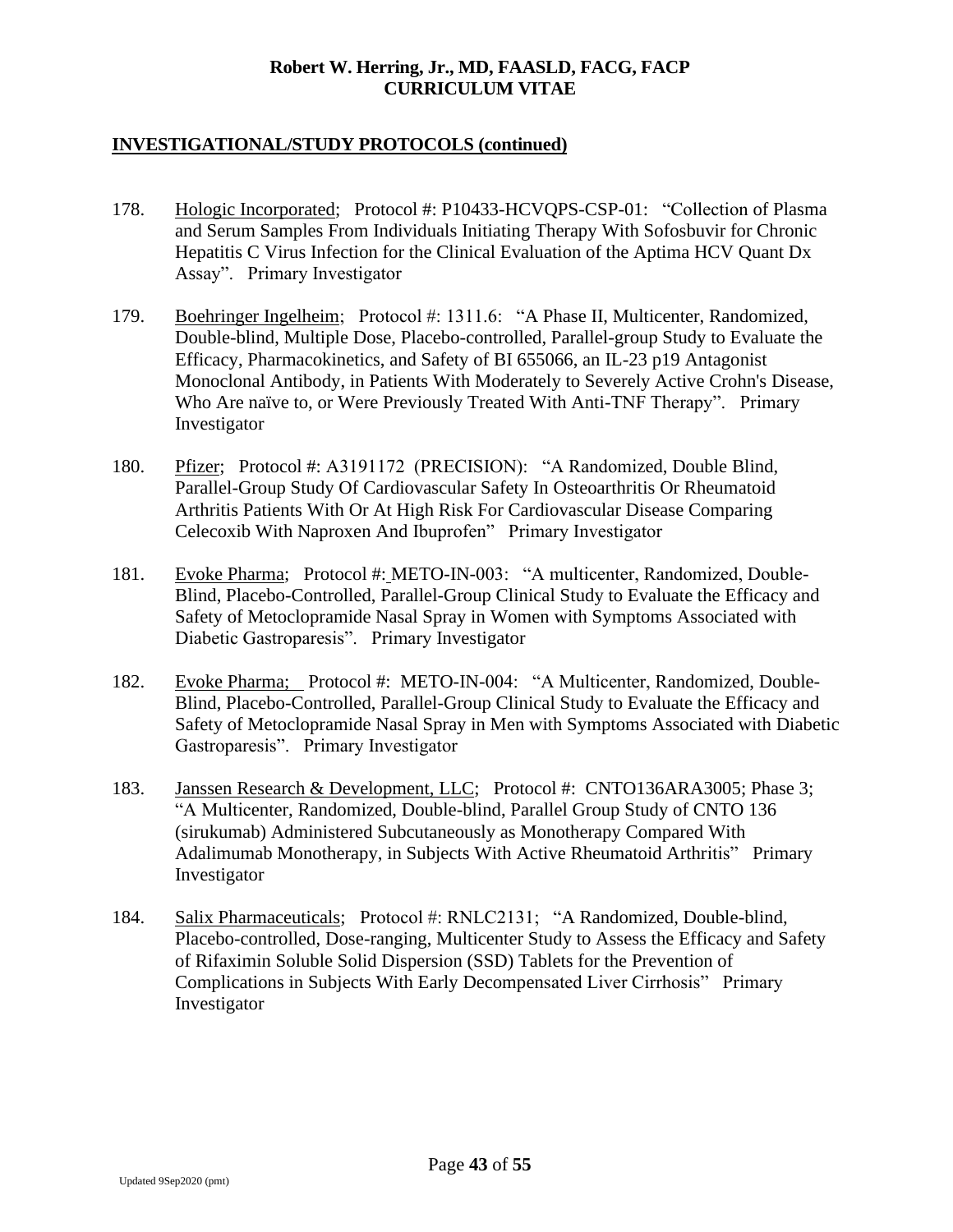## INVESTIGATIONAL/STUDY PROTOCOLS (continued)

178. Hologic Incorporated; Protocol #: P10433-HCVQPS-CSP-01: "Collection of Plasma and Serum Samples From Individuals Initiating Therapy With Sofosbuvir for Chronic Hepatitis C Virus Infection for the Clinical Evaluation of the Aptima HCV Quant Dx Assay". Primary Investigator

179. Boehringer Ingelheim; Protocol #: 1311.6: "A Phase II, Multicenter, Randomized, Double-blind, Multiple Dose, Placebo-controlled, Parallel-group Study to Evaluate the Efficacy, Pharmacokinetics, and Safety of BI 655066, an IL-23 p19 Antagonist Monoclonal Antibody, in Patients With Moderately to Severely Active Crohn's Disease, Who Are naïve to, or Were Previously Treated With Anti-TNF Therapy". Primary Investigator

180. Pfizer; Protocol #: A3191172 (PRECISION): "A Randomized, Double Blind, Parallel-Group Study Of Cardiovascular Safety In Osteoarthritis Or Rheumatoid Arthritis Patients With Or At High Risk For Cardiovascular Disease Comparing Celecoxib With Naproxen And Ibuprofen" Primary Investigator

181. Evoke Pharma; Protocol #: METO-IN-003: "A multicenter, Randomized, Double-Blind, Placebo-Controlled, Parallel-Group Clinical Study to Evaluate the Efficacy and Safety of Metoclopramide Nasal Spray in Women with Symptoms Associated with Diabetic Gastroparesis". Primary Investigator

182. Evoke Pharma; Protocol #: METO-IN-004: "A Multicenter, Randomized, Double-Blind, Placebo-Controlled, Parallel-Group Clinical Study to Evaluate the Efficacy and Safety of Metoclopramide Nasal Spray in Men with Symptoms Associated with Diabetic Gastroparesis". Primary Investigator

183. Janssen Research & Development, LLC; Protocol #: CNTO136ARA3005; Phase 3; "A Multicenter, Randomized, Double-blind, Parallel Group Study of CNTO 136 (sirukumab) Administered Subcutaneously as Monotherapy Compared With Adalimumab Monotherapy, in Subjects With Active Rheumatoid Arthritis" Primary Investigator

184. Salix Pharmaceuticals; Protocol #: RNLC2131; "A Randomized, Double-blind, Placebo-controlled, Dose-ranging, Multicenter Study to Assess the Efficacy and Safety of Rifaximin Soluble Solid Dispersion (SSD) Tablets for the Prevention of Complications in Subjects With Early Decompensated Liver Cirrhosis" Primary Investigator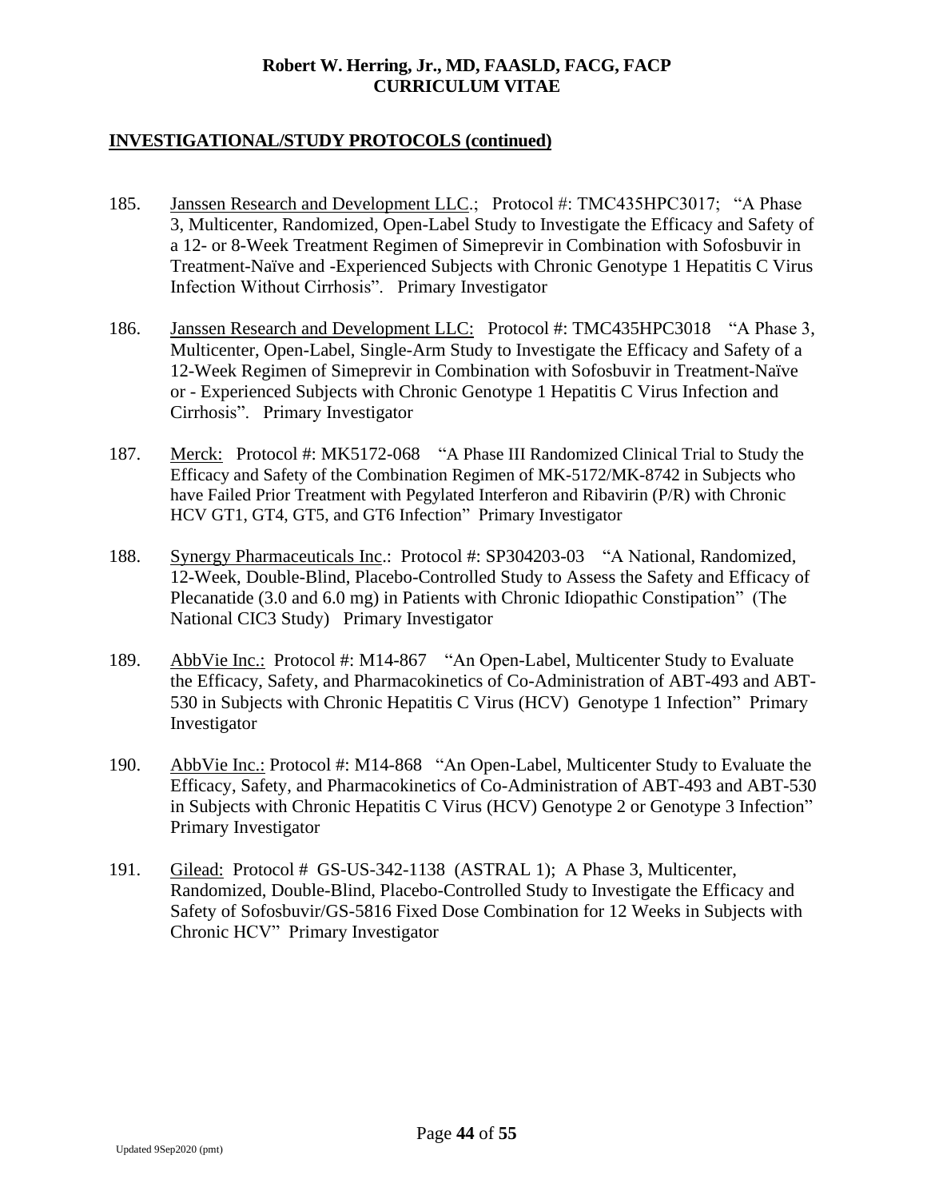## INVESTIGATIONAL/STUDY PROTOCOLS (continued)

185. Janssen Research and Development LLC.; Protocol #: TMC435HPC3017; "A Phase 3, Multicenter, Randomized, Open-Label Study to Investigate the Efficacy and Safety of a 12- or 8-Week Treatment Regimen of Simeprevir in Combination with Sofosbuvir in Treatment-Naïve and -Experienced Subjects with Chronic Genotype 1 Hepatitis C Virus Infection Without Cirrhosis". Primary Investigator

186. Janssen Research and Development LLC: Protocol #: TMC435HPC3018 "A Phase 3, Multicenter, Open-Label, Single-Arm Study to Investigate the Efficacy and Safety of a 12-Week Regimen of Simeprevir in Combination with Sofosbuvir in Treatment-Naïve or - Experienced Subjects with Chronic Genotype 1 Hepatitis C Virus Infection and Cirrhosis". Primary Investigator

187. Merck: Protocol #: MK5172-068 "A Phase III Randomized Clinical Trial to Study the Efficacy and Safety of the Combination Regimen of MK-5172/MK-8742 in Subjects who have Failed Prior Treatment with Pegylated Interferon and Ribavirin (P/R) with Chronic HCV GT1, GT4, GT5, and GT6 Infection" Primary Investigator

188. Synergy Pharmaceuticals Inc.: Protocol #: SP304203-03 "A National, Randomized, 12-Week, Double-Blind, Placebo-Controlled Study to Assess the Safety and Efficacy of Plecanatide (3.0 and 6.0 mg) in Patients with Chronic Idiopathic Constipation" (The National CIC3 Study) Primary Investigator

189. AbbVie Inc.: Protocol #: M14-867 "An Open-Label, Multicenter Study to Evaluate the Efficacy, Safety, and Pharmacokinetics of Co-Administration of ABT-493 and ABT-530 in Subjects with Chronic Hepatitis C Virus (HCV) Genotype 1 Infection" Primary Investigator

190. AbbVie Inc.: Protocol #: M14-868 "An Open-Label, Multicenter Study to Evaluate the Efficacy, Safety, and Pharmacokinetics of Co-Administration of ABT-493 and ABT-530 in Subjects with Chronic Hepatitis C Virus (HCV) Genotype 2 or Genotype 3 Infection" Primary Investigator

191. Gilead: Protocol # GS-US-342-1138 (ASTRAL 1); A Phase 3, Multicenter, Randomized, Double-Blind, Placebo-Controlled Study to Investigate the Efficacy and Safety of Sofosbuvir/GS-5816 Fixed Dose Combination for 12 Weeks in Subjects with Chronic HCV" Primary Investigator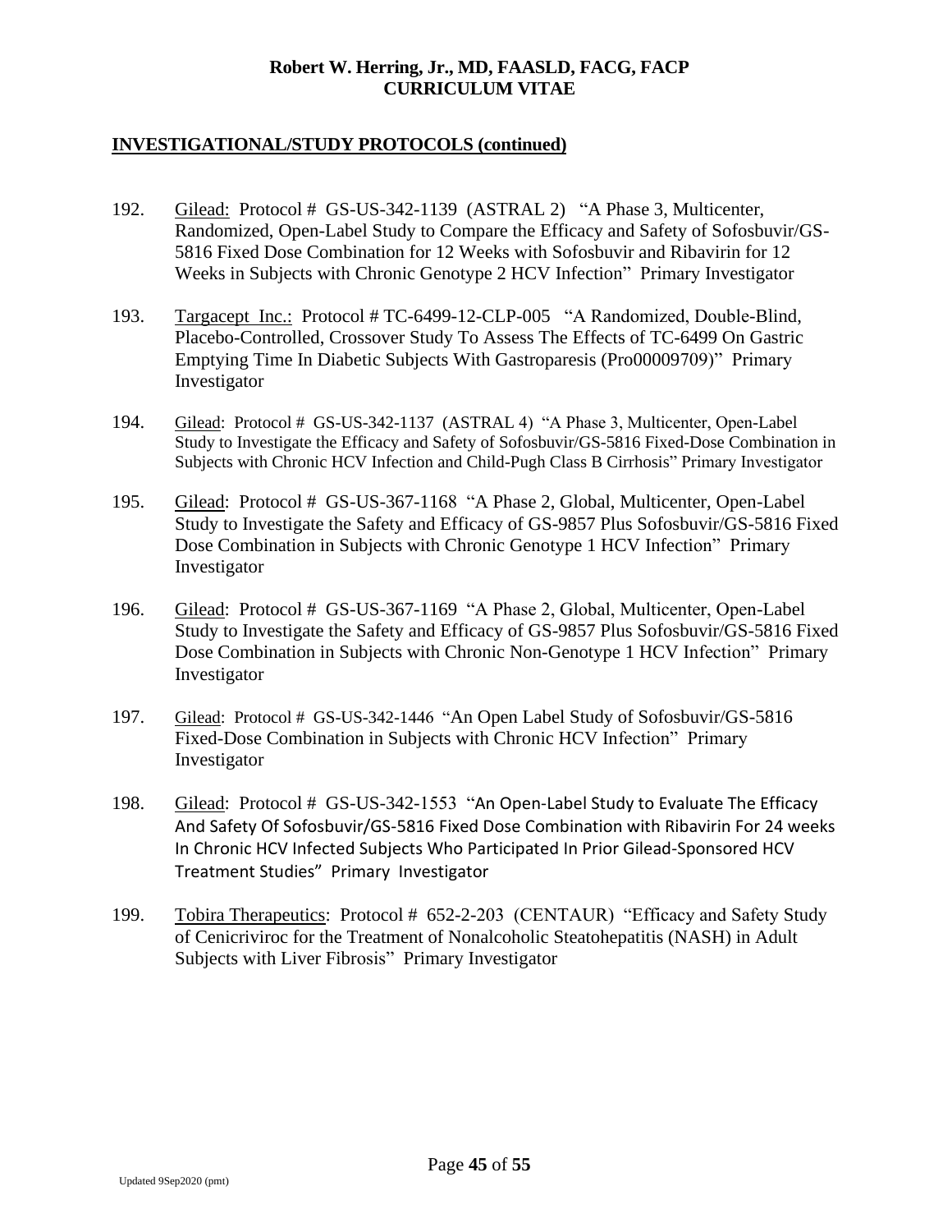## INVESTIGATIONAL/STUDY PROTOCOLS (continued)

192. Gilead: Protocol # GS-US-342-1139 (ASTRAL 2) "A Phase 3, Multicenter, Randomized, Open-Label Study to Compare the Efficacy and Safety of Sofosbuvir/GS-5816 Fixed Dose Combination for 12 Weeks with Sofosbuvir and Ribavirin for 12 Weeks in Subjects with Chronic Genotype 2 HCV Infection" Primary Investigator

193. Targacept Inc.: Protocol # TC-6499-12-CLP-005 "A Randomized, Double-Blind, Placebo-Controlled, Crossover Study To Assess The Effects of TC-6499 On Gastric Emptying Time In Diabetic Subjects With Gastroparesis (Pro00009709)" Primary Investigator

194. Gilead: Protocol # GS-US-342-1137 (ASTRAL 4) "A Phase 3, Multicenter, Open-Label Study to Investigate the Efficacy and Safety of Sofosbuvir/GS-5816 Fixed-Dose Combination in Subjects with Chronic HCV Infection and Child-Pugh Class B Cirrhosis" Primary Investigator

195. Gilead: Protocol # GS-US-367-1168 "A Phase 2, Global, Multicenter, Open-Label Study to Investigate the Safety and Efficacy of GS-9857 Plus Sofosbuvir/GS-5816 Fixed Dose Combination in Subjects with Chronic Genotype 1 HCV Infection" Primary Investigator

196. Gilead: Protocol # GS-US-367-1169 "A Phase 2, Global, Multicenter, Open-Label Study to Investigate the Safety and Efficacy of GS-9857 Plus Sofosbuvir/GS-5816 Fixed Dose Combination in Subjects with Chronic Non-Genotype 1 HCV Infection" Primary Investigator

197. Gilead: Protocol # GS-US-342-1446 "An Open Label Study of Sofosbuvir/GS-5816 Fixed-Dose Combination in Subjects with Chronic HCV Infection" Primary Investigator

198. Gilead: Protocol # GS-US-342-1553 "An Open-Label Study to Evaluate The Efficacy And Safety Of Sofosbuvir/GS-5816 Fixed Dose Combination with Ribavirin For 24 weeks In Chronic HCV Infected Subjects Who Participated In Prior Gilead-Sponsored HCV Treatment Studies" Primary Investigator

199. Tobira Therapeutics: Protocol # 652-2-203 (CENTAUR) "Efficacy and Safety Study of Cenicriviroc for the Treatment of Nonalcoholic Steatohepatitis (NASH) in Adult Subjects with Liver Fibrosis" Primary Investigator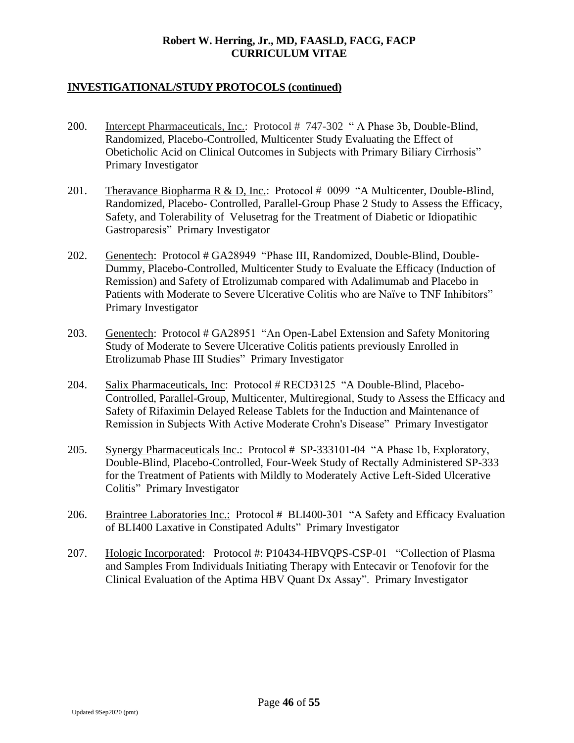## INVESTIGATIONAL/STUDY PROTOCOLS (continued)

200. Intercept Pharmaceuticals, Inc.: Protocol # 747-302 " A Phase 3b, Double-Blind, Randomized, Placebo-Controlled, Multicenter Study Evaluating the Effect of Obeticholic Acid on Clinical Outcomes in Subjects with Primary Biliary Cirrhosis" Primary Investigator

201. Theravance Biopharma R & D, Inc.: Protocol # 0099 "A Multicenter, Double-Blind, Randomized, Placebo- Controlled, Parallel-Group Phase 2 Study to Assess the Efficacy, Safety, and Tolerability of Velusetrag for the Treatment of Diabetic or Idiopatihic Gastroparesis" Primary Investigator

202. Genentech: Protocol # GA28949 "Phase III, Randomized, Double-Blind, Double-Dummy, Placebo-Controlled, Multicenter Study to Evaluate the Efficacy (Induction of Remission) and Safety of Etrolizumab compared with Adalimumab and Placebo in Patients with Moderate to Severe Ulcerative Colitis who are Naïve to TNF Inhibitors" Primary Investigator

203. Genentech: Protocol # GA28951 "An Open-Label Extension and Safety Monitoring Study of Moderate to Severe Ulcerative Colitis patients previously Enrolled in Etrolizumab Phase III Studies" Primary Investigator

204. Salix Pharmaceuticals, Inc: Protocol # RECD3125 "A Double-Blind, Placebo-Controlled, Parallel-Group, Multicenter, Multiregional, Study to Assess the Efficacy and Safety of Rifaximin Delayed Release Tablets for the Induction and Maintenance of Remission in Subjects With Active Moderate Crohn's Disease" Primary Investigator

205. Synergy Pharmaceuticals Inc.: Protocol # SP-333101-04 "A Phase 1b, Exploratory, Double-Blind, Placebo-Controlled, Four-Week Study of Rectally Administered SP-333 for the Treatment of Patients with Mildly to Moderately Active Left-Sided Ulcerative Colitis" Primary Investigator

206. Braintree Laboratories Inc.: Protocol # BLI400-301 "A Safety and Efficacy Evaluation of BLI400 Laxative in Constipated Adults" Primary Investigator

207. Hologic Incorporated: Protocol #: P10434-HBVQPS-CSP-01 "Collection of Plasma and Samples From Individuals Initiating Therapy with Entecavir or Tenofovir for the Clinical Evaluation of the Aptima HBV Quant Dx Assay". Primary Investigator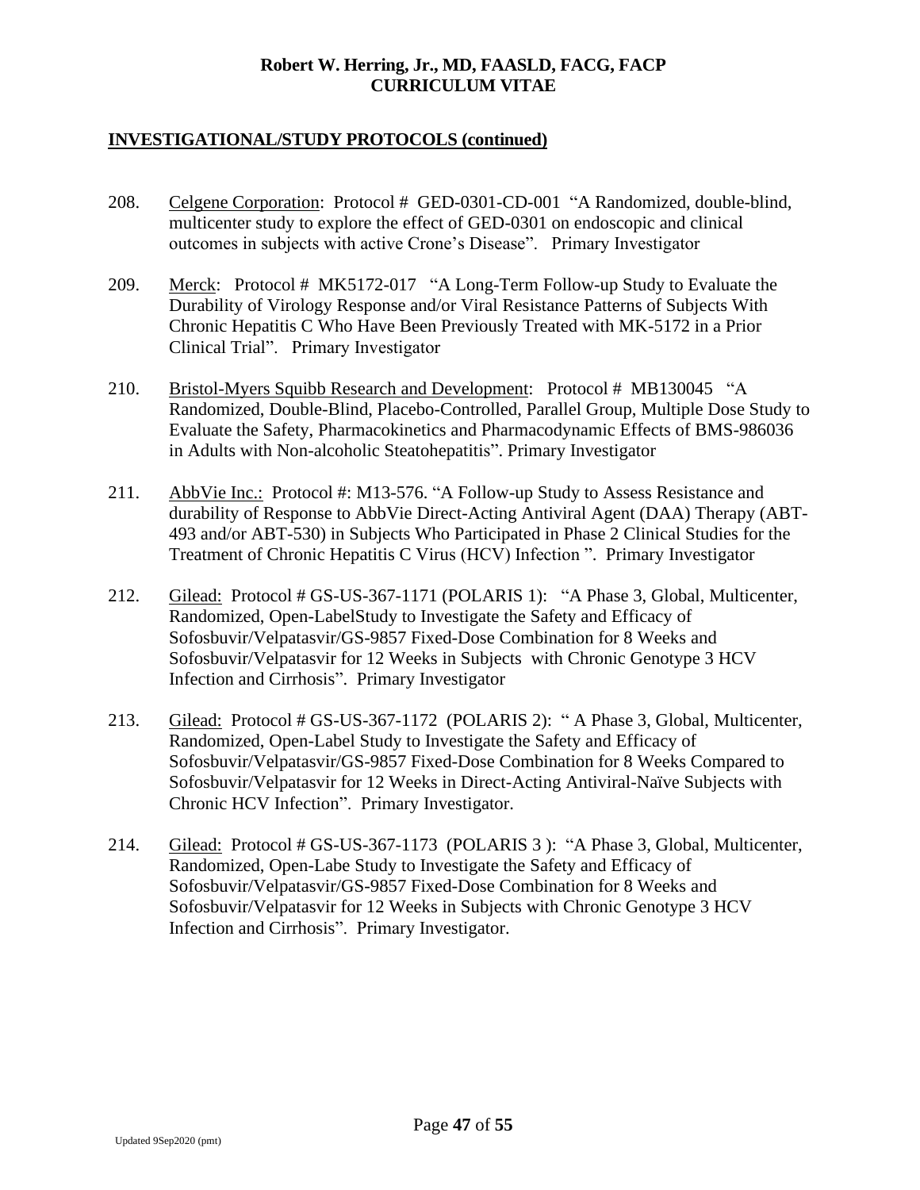## INVESTIGATIONAL/STUDY PROTOCOLS (continued)

208. Celgene Corporation: Protocol # GED-0301-CD-001 "A Randomized, double-blind, multicenter study to explore the effect of GED-0301 on endoscopic and clinical outcomes in subjects with active Crone's Disease". Primary Investigator

209. Merck: Protocol # MK5172-017 "A Long-Term Follow-up Study to Evaluate the Durability of Virology Response and/or Viral Resistance Patterns of Subjects With Chronic Hepatitis C Who Have Been Previously Treated with MK-5172 in a Prior Clinical Trial". Primary Investigator

210. Bristol-Myers Squibb Research and Development: Protocol # MB130045 "A Randomized, Double-Blind, Placebo-Controlled, Parallel Group, Multiple Dose Study to Evaluate the Safety, Pharmacokinetics and Pharmacodynamic Effects of BMS-986036 in Adults with Non-alcoholic Steatohepatitis". Primary Investigator

211. AbbVie Inc.: Protocol #: M13-576. "A Follow-up Study to Assess Resistance and durability of Response to AbbVie Direct-Acting Antiviral Agent (DAA) Therapy (ABT-493 and/or ABT-530) in Subjects Who Participated in Phase 2 Clinical Studies for the Treatment of Chronic Hepatitis C Virus (HCV) Infection ". Primary Investigator

212. Gilead: Protocol # GS-US-367-1171 (POLARIS 1): "A Phase 3, Global, Multicenter, Randomized, Open-LabelStudy to Investigate the Safety and Efficacy of Sofosbuvir/Velpatasvir/GS-9857 Fixed-Dose Combination for 8 Weeks and Sofosbuvir/Velpatasvir for 12 Weeks in Subjects with Chronic Genotype 3 HCV Infection and Cirrhosis". Primary Investigator

213. Gilead: Protocol # GS-US-367-1172 (POLARIS 2): " A Phase 3, Global, Multicenter, Randomized, Open-Label Study to Investigate the Safety and Efficacy of Sofosbuvir/Velpatasvir/GS-9857 Fixed-Dose Combination for 8 Weeks Compared to Sofosbuvir/Velpatasvir for 12 Weeks in Direct-Acting Antiviral-Naïve Subjects with Chronic HCV Infection". Primary Investigator.

214. Gilead: Protocol # GS-US-367-1173 (POLARIS 3 ): "A Phase 3, Global, Multicenter, Randomized, Open-Labe Study to Investigate the Safety and Efficacy of Sofosbuvir/Velpatasvir/GS-9857 Fixed-Dose Combination for 8 Weeks and Sofosbuvir/Velpatasvir for 12 Weeks in Subjects with Chronic Genotype 3 HCV Infection and Cirrhosis". Primary Investigator.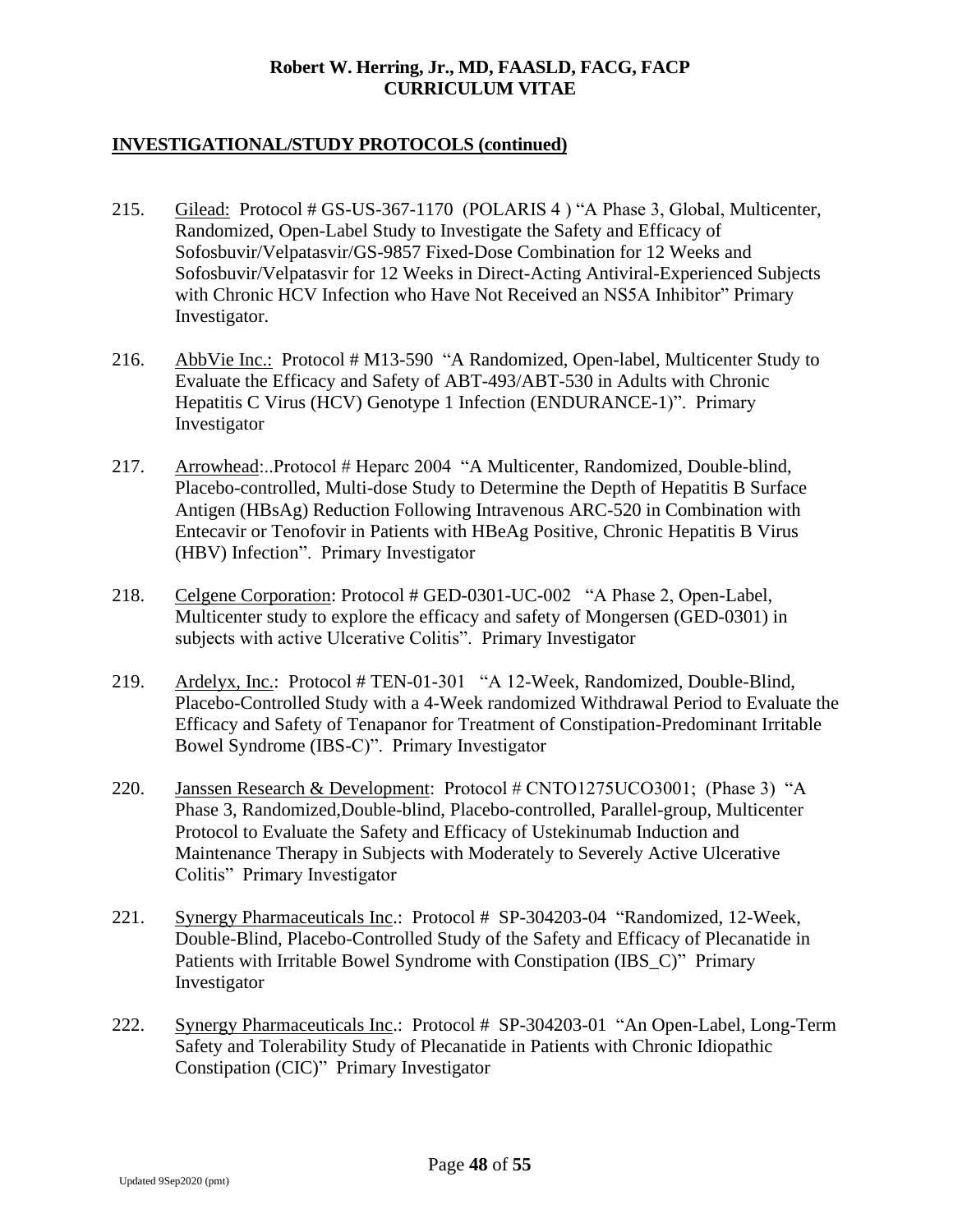## INVESTIGATIONAL/STUDY PROTOCOLS (continued)

215. Gilead: Protocol # GS-US-367-1170 (POLARIS 4 ) "A Phase 3, Global, Multicenter, Randomized, Open-Label Study to Investigate the Safety and Efficacy of Sofosbuvir/Velpatasvir/GS-9857 Fixed-Dose Combination for 12 Weeks and Sofosbuvir/Velpatasvir for 12 Weeks in Direct-Acting Antiviral-Experienced Subjects with Chronic HCV Infection who Have Not Received an NS5A Inhibitor" Primary Investigator.

216. AbbVie Inc.: Protocol # M13-590 "A Randomized, Open-label, Multicenter Study to Evaluate the Efficacy and Safety of ABT-493/ABT-530 in Adults with Chronic Hepatitis C Virus (HCV) Genotype 1 Infection (ENDURANCE-1)". Primary Investigator

217. Arrowhead:..Protocol # Heparc 2004 "A Multicenter, Randomized, Double-blind, Placebo-controlled, Multi-dose Study to Determine the Depth of Hepatitis B Surface Antigen (HBsAg) Reduction Following Intravenous ARC-520 in Combination with Entecavir or Tenofovir in Patients with HBeAg Positive, Chronic Hepatitis B Virus (HBV) Infection". Primary Investigator

218. Celgene Corporation: Protocol # GED-0301-UC-002 "A Phase 2, Open-Label, Multicenter study to explore the efficacy and safety of Mongersen (GED-0301) in subjects with active Ulcerative Colitis". Primary Investigator

219. Ardelyx, Inc.: Protocol # TEN-01-301 "A 12-Week, Randomized, Double-Blind, Placebo-Controlled Study with a 4-Week randomized Withdrawal Period to Evaluate the Efficacy and Safety of Tenapanor for Treatment of Constipation-Predominant Irritable Bowel Syndrome (IBS-C)". Primary Investigator

220. Janssen Research & Development: Protocol # CNTO1275UCO3001; (Phase 3) "A Phase 3, Randomized,Double-blind, Placebo-controlled, Parallel-group, Multicenter Protocol to Evaluate the Safety and Efficacy of Ustekinumab Induction and Maintenance Therapy in Subjects with Moderately to Severely Active Ulcerative Colitis" Primary Investigator

221. Synergy Pharmaceuticals Inc.: Protocol # SP-304203-04 "Randomized, 12-Week, Double-Blind, Placebo-Controlled Study of the Safety and Efficacy of Plecanatide in Patients with Irritable Bowel Syndrome with Constipation (IBS_C)" Primary Investigator

222. Synergy Pharmaceuticals Inc.: Protocol # SP-304203-01 "An Open-Label, Long-Term Safety and Tolerability Study of Plecanatide in Patients with Chronic Idiopathic Constipation (CIC)" Primary Investigator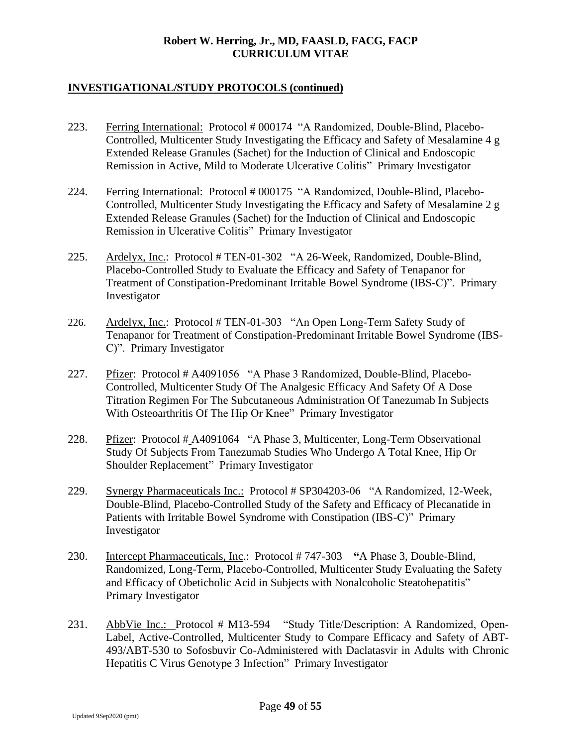## INVESTIGATIONAL/STUDY PROTOCOLS (continued)

223. Ferring International: Protocol # 000174 "A Randomized, Double-Blind, Placebo-Controlled, Multicenter Study Investigating the Efficacy and Safety of Mesalamine 4 g Extended Release Granules (Sachet) for the Induction of Clinical and Endoscopic Remission in Active, Mild to Moderate Ulcerative Colitis" Primary Investigator

224. Ferring International: Protocol # 000175 "A Randomized, Double-Blind, Placebo-Controlled, Multicenter Study Investigating the Efficacy and Safety of Mesalamine 2 g Extended Release Granules (Sachet) for the Induction of Clinical and Endoscopic Remission in Ulcerative Colitis" Primary Investigator

225. Ardelyx, Inc.: Protocol # TEN-01-302 "A 26-Week, Randomized, Double-Blind, Placebo-Controlled Study to Evaluate the Efficacy and Safety of Tenapanor for Treatment of Constipation-Predominant Irritable Bowel Syndrome (IBS-C)". Primary Investigator

226. Ardelyx, Inc.: Protocol # TEN-01-303 "An Open Long-Term Safety Study of Tenapanor for Treatment of Constipation-Predominant Irritable Bowel Syndrome (IBS-C)". Primary Investigator

227. Pfizer: Protocol # A4091056 "A Phase 3 Randomized, Double-Blind, Placebo-Controlled, Multicenter Study Of The Analgesic Efficacy And Safety Of A Dose Titration Regimen For The Subcutaneous Administration Of Tanezumab In Subjects With Osteoarthritis Of The Hip Or Knee" Primary Investigator

228. Pfizer: Protocol # A4091064 "A Phase 3, Multicenter, Long-Term Observational Study Of Subjects From Tanezumab Studies Who Undergo A Total Knee, Hip Or Shoulder Replacement" Primary Investigator

229. Synergy Pharmaceuticals Inc.: Protocol # SP304203-06 "A Randomized, 12-Week, Double-Blind, Placebo-Controlled Study of the Safety and Efficacy of Plecanatide in Patients with Irritable Bowel Syndrome with Constipation (IBS-C)" Primary Investigator

230. Intercept Pharmaceuticals, Inc.: Protocol # 747-303 **"**A Phase 3, Double-Blind, Randomized, Long-Term, Placebo-Controlled, Multicenter Study Evaluating the Safety and Efficacy of Obeticholic Acid in Subjects with Nonalcoholic Steatohepatitis" Primary Investigator

231. AbbVie Inc.: Protocol # M13-594 "Study Title/Description: A Randomized, Open-Label, Active-Controlled, Multicenter Study to Compare Efficacy and Safety of ABT-493/ABT-530 to Sofosbuvir Co-Administered with Daclatasvir in Adults with Chronic Hepatitis C Virus Genotype 3 Infection" Primary Investigator

Updated 9Sep2020 (pmt)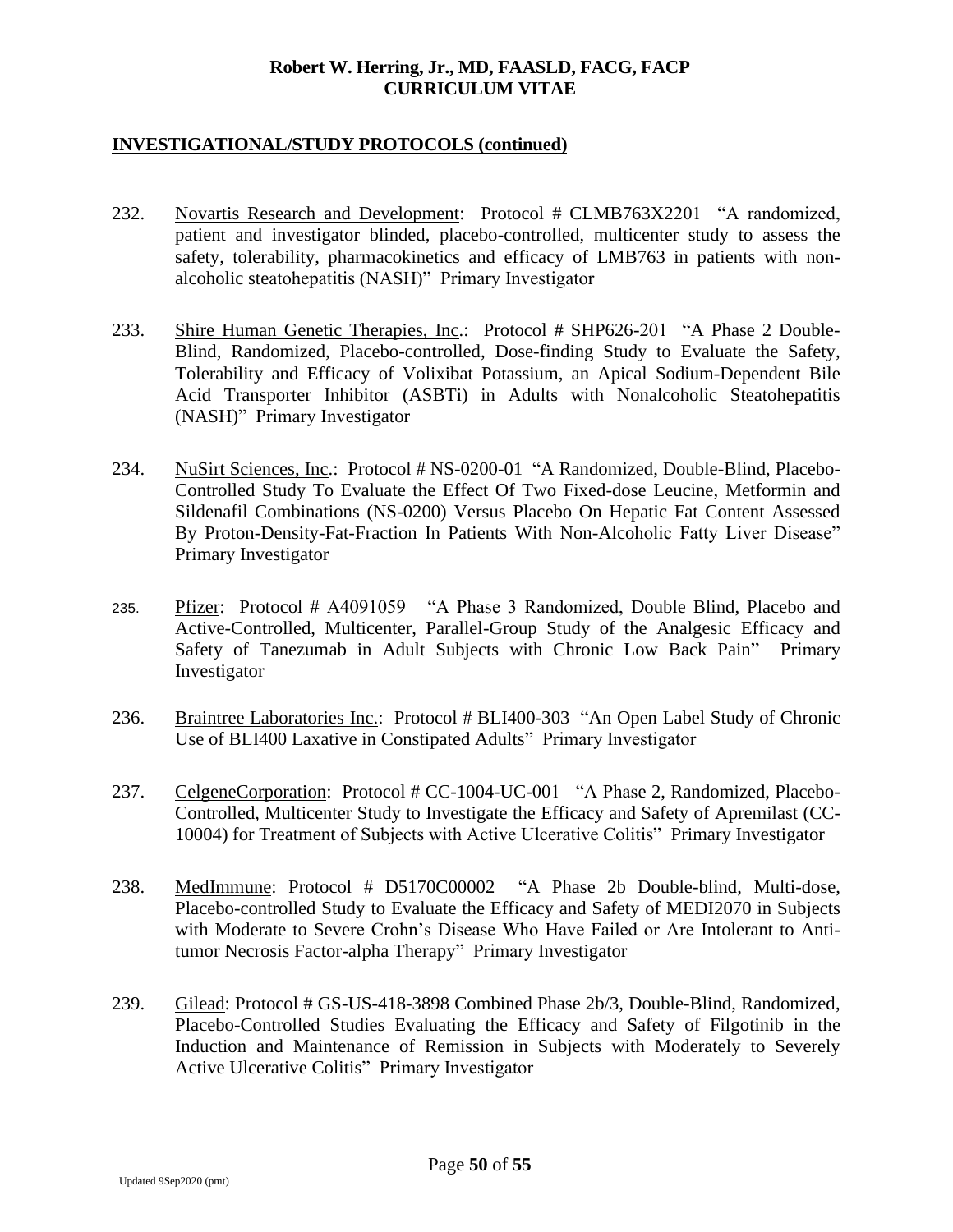## INVESTIGATIONAL/STUDY PROTOCOLS (continued)

232. Novartis Research and Development: Protocol # CLMB763X2201 "A randomized, patient and investigator blinded, placebo-controlled, multicenter study to assess the safety, tolerability, pharmacokinetics and efficacy of LMB763 in patients with non-alcoholic steatohepatitis (NASH)" Primary Investigator

233. Shire Human Genetic Therapies, Inc.: Protocol # SHP626-201 "A Phase 2 Double-Blind, Randomized, Placebo-controlled, Dose-finding Study to Evaluate the Safety, Tolerability and Efficacy of Volixibat Potassium, an Apical Sodium-Dependent Bile Acid Transporter Inhibitor (ASBTi) in Adults with Nonalcoholic Steatohepatitis (NASH)" Primary Investigator

234. NuSirt Sciences, Inc.: Protocol # NS-0200-01 "A Randomized, Double-Blind, Placebo-Controlled Study To Evaluate the Effect Of Two Fixed-dose Leucine, Metformin and Sildenafil Combinations (NS-0200) Versus Placebo On Hepatic Fat Content Assessed By Proton-Density-Fat-Fraction In Patients With Non-Alcoholic Fatty Liver Disease" Primary Investigator

235. Pfizer: Protocol # A4091059 "A Phase 3 Randomized, Double Blind, Placebo and Active-Controlled, Multicenter, Parallel-Group Study of the Analgesic Efficacy and Safety of Tanezumab in Adult Subjects with Chronic Low Back Pain" Primary Investigator

236. Braintree Laboratories Inc.: Protocol # BLI400-303 "An Open Label Study of Chronic Use of BLI400 Laxative in Constipated Adults" Primary Investigator

237. CelgeneCorporation: Protocol # CC-1004-UC-001 "A Phase 2, Randomized, Placebo-Controlled, Multicenter Study to Investigate the Efficacy and Safety of Apremilast (CC-10004) for Treatment of Subjects with Active Ulcerative Colitis" Primary Investigator

238. MedImmune: Protocol # D5170C00002 "A Phase 2b Double-blind, Multi-dose, Placebo-controlled Study to Evaluate the Efficacy and Safety of MEDI2070 in Subjects with Moderate to Severe Crohn's Disease Who Have Failed or Are Intolerant to Anti-tumor Necrosis Factor-alpha Therapy" Primary Investigator

239. Gilead: Protocol # GS-US-418-3898 Combined Phase 2b/3, Double-Blind, Randomized, Placebo-Controlled Studies Evaluating the Efficacy and Safety of Filgotinib in the Induction and Maintenance of Remission in Subjects with Moderately to Severely Active Ulcerative Colitis" Primary Investigator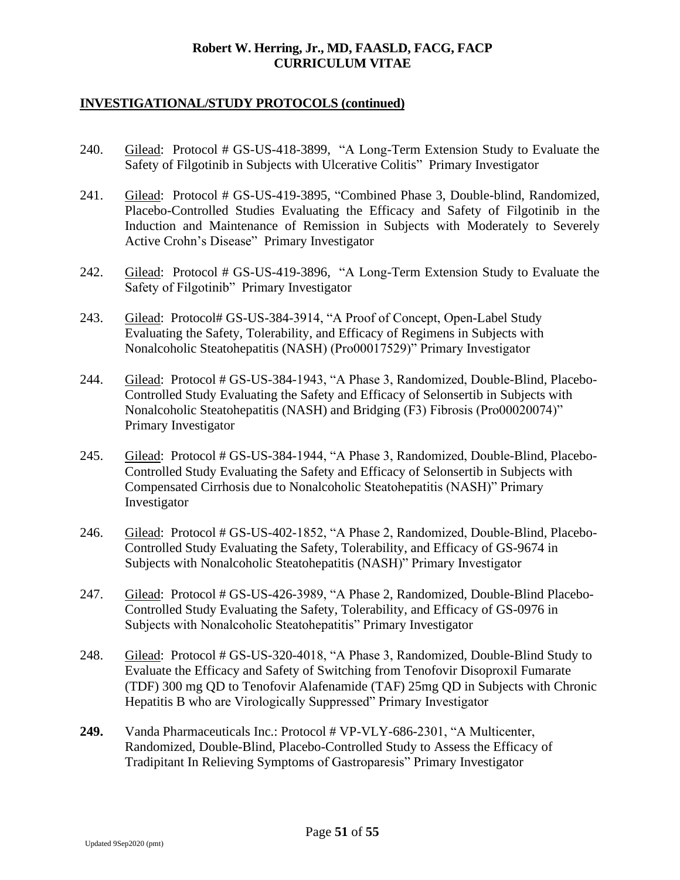## INVESTIGATIONAL/STUDY PROTOCOLS (continued)

240. Gilead: Protocol # GS-US-418-3899, "A Long-Term Extension Study to Evaluate the Safety of Filgotinib in Subjects with Ulcerative Colitis" Primary Investigator

241. Gilead: Protocol # GS-US-419-3895, "Combined Phase 3, Double-blind, Randomized, Placebo-Controlled Studies Evaluating the Efficacy and Safety of Filgotinib in the Induction and Maintenance of Remission in Subjects with Moderately to Severely Active Crohn's Disease" Primary Investigator

242. Gilead: Protocol # GS-US-419-3896, "A Long-Term Extension Study to Evaluate the Safety of Filgotinib" Primary Investigator

243. Gilead: Protocol# GS-US-384-3914, "A Proof of Concept, Open-Label Study Evaluating the Safety, Tolerability, and Efficacy of Regimens in Subjects with Nonalcoholic Steatohepatitis (NASH) (Pro00017529)" Primary Investigator

244. Gilead: Protocol # GS-US-384-1943, "A Phase 3, Randomized, Double-Blind, Placebo-Controlled Study Evaluating the Safety and Efficacy of Selonsertib in Subjects with Nonalcoholic Steatohepatitis (NASH) and Bridging (F3) Fibrosis (Pro00020074)" Primary Investigator

245. Gilead: Protocol # GS-US-384-1944, "A Phase 3, Randomized, Double-Blind, Placebo-Controlled Study Evaluating the Safety and Efficacy of Selonsertib in Subjects with Compensated Cirrhosis due to Nonalcoholic Steatohepatitis (NASH)" Primary Investigator

246. Gilead: Protocol # GS-US-402-1852, "A Phase 2, Randomized, Double-Blind, Placebo-Controlled Study Evaluating the Safety, Tolerability, and Efficacy of GS-9674 in Subjects with Nonalcoholic Steatohepatitis (NASH)" Primary Investigator

247. Gilead: Protocol # GS-US-426-3989, "A Phase 2, Randomized, Double-Blind Placebo-Controlled Study Evaluating the Safety, Tolerability, and Efficacy of GS-0976 in Subjects with Nonalcoholic Steatohepatitis" Primary Investigator

248. Gilead: Protocol # GS-US-320-4018, "A Phase 3, Randomized, Double-Blind Study to Evaluate the Efficacy and Safety of Switching from Tenofovir Disoproxil Fumarate (TDF) 300 mg QD to Tenofovir Alafenamide (TAF) 25mg QD in Subjects with Chronic Hepatitis B who are Virologically Suppressed" Primary Investigator

**249.** Vanda Pharmaceuticals Inc.: Protocol # VP-VLY-686-2301, "A Multicenter, Randomized, Double-Blind, Placebo-Controlled Study to Assess the Efficacy of Tradipitant In Relieving Symptoms of Gastroparesis" Primary Investigator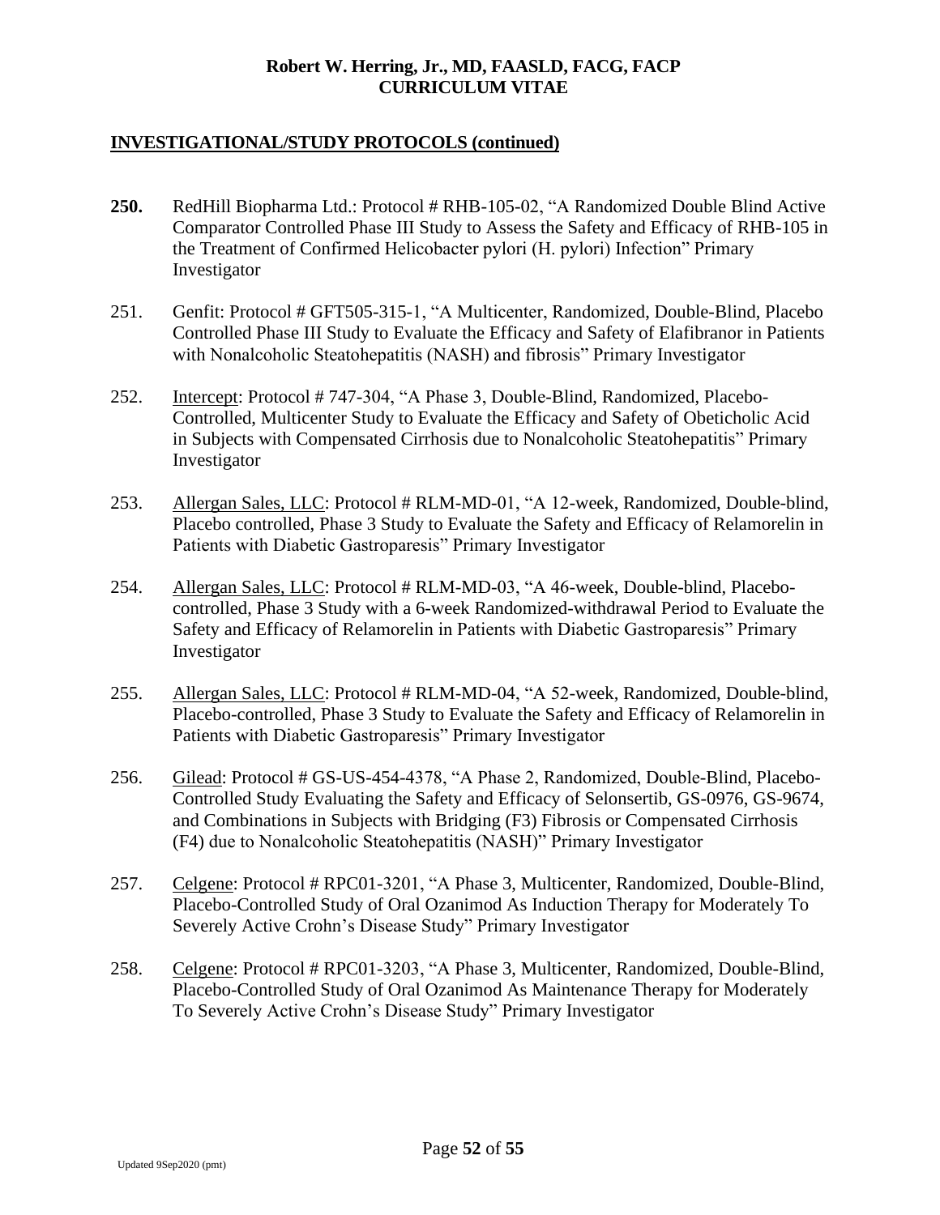## INVESTIGATIONAL/STUDY PROTOCOLS (continued)

**250.** RedHill Biopharma Ltd.: Protocol # RHB-105-02, "A Randomized Double Blind Active Comparator Controlled Phase III Study to Assess the Safety and Efficacy of RHB-105 in the Treatment of Confirmed Helicobacter pylori (H. pylori) Infection" Primary Investigator

251. Genfit: Protocol # GFT505-315-1, "A Multicenter, Randomized, Double-Blind, Placebo Controlled Phase III Study to Evaluate the Efficacy and Safety of Elafibranor in Patients with Nonalcoholic Steatohepatitis (NASH) and fibrosis" Primary Investigator

252. Intercept: Protocol # 747-304, "A Phase 3, Double-Blind, Randomized, Placebo-Controlled, Multicenter Study to Evaluate the Efficacy and Safety of Obeticholic Acid in Subjects with Compensated Cirrhosis due to Nonalcoholic Steatohepatitis" Primary Investigator

253. Allergan Sales, LLC: Protocol # RLM-MD-01, "A 12-week, Randomized, Double-blind, Placebo controlled, Phase 3 Study to Evaluate the Safety and Efficacy of Relamorelin in Patients with Diabetic Gastroparesis" Primary Investigator

254. Allergan Sales, LLC: Protocol # RLM-MD-03, "A 46-week, Double-blind, Placebo-controlled, Phase 3 Study with a 6-week Randomized-withdrawal Period to Evaluate the Safety and Efficacy of Relamorelin in Patients with Diabetic Gastroparesis" Primary Investigator

255. Allergan Sales, LLC: Protocol # RLM-MD-04, "A 52-week, Randomized, Double-blind, Placebo-controlled, Phase 3 Study to Evaluate the Safety and Efficacy of Relamorelin in Patients with Diabetic Gastroparesis" Primary Investigator

256. Gilead: Protocol # GS-US-454-4378, "A Phase 2, Randomized, Double-Blind, Placebo-Controlled Study Evaluating the Safety and Efficacy of Selonsertib, GS-0976, GS-9674, and Combinations in Subjects with Bridging (F3) Fibrosis or Compensated Cirrhosis (F4) due to Nonalcoholic Steatohepatitis (NASH)" Primary Investigator

257. Celgene: Protocol # RPC01-3201, "A Phase 3, Multicenter, Randomized, Double-Blind, Placebo-Controlled Study of Oral Ozanimod As Induction Therapy for Moderately To Severely Active Crohn's Disease Study" Primary Investigator

258. Celgene: Protocol # RPC01-3203, "A Phase 3, Multicenter, Randomized, Double-Blind, Placebo-Controlled Study of Oral Ozanimod As Maintenance Therapy for Moderately To Severely Active Crohn's Disease Study" Primary Investigator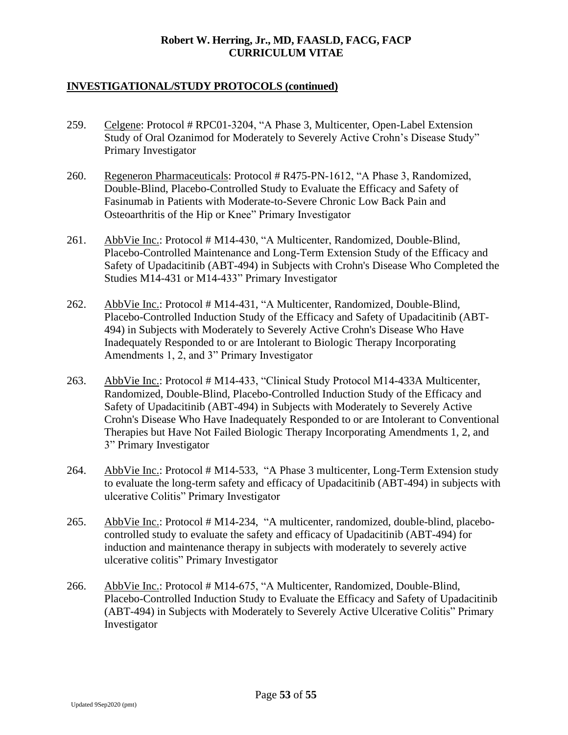## INVESTIGATIONAL/STUDY PROTOCOLS (continued)

259. Celgene: Protocol # RPC01-3204, "A Phase 3, Multicenter, Open-Label Extension Study of Oral Ozanimod for Moderately to Severely Active Crohn's Disease Study" Primary Investigator

260. Regeneron Pharmaceuticals: Protocol # R475-PN-1612, "A Phase 3, Randomized, Double-Blind, Placebo-Controlled Study to Evaluate the Efficacy and Safety of Fasinumab in Patients with Moderate-to-Severe Chronic Low Back Pain and Osteoarthritis of the Hip or Knee" Primary Investigator

261. AbbVie Inc.: Protocol # M14-430, "A Multicenter, Randomized, Double-Blind, Placebo-Controlled Maintenance and Long-Term Extension Study of the Efficacy and Safety of Upadacitinib (ABT-494) in Subjects with Crohn's Disease Who Completed the Studies M14-431 or M14-433" Primary Investigator

262. AbbVie Inc.: Protocol # M14-431, "A Multicenter, Randomized, Double-Blind, Placebo-Controlled Induction Study of the Efficacy and Safety of Upadacitinib (ABT-494) in Subjects with Moderately to Severely Active Crohn's Disease Who Have Inadequately Responded to or are Intolerant to Biologic Therapy Incorporating Amendments 1, 2, and 3" Primary Investigator

263. AbbVie Inc.: Protocol # M14-433, "Clinical Study Protocol M14-433A Multicenter, Randomized, Double-Blind, Placebo-Controlled Induction Study of the Efficacy and Safety of Upadacitinib (ABT-494) in Subjects with Moderately to Severely Active Crohn's Disease Who Have Inadequately Responded to or are Intolerant to Conventional Therapies but Have Not Failed Biologic Therapy Incorporating Amendments 1, 2, and 3" Primary Investigator

264. AbbVie Inc.: Protocol # M14-533, "A Phase 3 multicenter, Long-Term Extension study to evaluate the long-term safety and efficacy of Upadacitinib (ABT-494) in subjects with ulcerative Colitis" Primary Investigator

265. AbbVie Inc.: Protocol # M14-234, "A multicenter, randomized, double-blind, placebo-controlled study to evaluate the safety and efficacy of Upadacitinib (ABT-494) for induction and maintenance therapy in subjects with moderately to severely active ulcerative colitis" Primary Investigator

266. AbbVie Inc.: Protocol # M14-675, "A Multicenter, Randomized, Double-Blind, Placebo-Controlled Induction Study to Evaluate the Efficacy and Safety of Upadacitinib (ABT-494) in Subjects with Moderately to Severely Active Ulcerative Colitis" Primary Investigator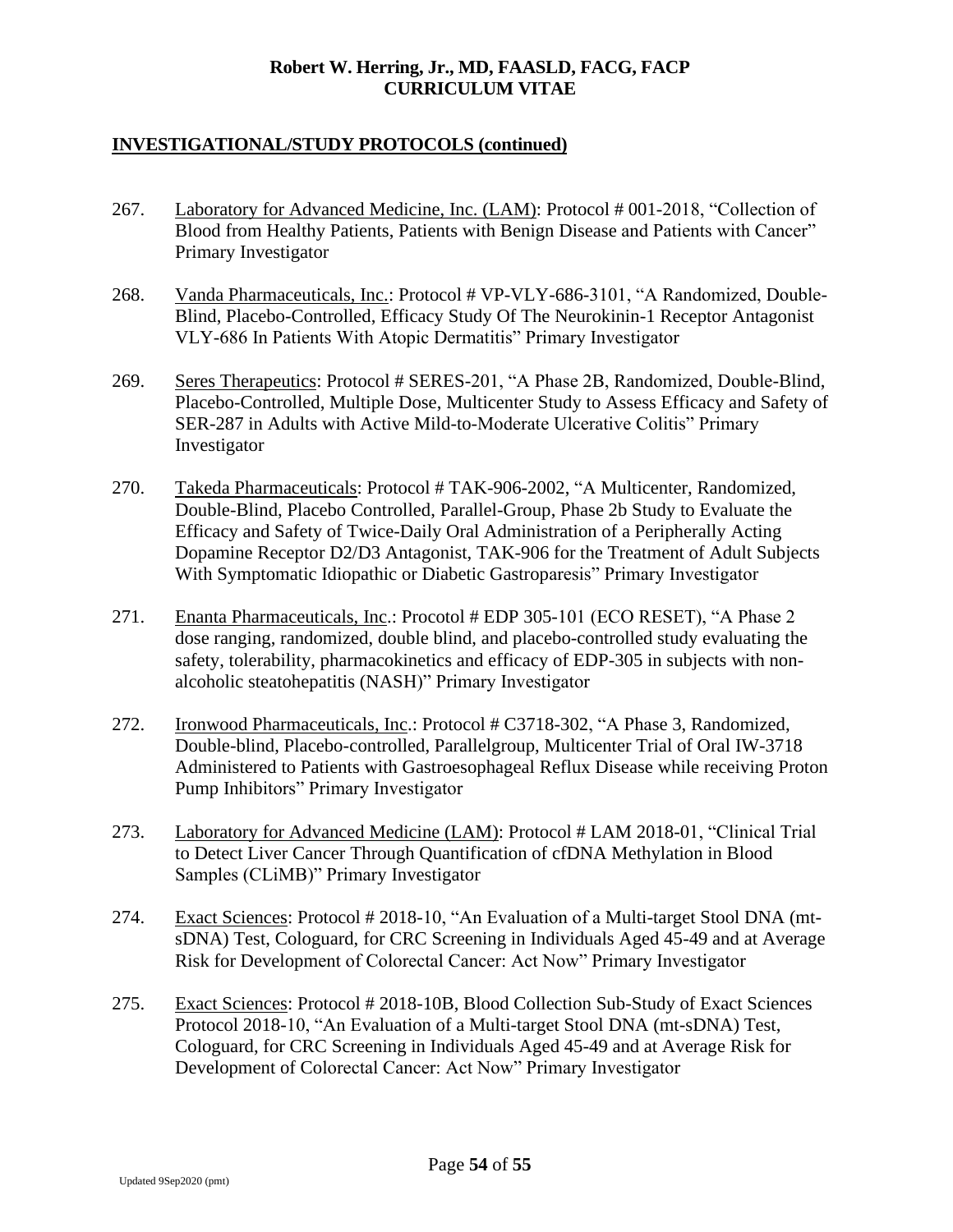## INVESTIGATIONAL/STUDY PROTOCOLS (continued)

267. Laboratory for Advanced Medicine, Inc. (LAM): Protocol # 001-2018, "Collection of Blood from Healthy Patients, Patients with Benign Disease and Patients with Cancer" Primary Investigator

268. Vanda Pharmaceuticals, Inc.: Protocol # VP-VLY-686-3101, "A Randomized, Double-Blind, Placebo-Controlled, Efficacy Study Of The Neurokinin-1 Receptor Antagonist VLY-686 In Patients With Atopic Dermatitis" Primary Investigator

269. Seres Therapeutics: Protocol # SERES-201, "A Phase 2B, Randomized, Double-Blind, Placebo-Controlled, Multiple Dose, Multicenter Study to Assess Efficacy and Safety of SER-287 in Adults with Active Mild-to-Moderate Ulcerative Colitis" Primary Investigator

270. Takeda Pharmaceuticals: Protocol # TAK-906-2002, "A Multicenter, Randomized, Double-Blind, Placebo Controlled, Parallel-Group, Phase 2b Study to Evaluate the Efficacy and Safety of Twice-Daily Oral Administration of a Peripherally Acting Dopamine Receptor D2/D3 Antagonist, TAK-906 for the Treatment of Adult Subjects With Symptomatic Idiopathic or Diabetic Gastroparesis" Primary Investigator

271. Enanta Pharmaceuticals, Inc.: Procotol # EDP 305-101 (ECO RESET), "A Phase 2 dose ranging, randomized, double blind, and placebo-controlled study evaluating the safety, tolerability, pharmacokinetics and efficacy of EDP-305 in subjects with non-alcoholic steatohepatitis (NASH)" Primary Investigator

272. Ironwood Pharmaceuticals, Inc.: Protocol # C3718-302, "A Phase 3, Randomized, Double-blind, Placebo-controlled, Parallelgroup, Multicenter Trial of Oral IW-3718 Administered to Patients with Gastroesophageal Reflux Disease while receiving Proton Pump Inhibitors" Primary Investigator

273. Laboratory for Advanced Medicine (LAM): Protocol # LAM 2018-01, "Clinical Trial to Detect Liver Cancer Through Quantification of cfDNA Methylation in Blood Samples (CLiMB)" Primary Investigator

274. Exact Sciences: Protocol # 2018-10, "An Evaluation of a Multi-target Stool DNA (mt-sDNA) Test, Cologuard, for CRC Screening in Individuals Aged 45-49 and at Average Risk for Development of Colorectal Cancer: Act Now" Primary Investigator

275. Exact Sciences: Protocol # 2018-10B, Blood Collection Sub-Study of Exact Sciences Protocol 2018-10, "An Evaluation of a Multi-target Stool DNA (mt-sDNA) Test, Cologuard, for CRC Screening in Individuals Aged 45-49 and at Average Risk for Development of Colorectal Cancer: Act Now" Primary Investigator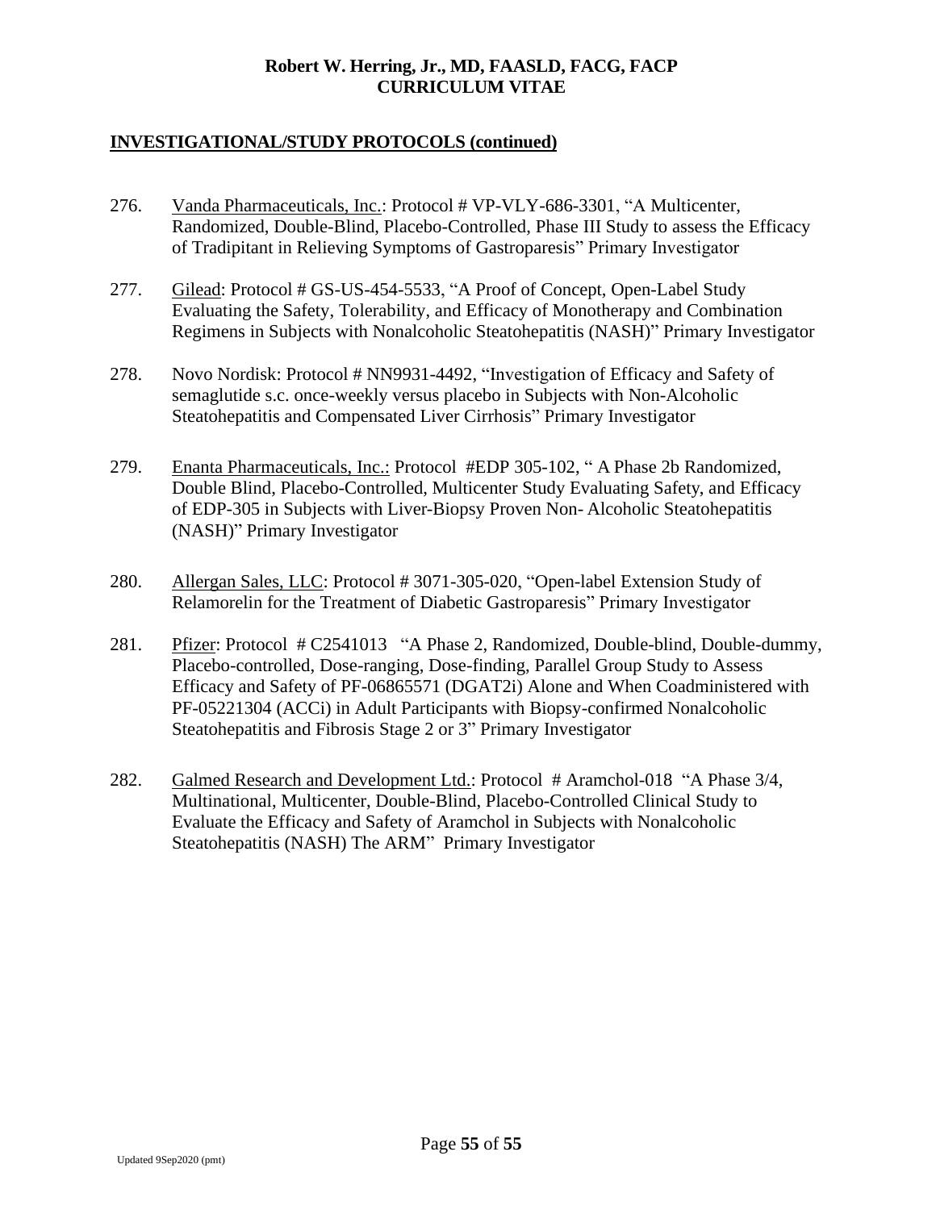## INVESTIGATIONAL/STUDY PROTOCOLS (continued)

276. Vanda Pharmaceuticals, Inc.: Protocol # VP-VLY-686-3301, "A Multicenter, Randomized, Double-Blind, Placebo-Controlled, Phase III Study to assess the Efficacy of Tradipitant in Relieving Symptoms of Gastroparesis" Primary Investigator

277. Gilead: Protocol # GS-US-454-5533, "A Proof of Concept, Open-Label Study Evaluating the Safety, Tolerability, and Efficacy of Monotherapy and Combination Regimens in Subjects with Nonalcoholic Steatohepatitis (NASH)" Primary Investigator

278. Novo Nordisk: Protocol # NN9931-4492, "Investigation of Efficacy and Safety of semaglutide s.c. once-weekly versus placebo in Subjects with Non-Alcoholic Steatohepatitis and Compensated Liver Cirrhosis" Primary Investigator

279. Enanta Pharmaceuticals, Inc.: Protocol #EDP 305-102, " A Phase 2b Randomized, Double Blind, Placebo-Controlled, Multicenter Study Evaluating Safety, and Efficacy of EDP-305 in Subjects with Liver-Biopsy Proven Non- Alcoholic Steatohepatitis (NASH)" Primary Investigator

280. Allergan Sales, LLC: Protocol # 3071-305-020, "Open-label Extension Study of Relamorelin for the Treatment of Diabetic Gastroparesis" Primary Investigator

281. Pfizer: Protocol # C2541013 "A Phase 2, Randomized, Double-blind, Double-dummy, Placebo-controlled, Dose-ranging, Dose-finding, Parallel Group Study to Assess Efficacy and Safety of PF-06865571 (DGAT2i) Alone and When Coadministered with PF-05221304 (ACCi) in Adult Participants with Biopsy-confirmed Nonalcoholic Steatohepatitis and Fibrosis Stage 2 or 3" Primary Investigator

282. Galmed Research and Development Ltd.: Protocol # Aramchol-018 "A Phase 3/4, Multinational, Multicenter, Double-Blind, Placebo-Controlled Clinical Study to Evaluate the Efficacy and Safety of Aramchol in Subjects with Nonalcoholic Steatohepatitis (NASH) The ARM" Primary Investigator